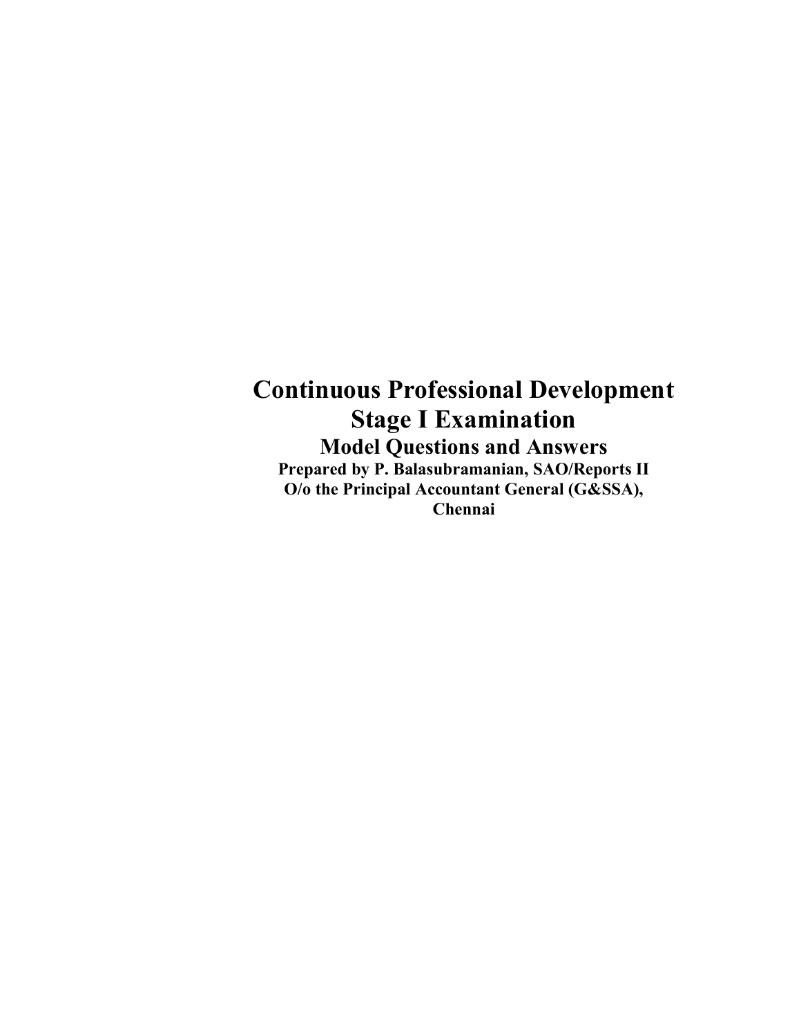# Continuous Professional Development

# Stage I Examination

## Model Questions and Answers

**Prepared by P. Balasubramanian, SAO/Reports II**
**O/o the Principal Accountant General (G&SSA), Chennai**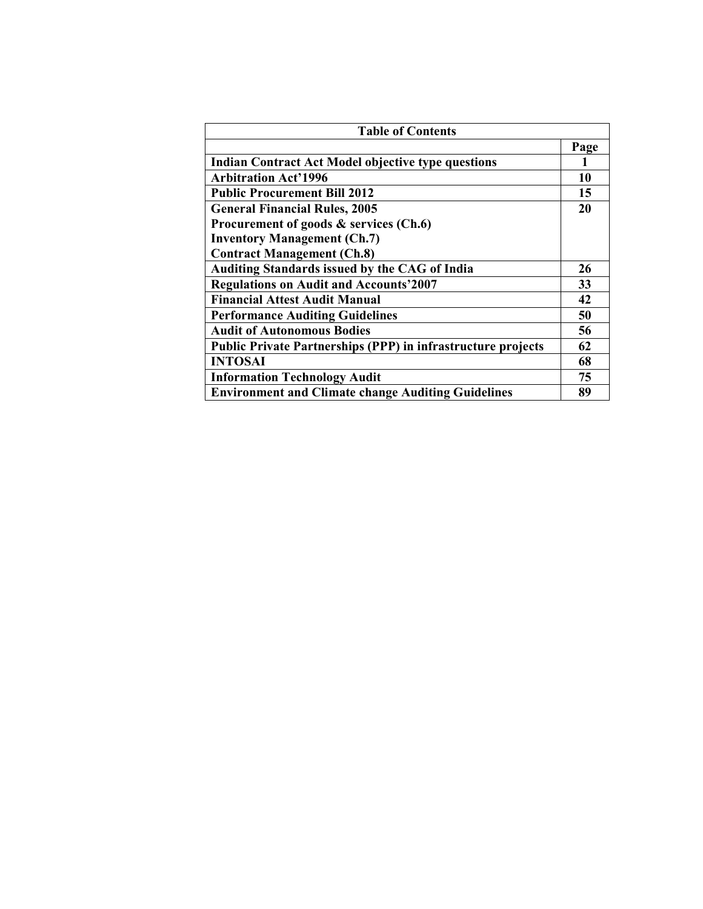| Table of Contents | |
|---|---|
| | **Page** |
| **Indian Contract Act Model objective type questions** | **1** |
| **Arbitration Act'1996** | **10** |
| **Public Procurement Bill 2012** | **15** |
| **General Financial Rules, 2005**<br>**Procurement of goods & services (Ch.6)**<br>**Inventory Management (Ch.7)**<br>**Contract Management (Ch.8)** | **20** |
| **Auditing Standards issued by the CAG of India** | **26** |
| **Regulations on Audit and Accounts'2007** | **33** |
| **Financial Attest Audit Manual** | **42** |
| **Performance Auditing Guidelines** | **50** |
| **Audit of Autonomous Bodies** | **56** |
| **Public Private Partnerships (PPP) in infrastructure projects** | **62** |
| **INTOSAI** | **68** |
| **Information Technology Audit** | **75** |
| **Environment and Climate change Auditing Guidelines** | **89** |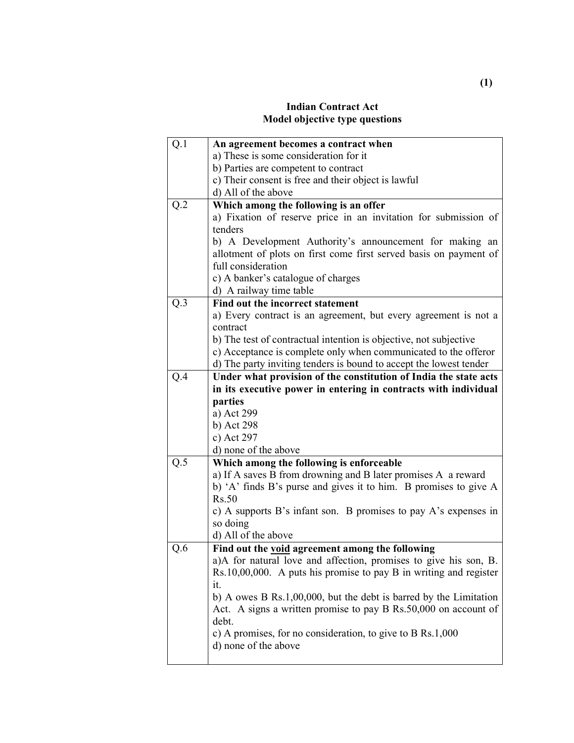## Indian Contract Act
## Model objective type questions

| | |
|---|---|
| Q.1 | **An agreement becomes a contract when**<br>a) These is some consideration for it<br>b) Parties are competent to contract<br>c) Their consent is free and their object is lawful<br>d) All of the above |
| Q.2 | **Which among the following is an offer**<br>a) Fixation of reserve price in an invitation for submission of tenders<br>b) A Development Authority's announcement for making an allotment of plots on first come first served basis on payment of full consideration<br>c) A banker's catalogue of charges<br>d) A railway time table |
| Q.3 | **Find out the incorrect statement**<br>a) Every contract is an agreement, but every agreement is not a contract<br>b) The test of contractual intention is objective, not subjective<br>c) Acceptance is complete only when communicated to the offeror<br>d) The party inviting tenders is bound to accept the lowest tender |
| Q.4 | **Under what provision of the constitution of India the state acts in its executive power in entering in contracts with individual parties**<br>a) Act 299<br>b) Act 298<br>c) Act 297<br>d) none of the above |
| Q.5 | **Which among the following is enforceable**<br>a) If A saves B from drowning and B later promises A a reward<br>b) 'A' finds B's purse and gives it to him. B promises to give A Rs.50<br>c) A supports B's infant son. B promises to pay A's expenses in so doing<br>d) All of the above |
| Q.6 | **Find out the <u>void</u> agreement among the following**<br>a)A for natural love and affection, promises to give his son, B. Rs.10,00,000. A puts his promise to pay B in writing and register it.<br>b) A owes B Rs.1,00,000, but the debt is barred by the Limitation Act. A signs a written promise to pay B Rs.50,000 on account of debt.<br>c) A promises, for no consideration, to give to B Rs.1,000<br>d) none of the above |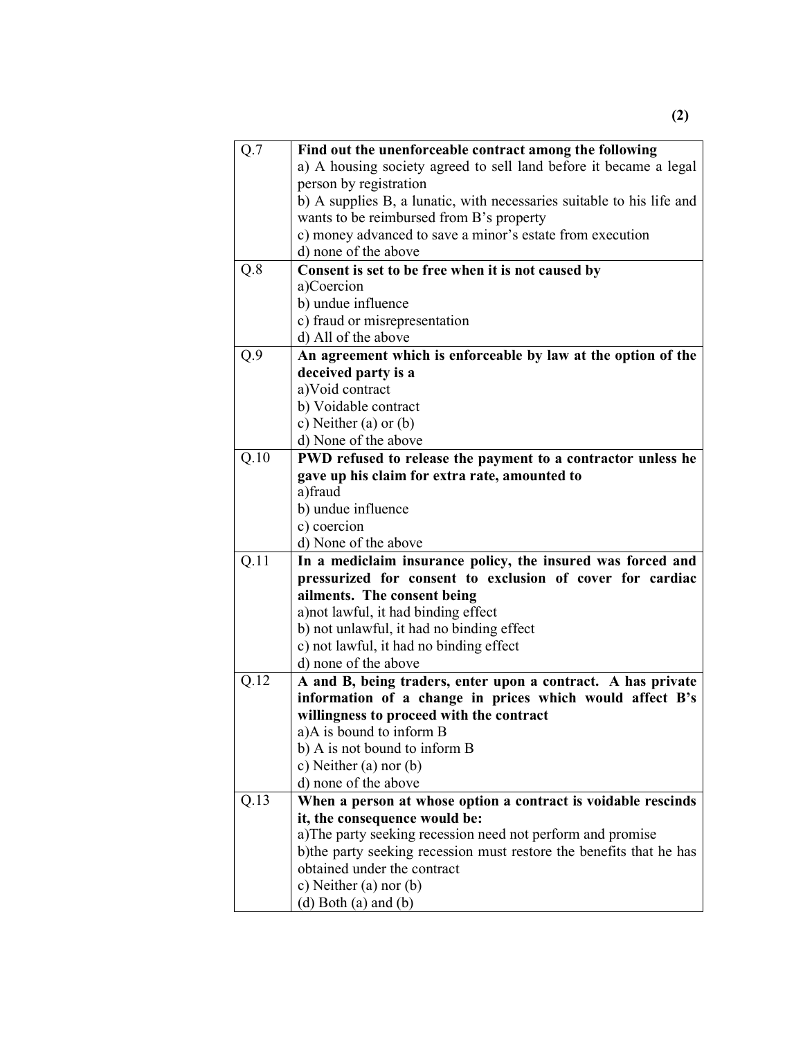| Q.7 | **Find out the unenforceable contract among the following**<br>a) A housing society agreed to sell land before it became a legal person by registration<br>b) A supplies B, a lunatic, with necessaries suitable to his life and wants to be reimbursed from B's property<br>c) money advanced to save a minor's estate from execution<br>d) none of the above |
|---|---|
| Q.8 | **Consent is set to be free when it is not caused by**<br>a)Coercion<br>b) undue influence<br>c) fraud or misrepresentation<br>d) All of the above |
| Q.9 | **An agreement which is enforceable by law at the option of the deceived party is a**<br>a)Void contract<br>b) Voidable contract<br>c) Neither (a) or (b)<br>d) None of the above |
| Q.10 | **PWD refused to release the payment to a contractor unless he gave up his claim for extra rate, amounted to**<br>a)fraud<br>b) undue influence<br>c) coercion<br>d) None of the above |
| Q.11 | **In a mediclaim insurance policy, the insured was forced and pressurized for consent to exclusion of cover for cardiac ailments. The consent being**<br>a)not lawful, it had binding effect<br>b) not unlawful, it had no binding effect<br>c) not lawful, it had no binding effect<br>d) none of the above |
| Q.12 | **A and B, being traders, enter upon a contract. A has private information of a change in prices which would affect B's willingness to proceed with the contract**<br>a)A is bound to inform B<br>b) A is not bound to inform B<br>c) Neither (a) nor (b)<br>d) none of the above |
| Q.13 | **When a person at whose option a contract is voidable rescinds it, the consequence would be:**<br>a)The party seeking recession need not perform and promise<br>b)the party seeking recession must restore the benefits that he has obtained under the contract<br>c) Neither (a) nor (b)<br>(d) Both (a) and (b) |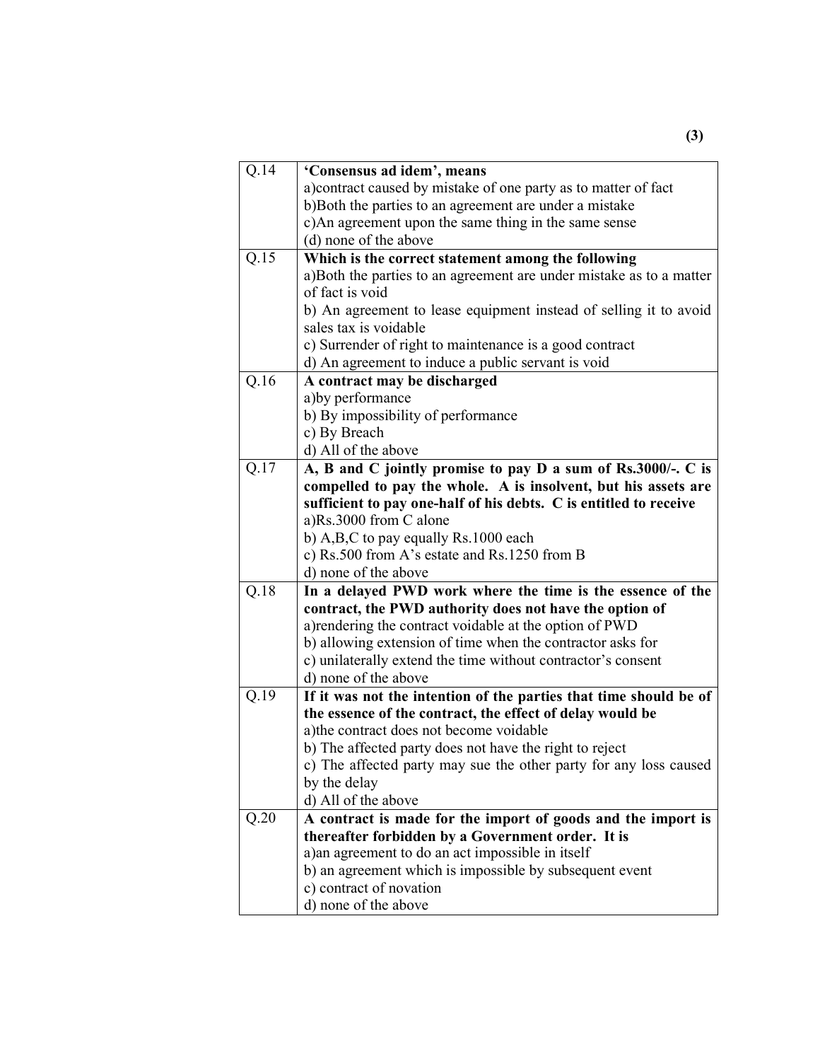| Q.14 | **'Consensus ad idem', means**<br>a)contract caused by mistake of one party as to matter of fact<br>b)Both the parties to an agreement are under a mistake<br>c)An agreement upon the same thing in the same sense<br>(d) none of the above |
|---|---|
| Q.15 | **Which is the correct statement among the following**<br>a)Both the parties to an agreement are under mistake as to a matter of fact is void<br>b) An agreement to lease equipment instead of selling it to avoid sales tax is voidable<br>c) Surrender of right to maintenance is a good contract<br>d) An agreement to induce a public servant is void |
| Q.16 | **A contract may be discharged**<br>a)by performance<br>b) By impossibility of performance<br>c) By Breach<br>d) All of the above |
| Q.17 | **A, B and C jointly promise to pay D a sum of Rs.3000/-. C is compelled to pay the whole. A is insolvent, but his assets are sufficient to pay one-half of his debts. C is entitled to receive**<br>a)Rs.3000 from C alone<br>b) A,B,C to pay equally Rs.1000 each<br>c) Rs.500 from A's estate and Rs.1250 from B<br>d) none of the above |
| Q.18 | **In a delayed PWD work where the time is the essence of the contract, the PWD authority does not have the option of**<br>a)rendering the contract voidable at the option of PWD<br>b) allowing extension of time when the contractor asks for<br>c) unilaterally extend the time without contractor's consent<br>d) none of the above |
| Q.19 | **If it was not the intention of the parties that time should be of the essence of the contract, the effect of delay would be**<br>a)the contract does not become voidable<br>b) The affected party does not have the right to reject<br>c) The affected party may sue the other party for any loss caused by the delay<br>d) All of the above |
| Q.20 | **A contract is made for the import of goods and the import is thereafter forbidden by a Government order. It is**<br>a)an agreement to do an act impossible in itself<br>b) an agreement which is impossible by subsequent event<br>c) contract of novation<br>d) none of the above |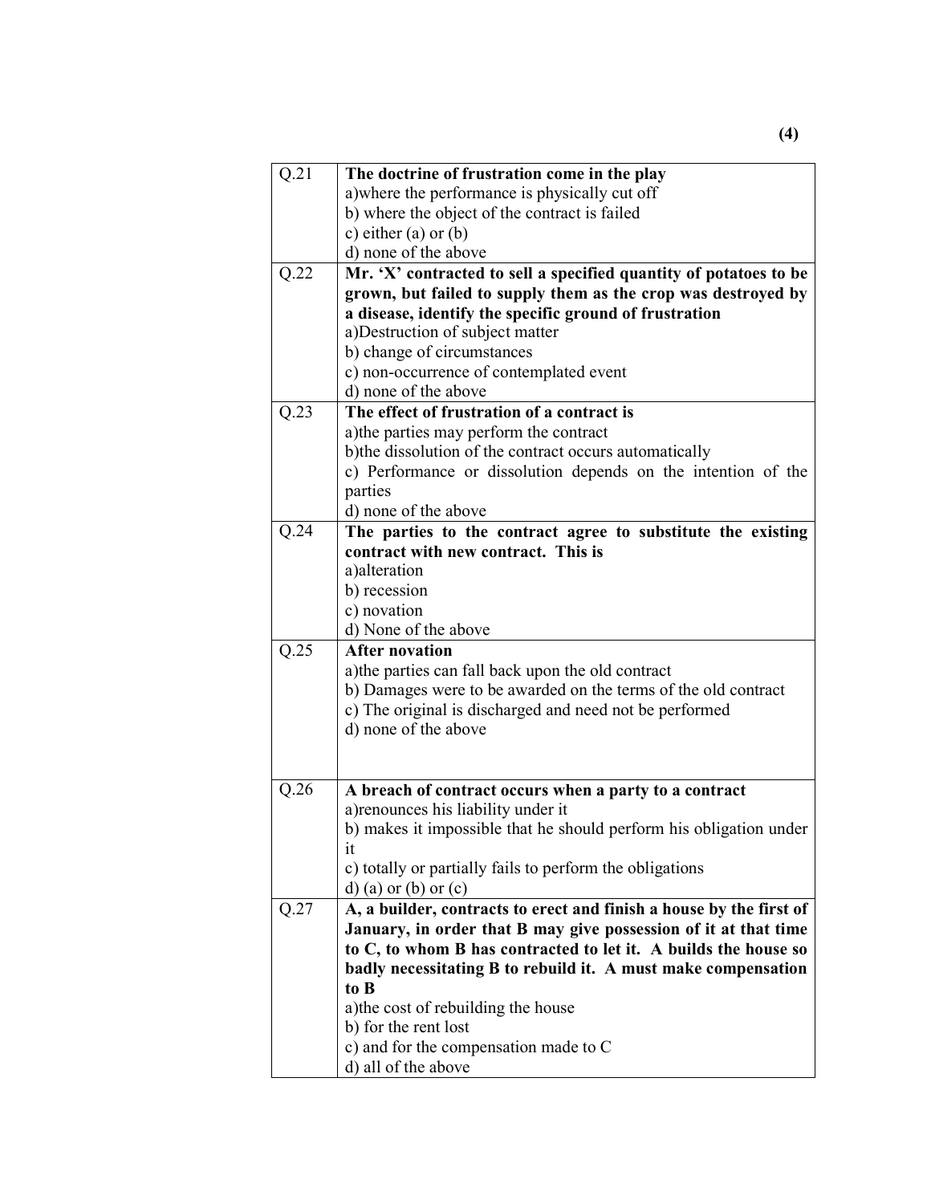| Q.21 | **The doctrine of frustration come in the play**<br>a)where the performance is physically cut off<br>b) where the object of the contract is failed<br>c) either (a) or (b)<br>d) none of the above |
|---|---|
| Q.22 | **Mr. 'X' contracted to sell a specified quantity of potatoes to be grown, but failed to supply them as the crop was destroyed by a disease, identify the specific ground of frustration**<br>a)Destruction of subject matter<br>b) change of circumstances<br>c) non-occurrence of contemplated event<br>d) none of the above |
| Q.23 | **The effect of frustration of a contract is**<br>a)the parties may perform the contract<br>b)the dissolution of the contract occurs automatically<br>c) Performance or dissolution depends on the intention of the parties<br>d) none of the above |
| Q.24 | **The parties to the contract agree to substitute the existing contract with new contract. This is**<br>a)alteration<br>b) recession<br>c) novation<br>d) None of the above |
| Q.25 | **After novation**<br>a)the parties can fall back upon the old contract<br>b) Damages were to be awarded on the terms of the old contract<br>c) The original is discharged and need not be performed<br>d) none of the above |
| Q.26 | **A breach of contract occurs when a party to a contract**<br>a)renounces his liability under it<br>b) makes it impossible that he should perform his obligation under it<br>c) totally or partially fails to perform the obligations<br>d) (a) or (b) or (c) |
| Q.27 | **A, a builder, contracts to erect and finish a house by the first of January, in order that B may give possession of it at that time to C, to whom B has contracted to let it. A builds the house so badly necessitating B to rebuild it. A must make compensation to B**<br>a)the cost of rebuilding the house<br>b) for the rent lost<br>c) and for the compensation made to C<br>d) all of the above |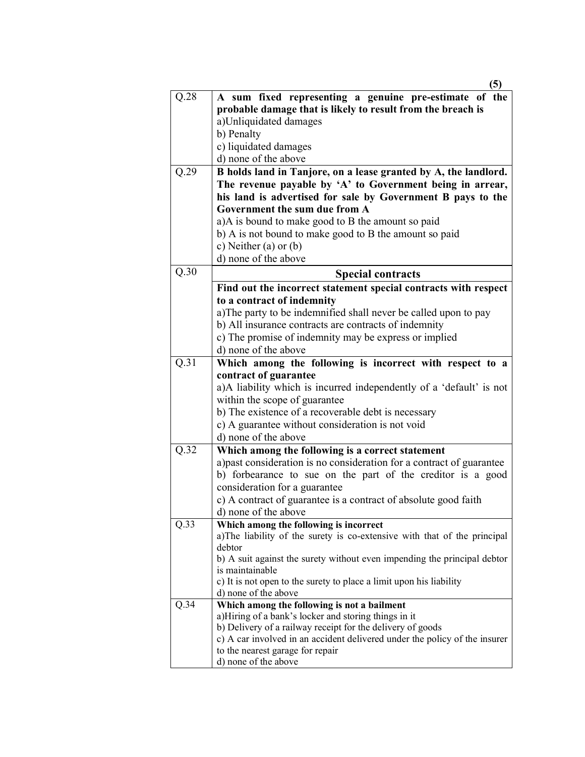| | |
|---|---|
| Q.28 | **A sum fixed representing a genuine pre-estimate of the probable damage that is likely to result from the breach is**<br>a)Unliquidated damages<br>b) Penalty<br>c) liquidated damages<br>d) none of the above |
| Q.29 | **B holds land in Tanjore, on a lease granted by A, the landlord. The revenue payable by 'A' to Government being in arrear, his land is advertised for sale by Government B pays to the Government the sum due from A**<br>a)A is bound to make good to B the amount so paid<br>b) A is not bound to make good to B the amount so paid<br>c) Neither (a) or (b)<br>d) none of the above |
| Q.30 | **Special contracts**<br>**Find out the incorrect statement special contracts with respect to a contract of indemnity**<br>a)The party to be indemnified shall never be called upon to pay<br>b) All insurance contracts are contracts of indemnity<br>c) The promise of indemnity may be express or implied<br>d) none of the above |
| Q.31 | **Which among the following is incorrect with respect to a contract of guarantee**<br>a)A liability which is incurred independently of a 'default' is not within the scope of guarantee<br>b) The existence of a recoverable debt is necessary<br>c) A guarantee without consideration is not void<br>d) none of the above |
| Q.32 | **Which among the following is a correct statement**<br>a)past consideration is no consideration for a contract of guarantee<br>b) forbearance to sue on the part of the creditor is a good consideration for a guarantee<br>c) A contract of guarantee is a contract of absolute good faith<br>d) none of the above |
| Q.33 | **Which among the following is incorrect**<br>a)The liability of the surety is co-extensive with that of the principal debtor<br>b) A suit against the surety without even impending the principal debtor is maintainable<br>c) It is not open to the surety to place a limit upon his liability<br>d) none of the above |
| Q.34 | **Which among the following is not a bailment**<br>a)Hiring of a bank's locker and storing things in it<br>b) Delivery of a railway receipt for the delivery of goods<br>c) A car involved in an accident delivered under the policy of the insurer to the nearest garage for repair<br>d) none of the above |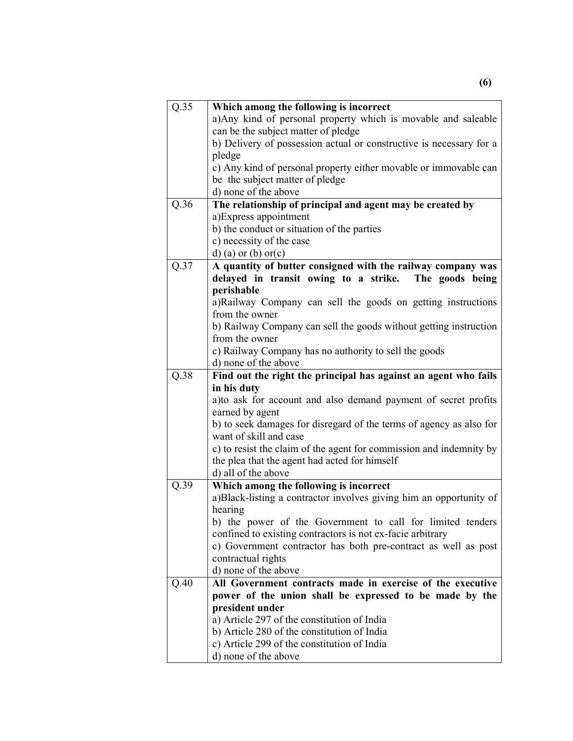| Q.35 | **Which among the following is incorrect**<br>a)Any kind of personal property which is movable and saleable can be the subject matter of pledge<br>b) Delivery of possession actual or constructive is necessary for a pledge<br>c) Any kind of personal property either movable or immovable can be the subject matter of pledge<br>d) none of the above |
|---|---|
| Q.36 | **The relationship of principal and agent may be created by**<br>a)Express appointment<br>b) the conduct or situation of the parties<br>c) necessity of the case<br>d) (a) or (b) or(c) |
| Q.37 | **A quantity of butter consigned with the railway company was delayed in transit owing to a strike. The goods being perishable**<br>a)Railway Company can sell the goods on getting instructions from the owner<br>b) Railway Company can sell the goods without getting instruction from the owner<br>c) Railway Company has no authority to sell the goods<br>d) none of the above |
| Q.38 | **Find out the right the principal has against an agent who fails in his duty**<br>a)to ask for account and also demand payment of secret profits earned by agent<br>b) to seek damages for disregard of the terms of agency as also for want of skill and case<br>c) to resist the claim of the agent for commission and indemnity by the plea that the agent had acted for himself<br>d) all of the above |
| Q.39 | **Which among the following is incorrect**<br>a)Black-listing a contractor involves giving him an opportunity of hearing<br>b) the power of the Government to call for limited tenders confined to existing contractors is not ex-facie arbitrary<br>c) Government contractor has both pre-contract as well as post contractual rights<br>d) none of the above |
| Q.40 | **All Government contracts made in exercise of the executive power of the union shall be expressed to be made by the president under**<br>a) Article 297 of the constitution of India<br>b) Article 280 of the constitution of India<br>c) Article 299 of the constitution of India<br>d) none of the above |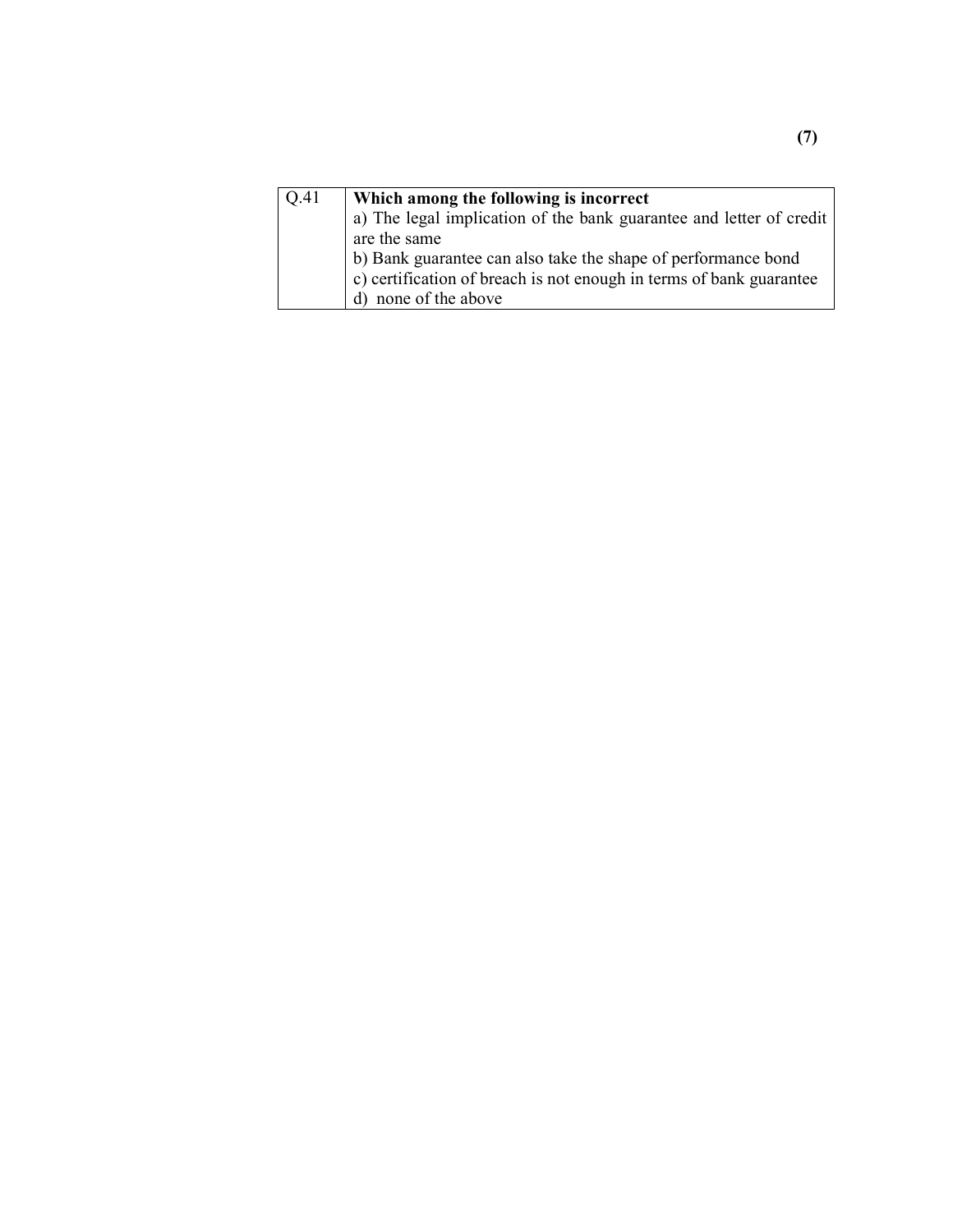| Q.41 | **Which among the following is incorrect**<br>a) The legal implication of the bank guarantee and letter of credit are the same<br>b) Bank guarantee can also take the shape of performance bond<br>c) certification of breach is not enough in terms of bank guarantee<br>d) none of the above |
|---|---|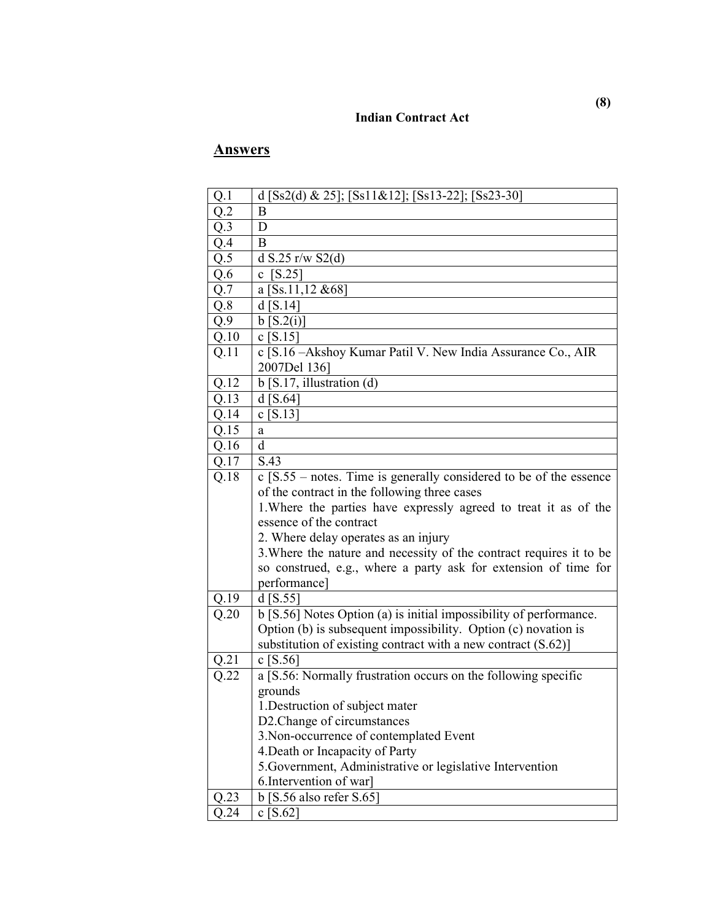## Indian Contract Act

### Answers

| | |
|---|---|
| Q.1 | d [Ss2(d) & 25]; [Ss11&12]; [Ss13-22]; [Ss23-30] |
| Q.2 | B |
| Q.3 | D |
| Q.4 | B |
| Q.5 | d S.25 r/w S2(d) |
| Q.6 | c [S.25] |
| Q.7 | a [Ss.11,12 &68] |
| Q.8 | d [S.14] |
| Q.9 | b [S.2(i)] |
| Q.10 | c [S.15] |
| Q.11 | c [S.16 –Akshoy Kumar Patil V. New India Assurance Co., AIR 2007Del 136] |
| Q.12 | b [S.17, illustration (d) |
| Q.13 | d [S.64] |
| Q.14 | c [S.13] |
| Q.15 | a |
| Q.16 | d |
| Q.17 | S.43 |
| Q.18 | c [S.55 – notes. Time is generally considered to be of the essence of the contract in the following three cases<br>1.Where the parties have expressly agreed to treat it as of the essence of the contract<br>2. Where delay operates as an injury<br>3.Where the nature and necessity of the contract requires it to be so construed, e.g., where a party ask for extension of time for performance] |
| Q.19 | d [S.55] |
| Q.20 | b [S.56] Notes Option (a) is initial impossibility of performance. Option (b) is subsequent impossibility. Option (c) novation is substitution of existing contract with a new contract (S.62)] |
| Q.21 | c [S.56] |
| Q.22 | a [S.56: Normally frustration occurs on the following specific grounds<br>1.Destruction of subject mater<br>D2.Change of circumstances<br>3.Non-occurrence of contemplated Event<br>4.Death or Incapacity of Party<br>5.Government, Administrative or legislative Intervention<br>6.Intervention of war] |
| Q.23 | b [S.56 also refer S.65] |
| Q.24 | c [S.62] |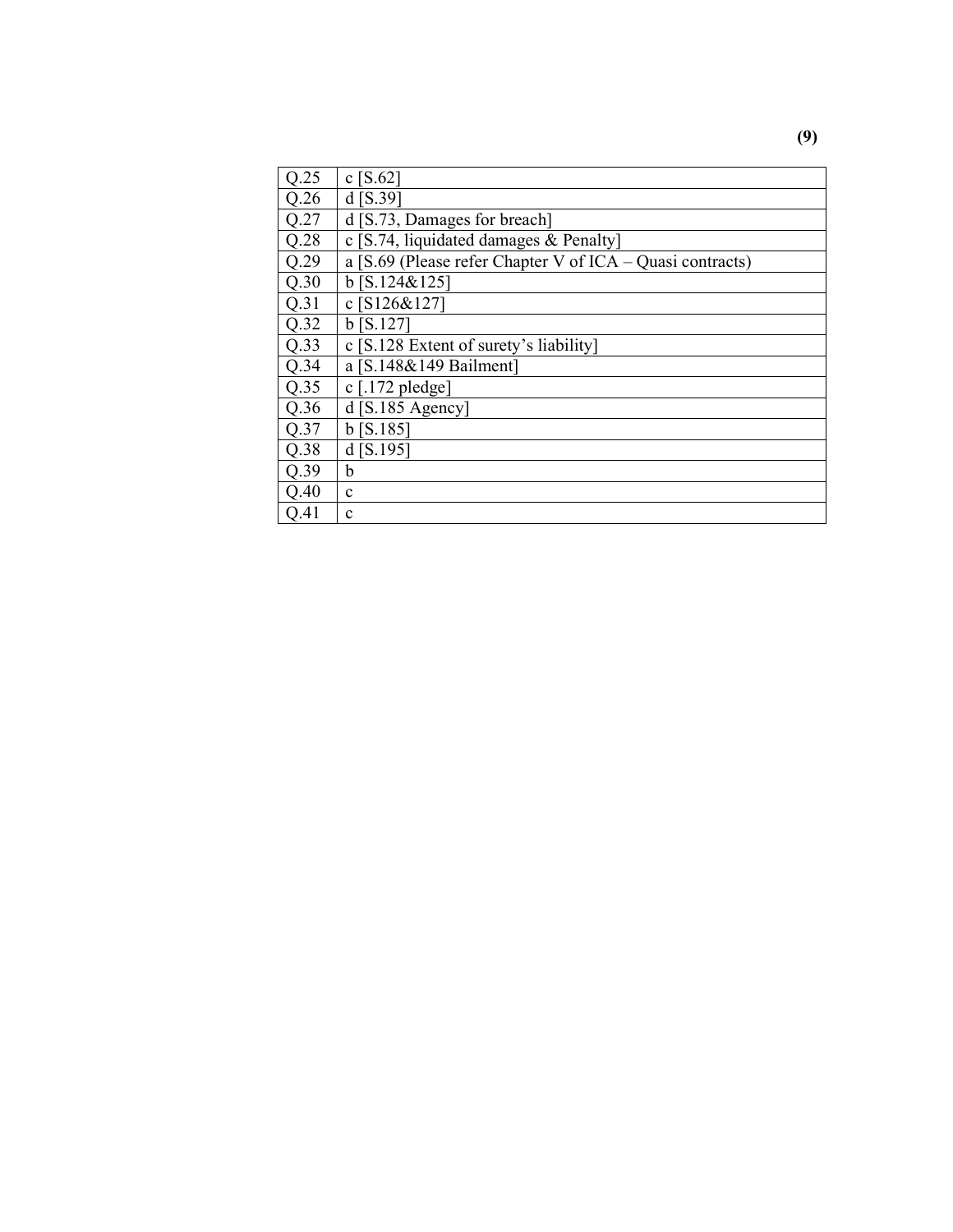| Q.25 | c [S.62] |
|---|---|
| Q.26 | d [S.39] |
| Q.27 | d [S.73, Damages for breach] |
| Q.28 | c [S.74, liquidated damages & Penalty] |
| Q.29 | a [S.69 (Please refer Chapter V of ICA – Quasi contracts) |
| Q.30 | b [S.124&125] |
| Q.31 | c [S126&127] |
| Q.32 | b [S.127] |
| Q.33 | c [S.128 Extent of surety's liability] |
| Q.34 | a [S.148&149 Bailment] |
| Q.35 | c [.172 pledge] |
| Q.36 | d [S.185 Agency] |
| Q.37 | b [S.185] |
| Q.38 | d [S.195] |
| Q.39 | b |
| Q.40 | c |
| Q.41 | c |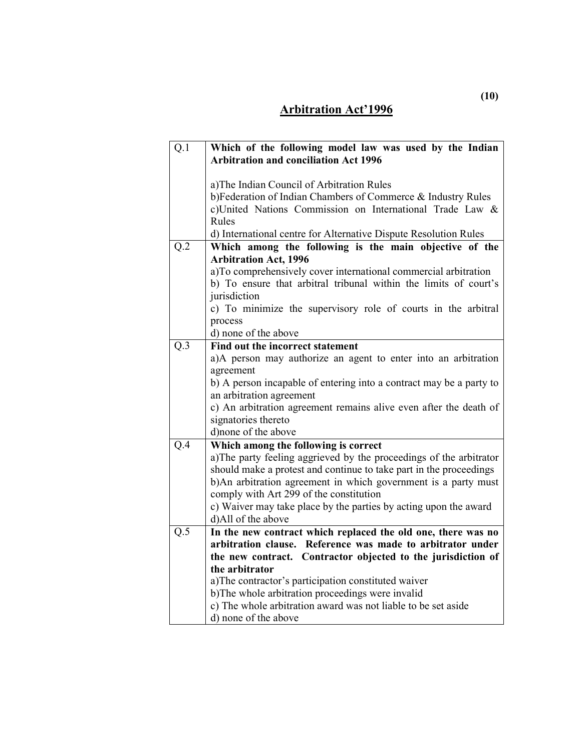## Arbitration Act'1996

| | |
|---|---|
| Q.1 | **Which of the following model law was used by the Indian Arbitration and conciliation Act 1996**<br><br>a)The Indian Council of Arbitration Rules<br>b)Federation of Indian Chambers of Commerce & Industry Rules<br>c)United Nations Commission on International Trade Law & Rules<br>d) International centre for Alternative Dispute Resolution Rules |
| Q.2 | **Which among the following is the main objective of the Arbitration Act, 1996**<br>a)To comprehensively cover international commercial arbitration<br>b) To ensure that arbitral tribunal within the limits of court's jurisdiction<br>c) To minimize the supervisory role of courts in the arbitral process<br>d) none of the above |
| Q.3 | **Find out the incorrect statement**<br>a)A person may authorize an agent to enter into an arbitration agreement<br>b) A person incapable of entering into a contract may be a party to an arbitration agreement<br>c) An arbitration agreement remains alive even after the death of signatories thereto<br>d)none of the above |
| Q.4 | **Which among the following is correct**<br>a)The party feeling aggrieved by the proceedings of the arbitrator should make a protest and continue to take part in the proceedings<br>b)An arbitration agreement in which government is a party must comply with Art 299 of the constitution<br>c) Waiver may take place by the parties by acting upon the award<br>d)All of the above |
| Q.5 | **In the new contract which replaced the old one, there was no arbitration clause. Reference was made to arbitrator under the new contract. Contractor objected to the jurisdiction of the arbitrator**<br>a)The contractor's participation constituted waiver<br>b)The whole arbitration proceedings were invalid<br>c) The whole arbitration award was not liable to be set aside<br>d) none of the above |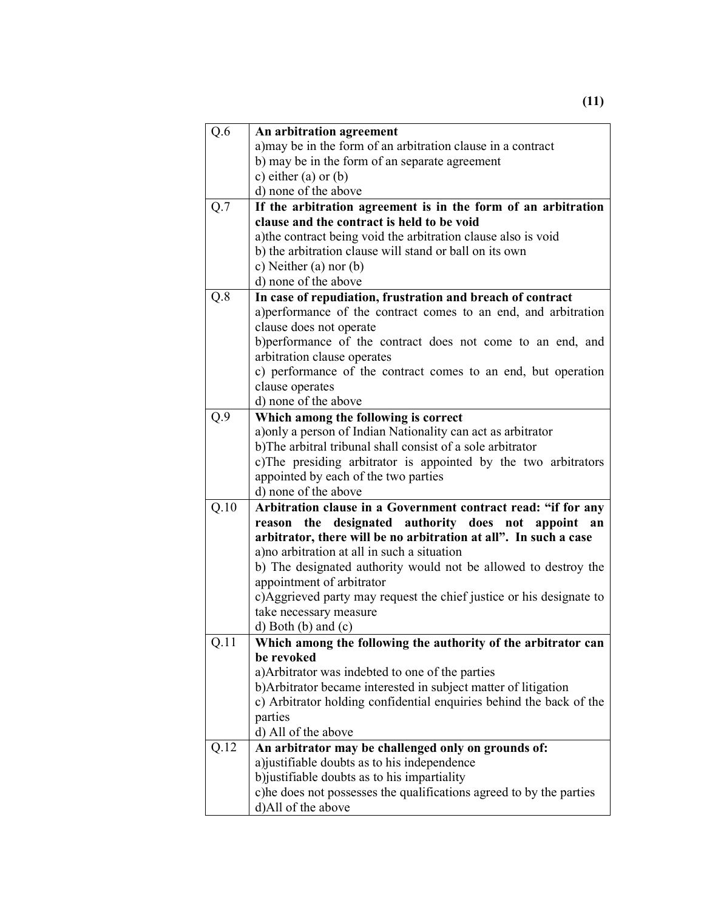| | |
|---|---|
| Q.6 | **An arbitration agreement**<br>a)may be in the form of an arbitration clause in a contract<br>b) may be in the form of an separate agreement<br>c) either (a) or (b)<br>d) none of the above |
| Q.7 | **If the arbitration agreement is in the form of an arbitration clause and the contract is held to be void**<br>a)the contract being void the arbitration clause also is void<br>b) the arbitration clause will stand or ball on its own<br>c) Neither (a) nor (b)<br>d) none of the above |
| Q.8 | **In case of repudiation, frustration and breach of contract**<br>a)performance of the contract comes to an end, and arbitration clause does not operate<br>b)performance of the contract does not come to an end, and arbitration clause operates<br>c) performance of the contract comes to an end, but operation clause operates<br>d) none of the above |
| Q.9 | **Which among the following is correct**<br>a)only a person of Indian Nationality can act as arbitrator<br>b)The arbitral tribunal shall consist of a sole arbitrator<br>c)The presiding arbitrator is appointed by the two arbitrators appointed by each of the two parties<br>d) none of the above |
| Q.10 | **Arbitration clause in a Government contract read: "if for any reason the designated authority does not appoint an arbitrator, there will be no arbitration at all". In such a case**<br>a)no arbitration at all in such a situation<br>b) The designated authority would not be allowed to destroy the appointment of arbitrator<br>c)Aggrieved party may request the chief justice or his designate to take necessary measure<br>d) Both (b) and (c) |
| Q.11 | **Which among the following the authority of the arbitrator can be revoked**<br>a)Arbitrator was indebted to one of the parties<br>b)Arbitrator became interested in subject matter of litigation<br>c) Arbitrator holding confidential enquiries behind the back of the parties<br>d) All of the above |
| Q.12 | **An arbitrator may be challenged only on grounds of:**<br>a)justifiable doubts as to his independence<br>b)justifiable doubts as to his impartiality<br>c)he does not possesses the qualifications agreed to by the parties<br>d)All of the above |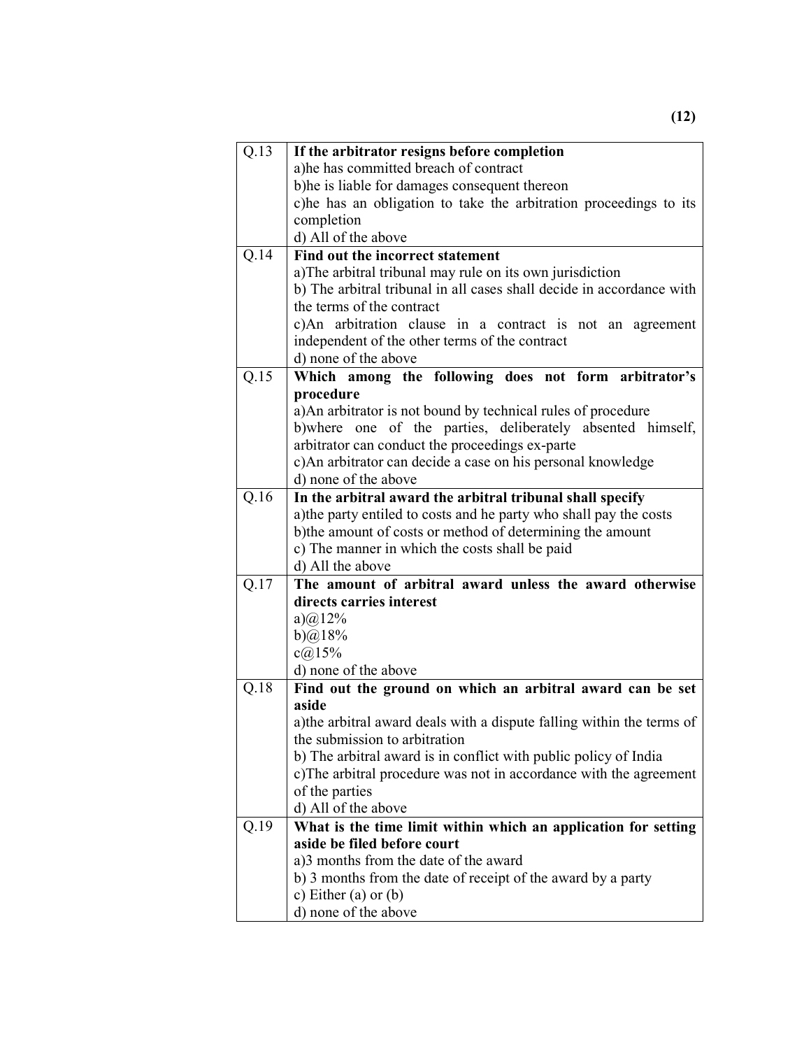| | |
|---|---|
| Q.13 | **If the arbitrator resigns before completion**<br>a)he has committed breach of contract<br>b)he is liable for damages consequent thereon<br>c)he has an obligation to take the arbitration proceedings to its completion<br>d) All of the above |
| Q.14 | **Find out the incorrect statement**<br>a)The arbitral tribunal may rule on its own jurisdiction<br>b) The arbitral tribunal in all cases shall decide in accordance with the terms of the contract<br>c)An arbitration clause in a contract is not an agreement independent of the other terms of the contract<br>d) none of the above |
| Q.15 | **Which among the following does not form arbitrator's procedure**<br>a)An arbitrator is not bound by technical rules of procedure<br>b)where one of the parties, deliberately absented himself, arbitrator can conduct the proceedings ex-parte<br>c)An arbitrator can decide a case on his personal knowledge<br>d) none of the above |
| Q.16 | **In the arbitral award the arbitral tribunal shall specify**<br>a)the party entiled to costs and he party who shall pay the costs<br>b)the amount of costs or method of determining the amount<br>c) The manner in which the costs shall be paid<br>d) All the above |
| Q.17 | **The amount of arbitral award unless the award otherwise directs carries interest**<br>a)@12%<br>b)@18%<br>c@15%<br>d) none of the above |
| Q.18 | **Find out the ground on which an arbitral award can be set aside**<br>a)the arbitral award deals with a dispute falling within the terms of the submission to arbitration<br>b) The arbitral award is in conflict with public policy of India<br>c)The arbitral procedure was not in accordance with the agreement of the parties<br>d) All of the above |
| Q.19 | **What is the time limit within which an application for setting aside be filed before court**<br>a)3 months from the date of the award<br>b) 3 months from the date of receipt of the award by a party<br>c) Either (a) or (b)<br>d) none of the above |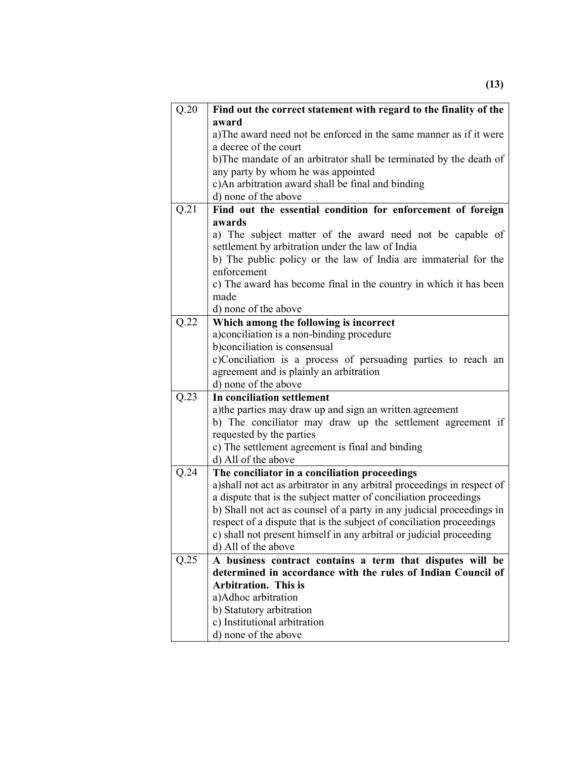| Q.20 | **Find out the correct statement with regard to the finality of the award**<br>a)The award need not be enforced in the same manner as if it were a decree of the court<br>b)The mandate of an arbitrator shall be terminated by the death of any party by whom he was appointed<br>c)An arbitration award shall be final and binding<br>d) none of the above |
|---|---|
| Q.21 | **Find out the essential condition for enforcement of foreign awards**<br>a) The subject matter of the award need not be capable of settlement by arbitration under the law of India<br>b) The public policy or the law of India are immaterial for the enforcement<br>c) The award has become final in the country in which it has been made<br>d) none of the above |
| Q.22 | **Which among the following is incorrect**<br>a)conciliation is a non-binding procedure<br>b)conciliation is consensual<br>c)Conciliation is a process of persuading parties to reach an agreement and is plainly an arbitration<br>d) none of the above |
| Q.23 | **In conciliation settlement**<br>a)the parties may draw up and sign an written agreement<br>b) The conciliator may draw up the settlement agreement if requested by the parties<br>c) The settlement agreement is final and binding<br>d) All of the above |
| Q.24 | **The conciliator in a conciliation proceedings**<br>a)shall not act as arbitrator in any arbitral proceedings in respect of a dispute that is the subject matter of conciliation proceedings<br>b) Shall not act as counsel of a party in any judicial proceedings in respect of a dispute that is the subject of conciliation proceedings<br>c) shall not present himself in any arbitral or judicial proceeding<br>d) All of the above |
| Q.25 | **A business contract contains a term that disputes will be determined in accordance with the rules of Indian Council of Arbitration. This is**<br>a)Adhoc arbitration<br>b) Statutory arbitration<br>c) Institutional arbitration<br>d) none of the above |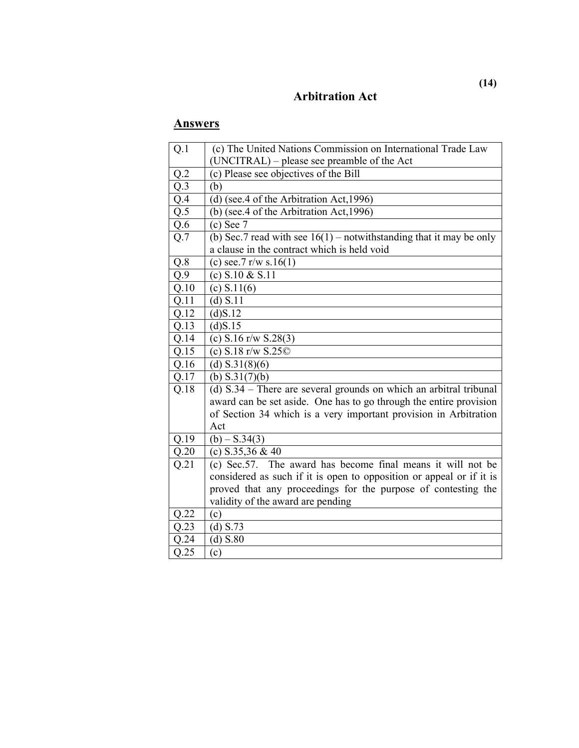# Arbitration Act

## Answers

| | |
|---|---|
| Q.1 | (c) The United Nations Commission on International Trade Law (UNCITRAL) – please see preamble of the Act |
| Q.2 | (c) Please see objectives of the Bill |
| Q.3 | (b) |
| Q.4 | (d) (see.4 of the Arbitration Act,1996) |
| Q.5 | (b) (see.4 of the Arbitration Act,1996) |
| Q.6 | (c) See 7 |
| Q.7 | (b) Sec.7 read with see 16(1) – notwithstanding that it may be only a clause in the contract which is held void |
| Q.8 | (c) see.7 r/w s.16(1) |
| Q.9 | (c) S.10 & S.11 |
| Q.10 | (c) S.11(6) |
| Q.11 | (d) S.11 |
| Q.12 | (d)S.12 |
| Q.13 | (d)S.15 |
| Q.14 | (c) S.16 r/w S.28(3) |
| Q.15 | (c) S.18 r/w S.25© |
| Q.16 | (d) S.31(8)(6) |
| Q.17 | (b) S.31(7)(b) |
| Q.18 | (d) S.34 – There are several grounds on which an arbitral tribunal award can be set aside. One has to go through the entire provision of Section 34 which is a very important provision in Arbitration Act |
| Q.19 | (b) – S.34(3) |
| Q.20 | (c) S.35,36 & 40 |
| Q.21 | (c) Sec.57. The award has become final means it will not be considered as such if it is open to opposition or appeal or if it is proved that any proceedings for the purpose of contesting the validity of the award are pending |
| Q.22 | (c) |
| Q.23 | (d) S.73 |
| Q.24 | (d) S.80 |
| Q.25 | (c) |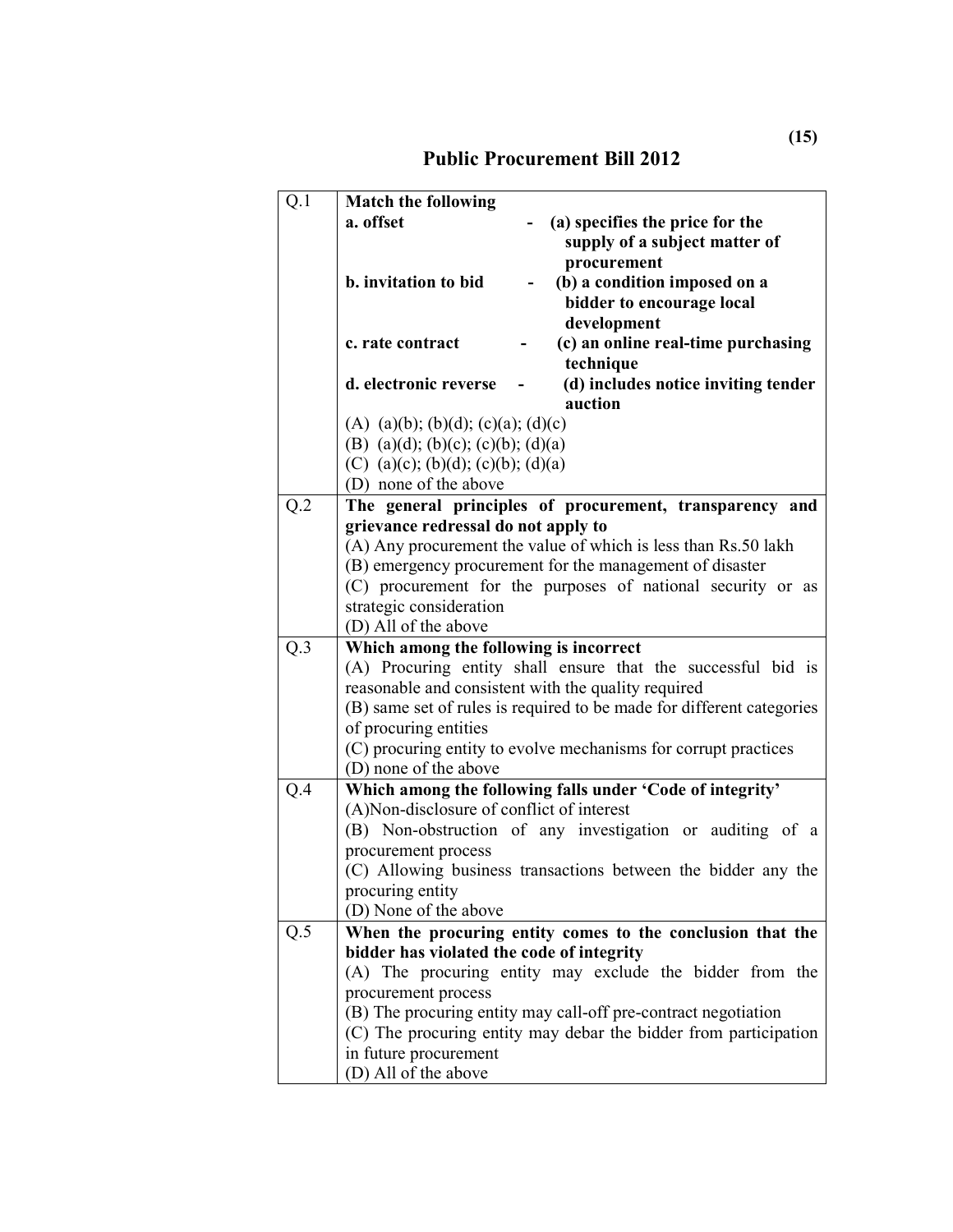# Public Procurement Bill 2012

| Q.1 | **Match the following**<br>**a. offset - (a) specifies the price for the supply of a subject matter of procurement**<br>**b. invitation to bid - (b) a condition imposed on a bidder to encourage local development**<br>**c. rate contract - (c) an online real-time purchasing technique**<br>**d. electronic reverse auction - (d) includes notice inviting tender**<br>(A) (a)(b); (b)(d); (c)(a); (d)(c)<br>(B) (a)(d); (b)(c); (c)(b); (d)(a)<br>(C) (a)(c); (b)(d); (c)(b); (d)(a)<br>(D) none of the above |
|---|---|
| Q.2 | **The general principles of procurement, transparency and grievance redressal do not apply to**<br>(A) Any procurement the value of which is less than Rs.50 lakh<br>(B) emergency procurement for the management of disaster<br>(C) procurement for the purposes of national security or as strategic consideration<br>(D) All of the above |
| Q.3 | **Which among the following is incorrect**<br>(A) Procuring entity shall ensure that the successful bid is reasonable and consistent with the quality required<br>(B) same set of rules is required to be made for different categories of procuring entities<br>(C) procuring entity to evolve mechanisms for corrupt practices<br>(D) none of the above |
| Q.4 | **Which among the following falls under 'Code of integrity'**<br>(A)Non-disclosure of conflict of interest<br>(B) Non-obstruction of any investigation or auditing of a procurement process<br>(C) Allowing business transactions between the bidder any the procuring entity<br>(D) None of the above |
| Q.5 | **When the procuring entity comes to the conclusion that the bidder has violated the code of integrity**<br>(A) The procuring entity may exclude the bidder from the procurement process<br>(B) The procuring entity may call-off pre-contract negotiation<br>(C) The procuring entity may debar the bidder from participation in future procurement<br>(D) All of the above |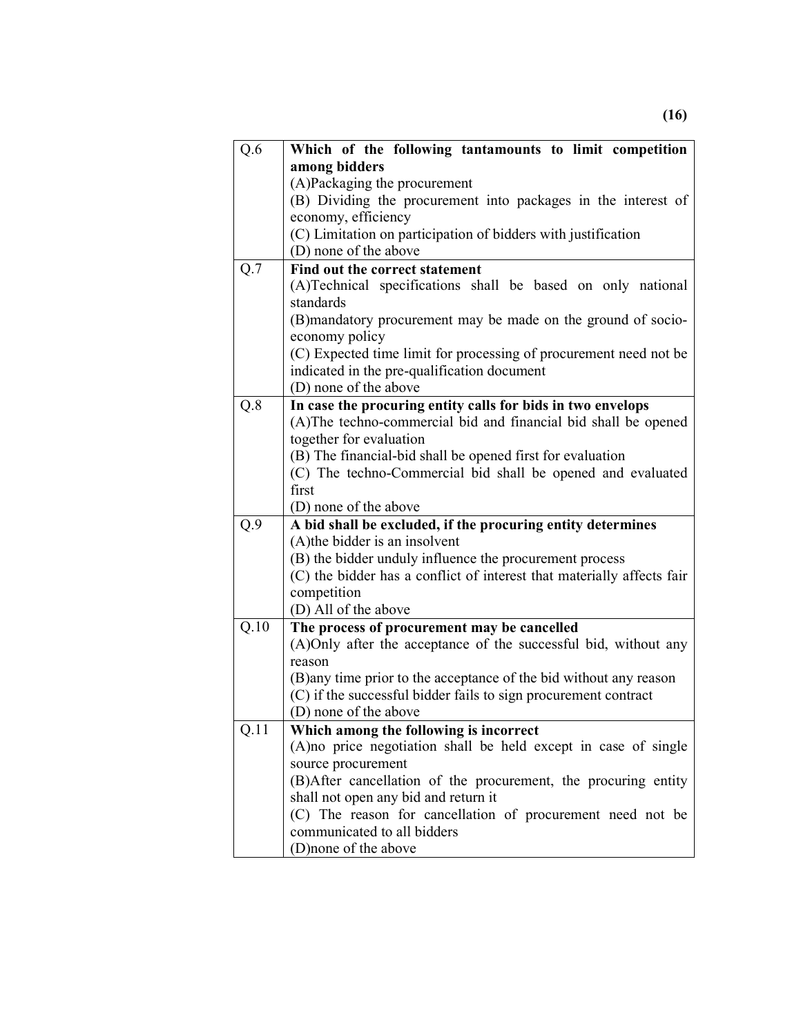| Q.6 | **Which of the following tantamounts to limit competition among bidders**<br>(A)Packaging the procurement<br>(B) Dividing the procurement into packages in the interest of economy, efficiency<br>(C) Limitation on participation of bidders with justification<br>(D) none of the above |
|---|---|
| Q.7 | **Find out the correct statement**<br>(A)Technical specifications shall be based on only national standards<br>(B)mandatory procurement may be made on the ground of socio-economy policy<br>(C) Expected time limit for processing of procurement need not be indicated in the pre-qualification document<br>(D) none of the above |
| Q.8 | **In case the procuring entity calls for bids in two envelops**<br>(A)The techno-commercial bid and financial bid shall be opened together for evaluation<br>(B) The financial-bid shall be opened first for evaluation<br>(C) The techno-Commercial bid shall be opened and evaluated first<br>(D) none of the above |
| Q.9 | **A bid shall be excluded, if the procuring entity determines**<br>(A)the bidder is an insolvent<br>(B) the bidder unduly influence the procurement process<br>(C) the bidder has a conflict of interest that materially affects fair competition<br>(D) All of the above |
| Q.10 | **The process of procurement may be cancelled**<br>(A)Only after the acceptance of the successful bid, without any reason<br>(B)any time prior to the acceptance of the bid without any reason<br>(C) if the successful bidder fails to sign procurement contract<br>(D) none of the above |
| Q.11 | **Which among the following is incorrect**<br>(A)no price negotiation shall be held except in case of single source procurement<br>(B)After cancellation of the procurement, the procuring entity shall not open any bid and return it<br>(C) The reason for cancellation of procurement need not be communicated to all bidders<br>(D)none of the above |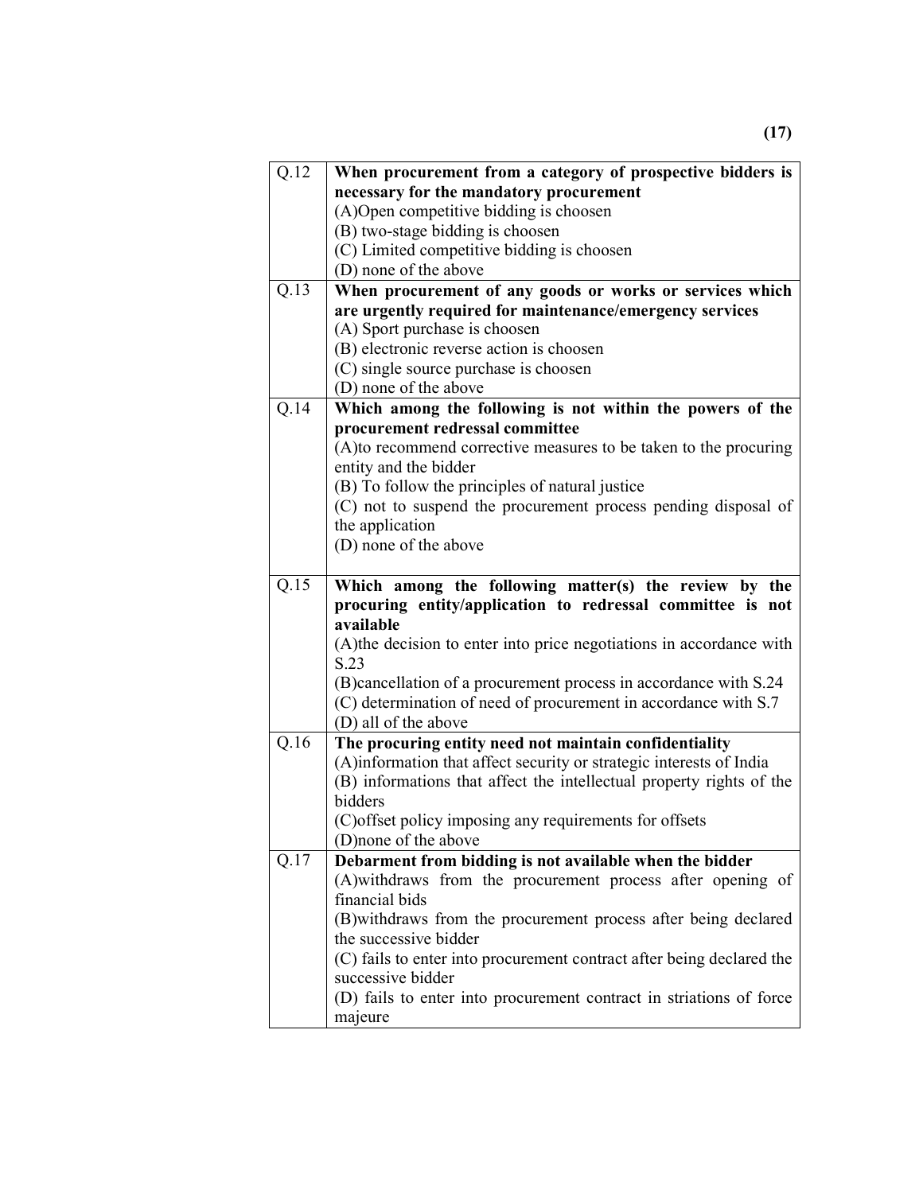| | |
|---|---|
| Q.12 | **When procurement from a category of prospective bidders is necessary for the mandatory procurement**<br>(A)Open competitive bidding is choosen<br>(B) two-stage bidding is choosen<br>(C) Limited competitive bidding is choosen<br>(D) none of the above |
| Q.13 | **When procurement of any goods or works or services which are urgently required for maintenance/emergency services**<br>(A) Sport purchase is choosen<br>(B) electronic reverse action is choosen<br>(C) single source purchase is choosen<br>(D) none of the above |
| Q.14 | **Which among the following is not within the powers of the procurement redressal committee**<br>(A)to recommend corrective measures to be taken to the procuring entity and the bidder<br>(B) To follow the principles of natural justice<br>(C) not to suspend the procurement process pending disposal of the application<br>(D) none of the above |
| Q.15 | **Which among the following matter(s) the review by the procuring entity/application to redressal committee is not available**<br>(A)the decision to enter into price negotiations in accordance with S.23<br>(B)cancellation of a procurement process in accordance with S.24<br>(C) determination of need of procurement in accordance with S.7<br>(D) all of the above |
| Q.16 | **The procuring entity need not maintain confidentiality**<br>(A)information that affect security or strategic interests of India<br>(B) informations that affect the intellectual property rights of the bidders<br>(C)offset policy imposing any requirements for offsets<br>(D)none of the above |
| Q.17 | **Debarment from bidding is not available when the bidder**<br>(A)withdraws from the procurement process after opening of financial bids<br>(B)withdraws from the procurement process after being declared the successive bidder<br>(C) fails to enter into procurement contract after being declared the successive bidder<br>(D) fails to enter into procurement contract in striations of force majeure |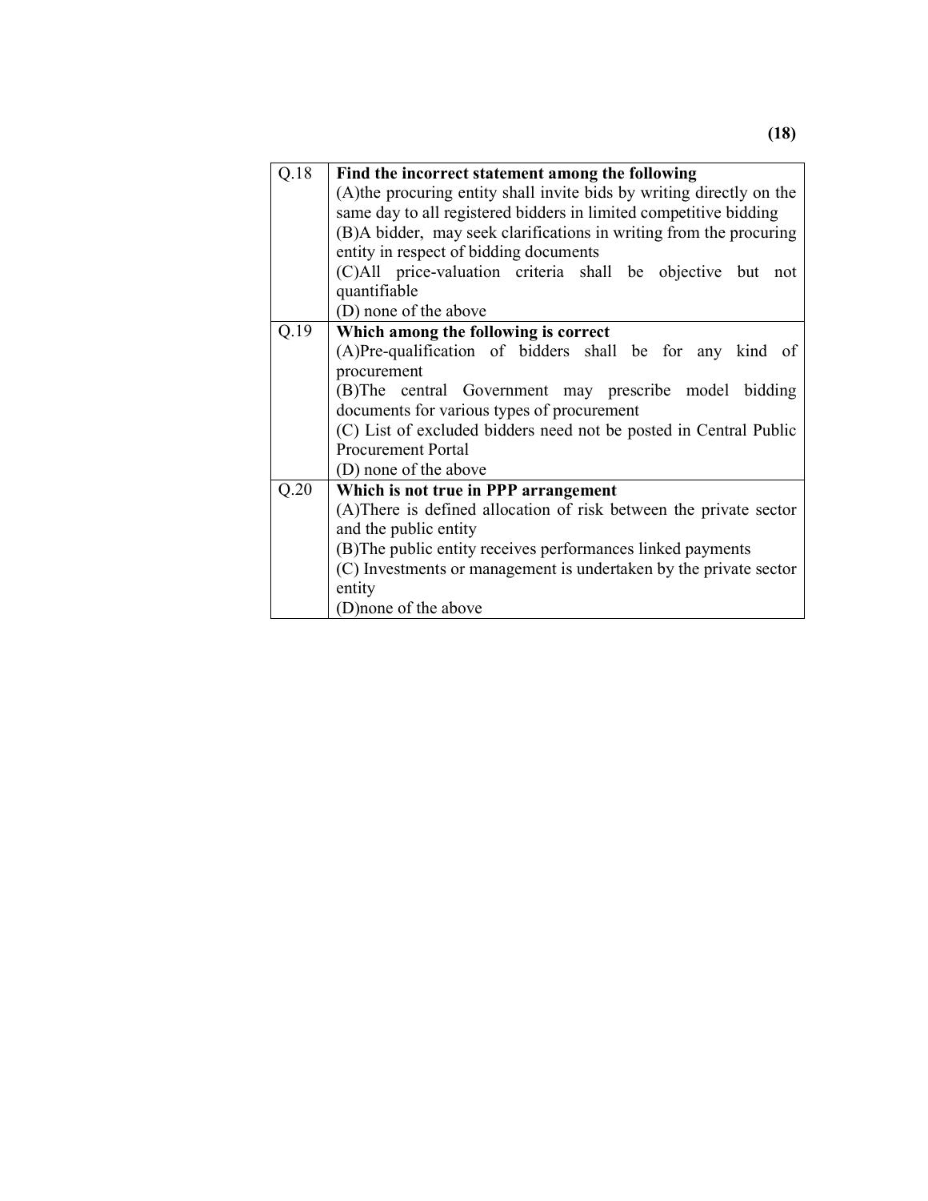| | |
|---|---|
| Q.18 | **Find the incorrect statement among the following**<br>(A)the procuring entity shall invite bids by writing directly on the same day to all registered bidders in limited competitive bidding<br>(B)A bidder, may seek clarifications in writing from the procuring entity in respect of bidding documents<br>(C)All price-valuation criteria shall be objective but not quantifiable<br>(D) none of the above |
| Q.19 | **Which among the following is correct**<br>(A)Pre-qualification of bidders shall be for any kind of procurement<br>(B)The central Government may prescribe model bidding documents for various types of procurement<br>(C) List of excluded bidders need not be posted in Central Public Procurement Portal<br>(D) none of the above |
| Q.20 | **Which is not true in PPP arrangement**<br>(A)There is defined allocation of risk between the private sector and the public entity<br>(B)The public entity receives performances linked payments<br>(C) Investments or management is undertaken by the private sector entity<br>(D)none of the above |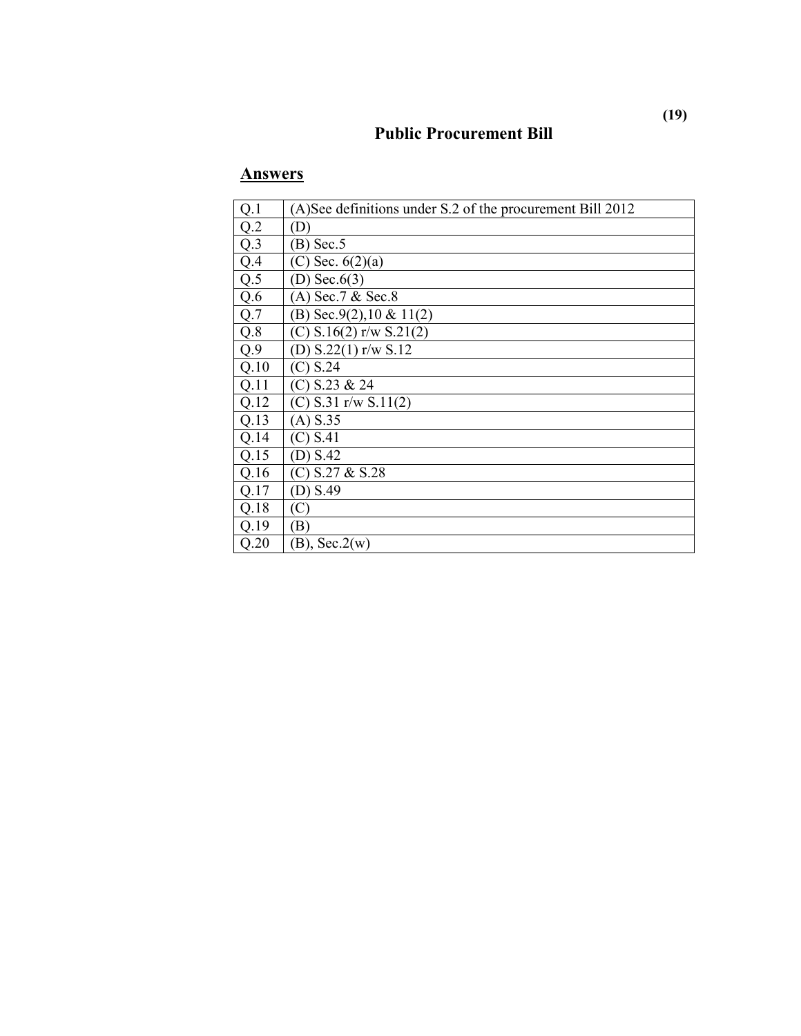# Public Procurement Bill

## Answers

| | |
|---|---|
| Q.1 | (A)See definitions under S.2 of the procurement Bill 2012 |
| Q.2 | (D) |
| Q.3 | (B) Sec.5 |
| Q.4 | (C) Sec. 6(2)(a) |
| Q.5 | (D) Sec.6(3) |
| Q.6 | (A) Sec.7 & Sec.8 |
| Q.7 | (B) Sec.9(2),10 & 11(2) |
| Q.8 | (C) S.16(2) r/w S.21(2) |
| Q.9 | (D) S.22(1) r/w S.12 |
| Q.10 | (C) S.24 |
| Q.11 | (C) S.23 & 24 |
| Q.12 | (C) S.31 r/w S.11(2) |
| Q.13 | (A) S.35 |
| Q.14 | (C) S.41 |
| Q.15 | (D) S.42 |
| Q.16 | (C) S.27 & S.28 |
| Q.17 | (D) S.49 |
| Q.18 | (C) |
| Q.19 | (B) |
| Q.20 | (B), Sec.2(w) |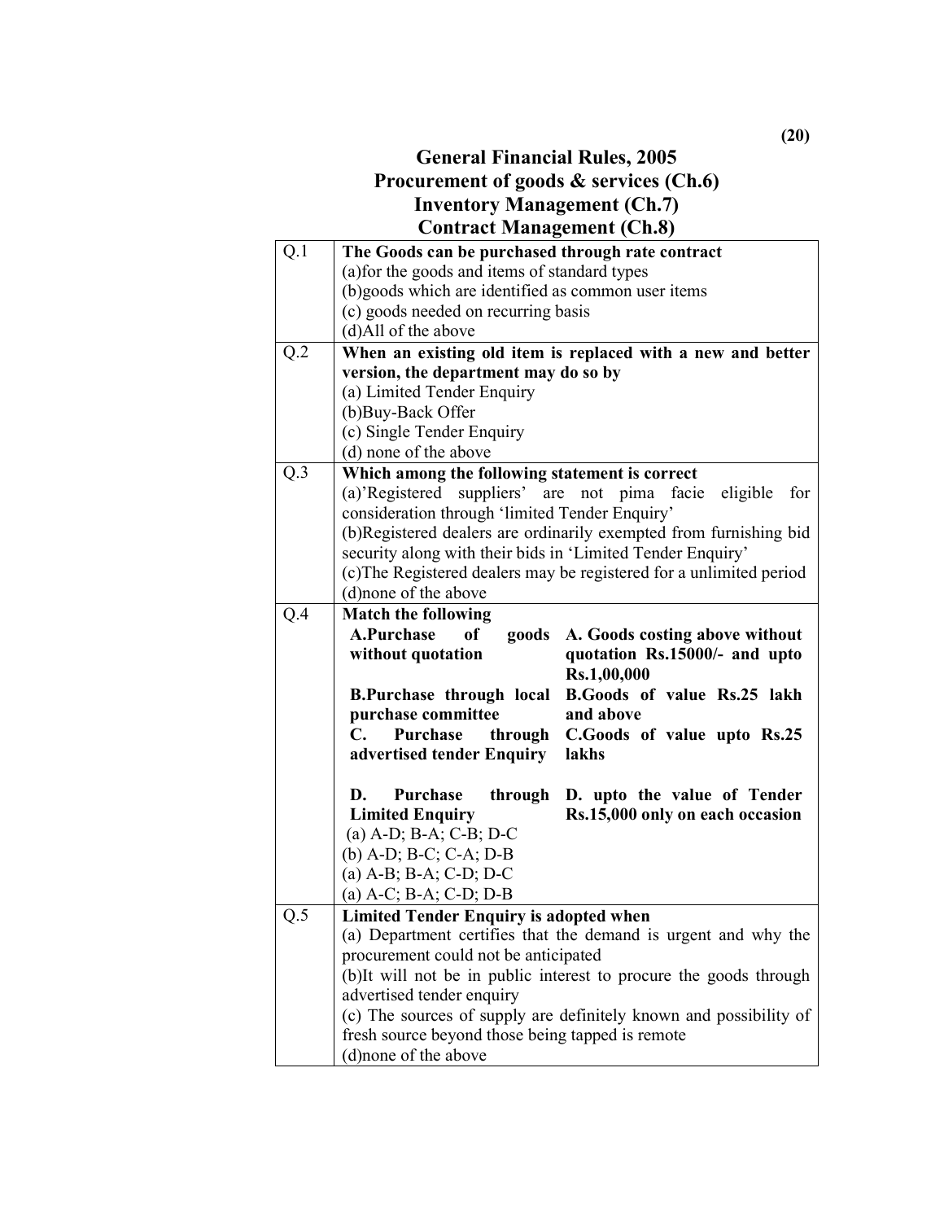# General Financial Rules, 2005

## Procurement of goods & services (Ch.6)

## Inventory Management (Ch.7)

## Contract Management (Ch.8)

| | |
|---|---|
| Q.1 | **The Goods can be purchased through rate contract**<br>(a)for the goods and items of standard types<br>(b)goods which are identified as common user items<br>(c) goods needed on recurring basis<br>(d)All of the above |
| Q.2 | **When an existing old item is replaced with a new and better version, the department may do so by**<br>(a) Limited Tender Enquiry<br>(b)Buy-Back Offer<br>(c) Single Tender Enquiry<br>(d) none of the above |
| Q.3 | **Which among the following statement is correct**<br>(a)'Registered suppliers' are not pima facie eligible for consideration through 'limited Tender Enquiry'<br>(b)Registered dealers are ordinarily exempted from furnishing bid security along with their bids in 'Limited Tender Enquiry'<br>(c)The Registered dealers may be registered for a unlimited period<br>(d)none of the above |
| Q.4 | **Match the following**<br>**A.Purchase of goods without quotation** — **A. Goods costing above without quotation Rs.15000/- and upto Rs.1,00,000**<br>**B.Purchase through local purchase committee** — **B.Goods of value Rs.25 lakh and above**<br>**C. Purchase through advertised tender Enquiry** — **C.Goods of value upto Rs.25 lakhs**<br>**D. Purchase through Limited Enquiry** — **D. upto the value of Tender Rs.15,000 only on each occasion**<br>(a) A-D; B-A; C-B; D-C<br>(b) A-D; B-C; C-A; D-B<br>(a) A-B; B-A; C-D; D-C<br>(a) A-C; B-A; C-D; D-B |
| Q.5 | **Limited Tender Enquiry is adopted when**<br>(a) Department certifies that the demand is urgent and why the procurement could not be anticipated<br>(b)It will not be in public interest to procure the goods through advertised tender enquiry<br>(c) The sources of supply are definitely known and possibility of fresh source beyond those being tapped is remote<br>(d)none of the above |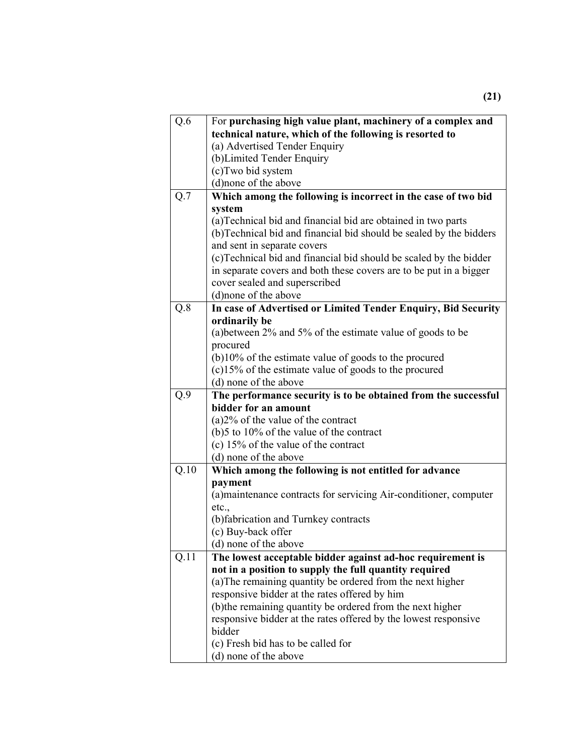| | |
|---|---|
| Q.6 | For **purchasing high value plant, machinery of a complex and technical nature, which of the following is resorted to**<br>(a) Advertised Tender Enquiry<br>(b)Limited Tender Enquiry<br>(c)Two bid system<br>(d)none of the above |
| Q.7 | **Which among the following is incorrect in the case of two bid system**<br>(a)Technical bid and financial bid are obtained in two parts<br>(b)Technical bid and financial bid should be sealed by the bidders and sent in separate covers<br>(c)Technical bid and financial bid should be scaled by the bidder in separate covers and both these covers are to be put in a bigger cover sealed and superscribed<br>(d)none of the above |
| Q.8 | **In case of Advertised or Limited Tender Enquiry, Bid Security ordinarily be**<br>(a)between 2% and 5% of the estimate value of goods to be procured<br>(b)10% of the estimate value of goods to the procured<br>(c)15% of the estimate value of goods to the procured<br>(d) none of the above |
| Q.9 | **The performance security is to be obtained from the successful bidder for an amount**<br>(a)2% of the value of the contract<br>(b)5 to 10% of the value of the contract<br>(c) 15% of the value of the contract<br>(d) none of the above |
| Q.10 | **Which among the following is not entitled for advance payment**<br>(a)maintenance contracts for servicing Air-conditioner, computer etc.,<br>(b)fabrication and Turnkey contracts<br>(c) Buy-back offer<br>(d) none of the above |
| Q.11 | **The lowest acceptable bidder against ad-hoc requirement is not in a position to supply the full quantity required**<br>(a)The remaining quantity be ordered from the next higher responsive bidder at the rates offered by him<br>(b)the remaining quantity be ordered from the next higher responsive bidder at the rates offered by the lowest responsive bidder<br>(c) Fresh bid has to be called for<br>(d) none of the above |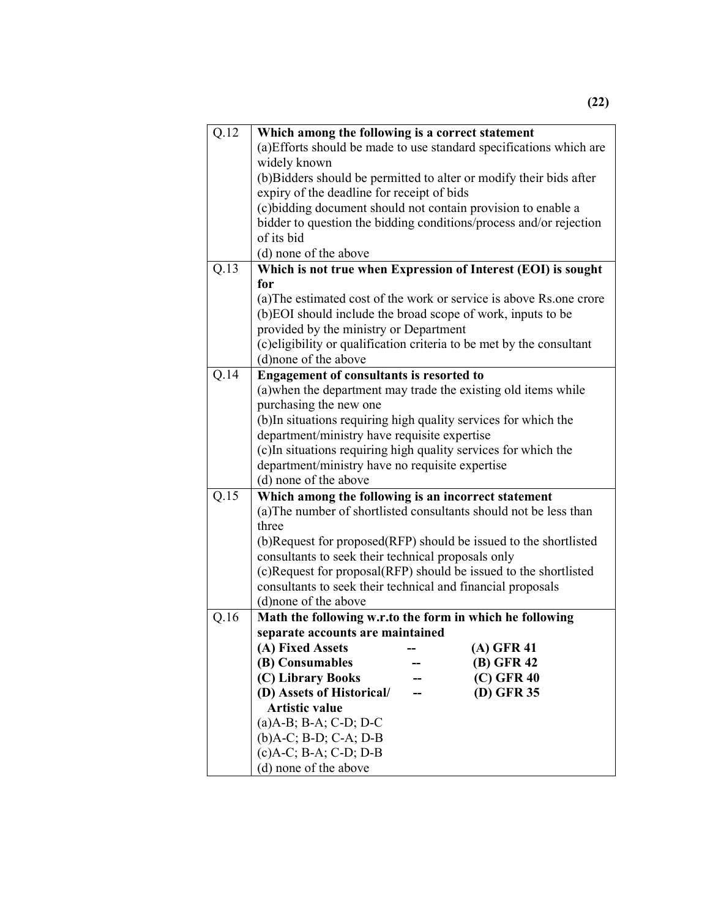| | |
|---|---|
| Q.12 | **Which among the following is a correct statement**<br>(a)Efforts should be made to use standard specifications which are widely known<br>(b)Bidders should be permitted to alter or modify their bids after expiry of the deadline for receipt of bids<br>(c)bidding document should not contain provision to enable a bidder to question the bidding conditions/process and/or rejection of its bid<br>(d) none of the above |
| Q.13 | **Which is not true when Expression of Interest (EOI) is sought for**<br>(a)The estimated cost of the work or service is above Rs.one crore<br>(b)EOI should include the broad scope of work, inputs to be provided by the ministry or Department<br>(c)eligibility or qualification criteria to be met by the consultant<br>(d)none of the above |
| Q.14 | **Engagement of consultants is resorted to**<br>(a)when the department may trade the existing old items while purchasing the new one<br>(b)In situations requiring high quality services for which the department/ministry have requisite expertise<br>(c)In situations requiring high quality services for which the department/ministry have no requisite expertise<br>(d) none of the above |
| Q.15 | **Which among the following is an incorrect statement**<br>(a)The number of shortlisted consultants should not be less than three<br>(b)Request for proposed(RFP) should be issued to the shortlisted consultants to seek their technical proposals only<br>(c)Request for proposal(RFP) should be issued to the shortlisted consultants to seek their technical and financial proposals<br>(d)none of the above |
| Q.16 | **Math the following w.r.to the form in which he following separate accounts are maintained**<br>**(A) Fixed Assets -- (A) GFR 41**<br>**(B) Consumables -- (B) GFR 42**<br>**(C) Library Books -- (C) GFR 40**<br>**(D) Assets of Historical/ Artistic value -- (D) GFR 35**<br>(a)A-B; B-A; C-D; D-C<br>(b)A-C; B-D; C-A; D-B<br>(c)A-C; B-A; C-D; D-B<br>(d) none of the above |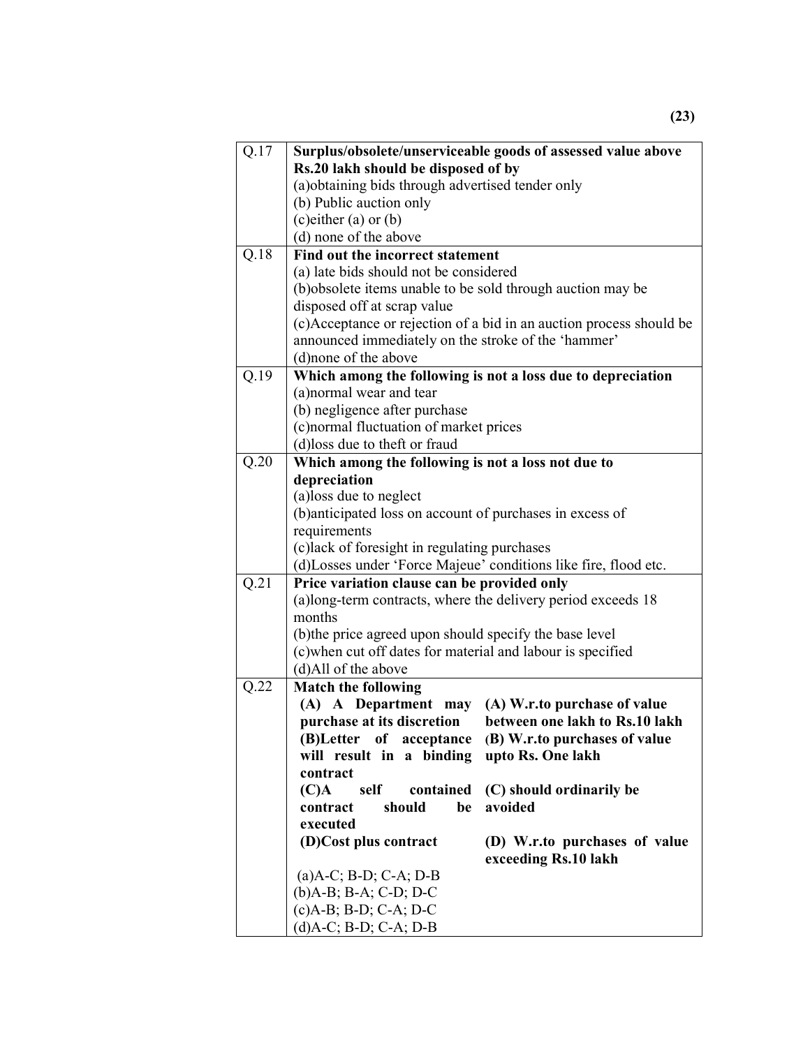| | |
|---|---|
| Q.17 | **Surplus/obsolete/unserviceable goods of assessed value above Rs.20 lakh should be disposed of by**<br>(a)obtaining bids through advertised tender only<br>(b) Public auction only<br>(c)either (a) or (b)<br>(d) none of the above |
| Q.18 | **Find out the incorrect statement**<br>(a) late bids should not be considered<br>(b)obsolete items unable to be sold through auction may be disposed off at scrap value<br>(c)Acceptance or rejection of a bid in an auction process should be announced immediately on the stroke of the 'hammer'<br>(d)none of the above |
| Q.19 | **Which among the following is not a loss due to depreciation**<br>(a)normal wear and tear<br>(b) negligence after purchase<br>(c)normal fluctuation of market prices<br>(d)loss due to theft or fraud |
| Q.20 | **Which among the following is not a loss not due to depreciation**<br>(a)loss due to neglect<br>(b)anticipated loss on account of purchases in excess of requirements<br>(c)lack of foresight in regulating purchases<br>(d)Losses under 'Force Majeue' conditions like fire, flood etc. |
| Q.21 | **Price variation clause can be provided only**<br>(a)long-term contracts, where the delivery period exceeds 18 months<br>(b)the price agreed upon should specify the base level<br>(c)when cut off dates for material and labour is specified<br>(d)All of the above |
| Q.22 | **Match the following**<br>**(A) A Department may purchase at its discretion** — **(A) W.r.to purchase of value between one lakh to Rs.10 lakh**<br>**(B)Letter of acceptance will result in a binding contract** — **(B) W.r.to purchases of value upto Rs. One lakh**<br>**(C)A self contained contract should be executed** — **(C) should ordinarily be avoided**<br>**(D)Cost plus contract** — **(D) W.r.to purchases of value exceeding Rs.10 lakh**<br>(a)A-C; B-D; C-A; D-B<br>(b)A-B; B-A; C-D; D-C<br>(c)A-B; B-D; C-A; D-C<br>(d)A-C; B-D; C-A; D-B |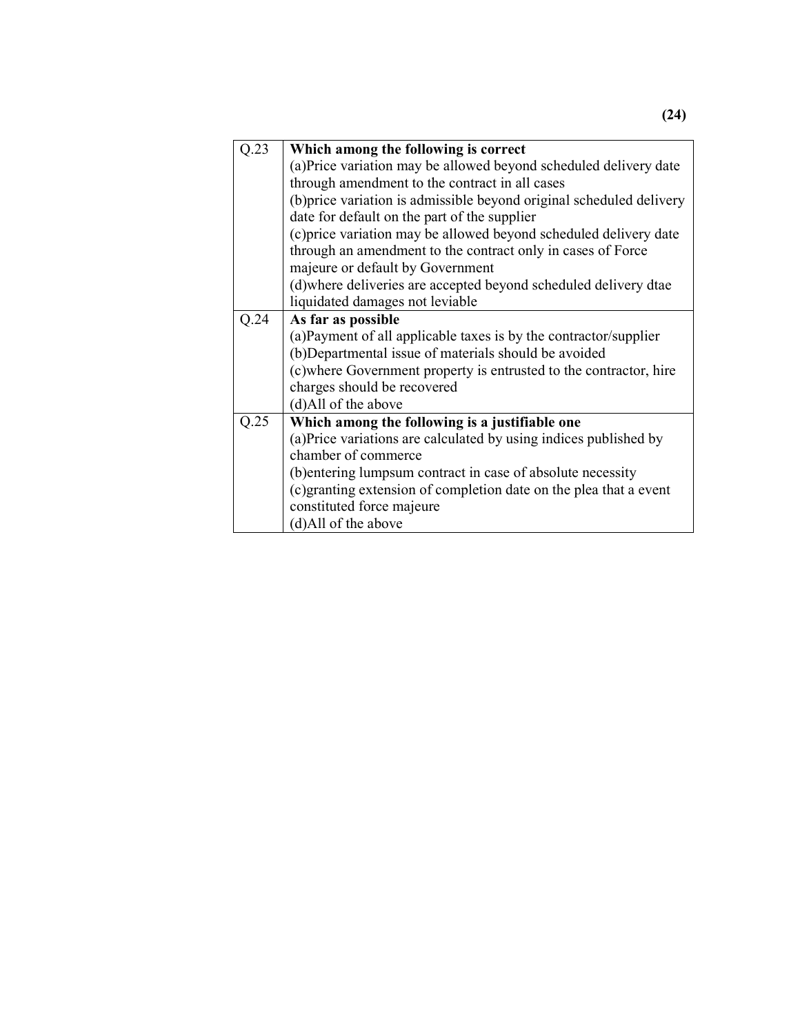| Q.23 | **Which among the following is correct**<br>(a)Price variation may be allowed beyond scheduled delivery date through amendment to the contract in all cases<br>(b)price variation is admissible beyond original scheduled delivery date for default on the part of the supplier<br>(c)price variation may be allowed beyond scheduled delivery date through an amendment to the contract only in cases of Force majeure or default by Government<br>(d)where deliveries are accepted beyond scheduled delivery dtae liquidated damages not leviable |
|---|---|
| Q.24 | **As far as possible**<br>(a)Payment of all applicable taxes is by the contractor/supplier<br>(b)Departmental issue of materials should be avoided<br>(c)where Government property is entrusted to the contractor, hire charges should be recovered<br>(d)All of the above |
| Q.25 | **Which among the following is a justifiable one**<br>(a)Price variations are calculated by using indices published by chamber of commerce<br>(b)entering lumpsum contract in case of absolute necessity<br>(c)granting extension of completion date on the plea that a event constituted force majeure<br>(d)All of the above |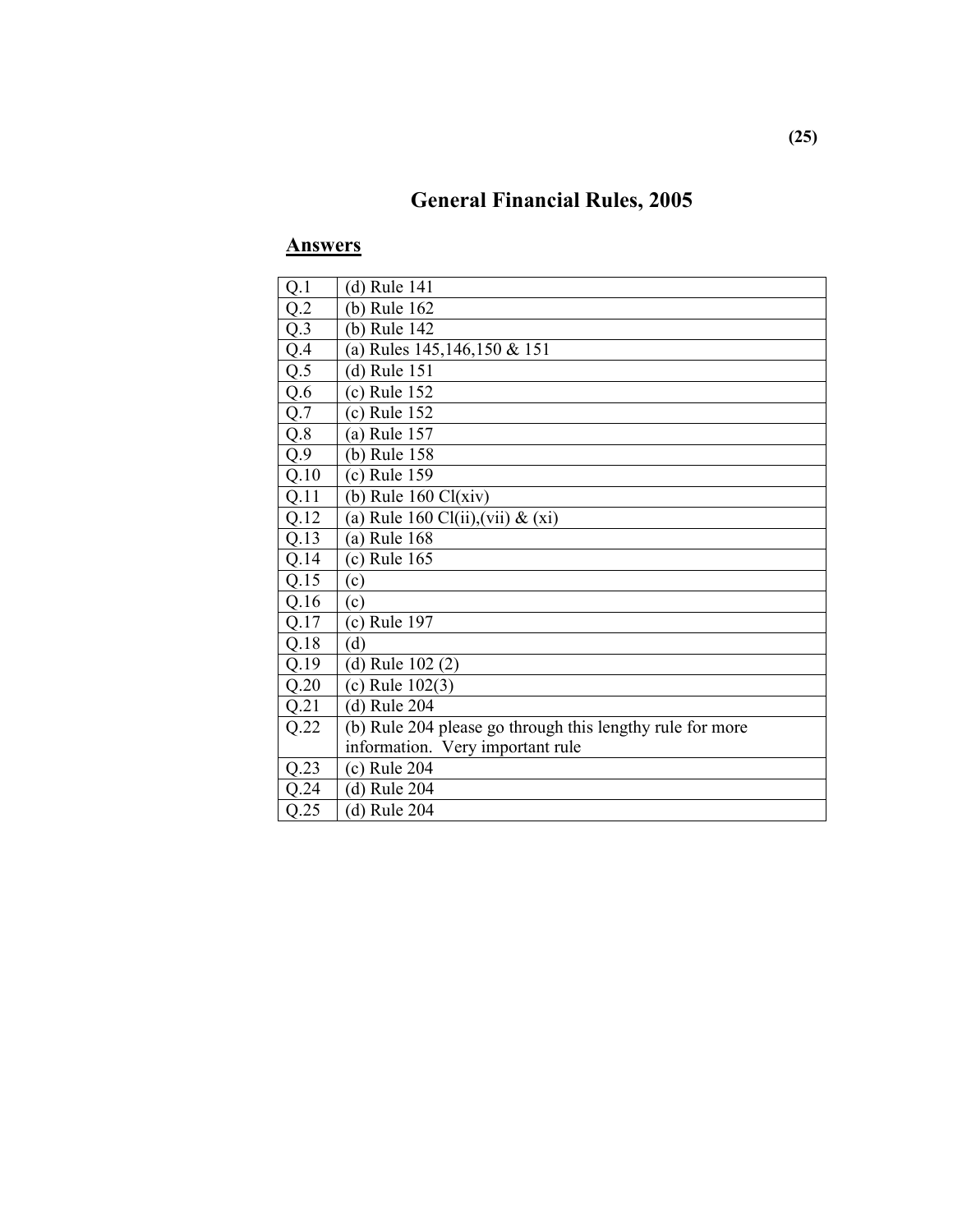# General Financial Rules, 2005

## Answers

| | |
|---|---|
| Q.1 | (d) Rule 141 |
| Q.2 | (b) Rule 162 |
| Q.3 | (b) Rule 142 |
| Q.4 | (a) Rules 145,146,150 & 151 |
| Q.5 | (d) Rule 151 |
| Q.6 | (c) Rule 152 |
| Q.7 | (c) Rule 152 |
| Q.8 | (a) Rule 157 |
| Q.9 | (b) Rule 158 |
| Q.10 | (c) Rule 159 |
| Q.11 | (b) Rule 160 Cl(xiv) |
| Q.12 | (a) Rule 160 Cl(ii),(vii) & (xi) |
| Q.13 | (a) Rule 168 |
| Q.14 | (c) Rule 165 |
| Q.15 | (c) |
| Q.16 | (c) |
| Q.17 | (c) Rule 197 |
| Q.18 | (d) |
| Q.19 | (d) Rule 102 (2) |
| Q.20 | (c) Rule 102(3) |
| Q.21 | (d) Rule 204 |
| Q.22 | (b) Rule 204 please go through this lengthy rule for more information. Very important rule |
| Q.23 | (c) Rule 204 |
| Q.24 | (d) Rule 204 |
| Q.25 | (d) Rule 204 |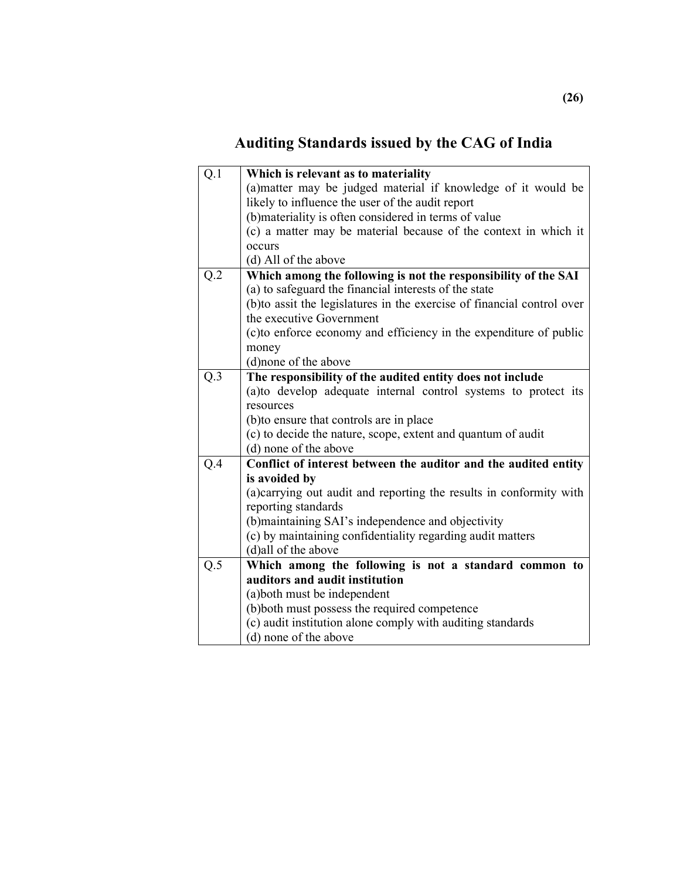# Auditing Standards issued by the CAG of India

| | |
|---|---|
| Q.1 | **Which is relevant as to materiality**<br>(a)matter may be judged material if knowledge of it would be likely to influence the user of the audit report<br>(b)materiality is often considered in terms of value<br>(c) a matter may be material because of the context in which it occurs<br>(d) All of the above |
| Q.2 | **Which among the following is not the responsibility of the SAI**<br>(a) to safeguard the financial interests of the state<br>(b)to assit the legislatures in the exercise of financial control over the executive Government<br>(c)to enforce economy and efficiency in the expenditure of public money<br>(d)none of the above |
| Q.3 | **The responsibility of the audited entity does not include**<br>(a)to develop adequate internal control systems to protect its resources<br>(b)to ensure that controls are in place<br>(c) to decide the nature, scope, extent and quantum of audit<br>(d) none of the above |
| Q.4 | **Conflict of interest between the auditor and the audited entity is avoided by**<br>(a)carrying out audit and reporting the results in conformity with reporting standards<br>(b)maintaining SAI's independence and objectivity<br>(c) by maintaining confidentiality regarding audit matters<br>(d)all of the above |
| Q.5 | **Which among the following is not a standard common to auditors and audit institution**<br>(a)both must be independent<br>(b)both must possess the required competence<br>(c) audit institution alone comply with auditing standards<br>(d) none of the above |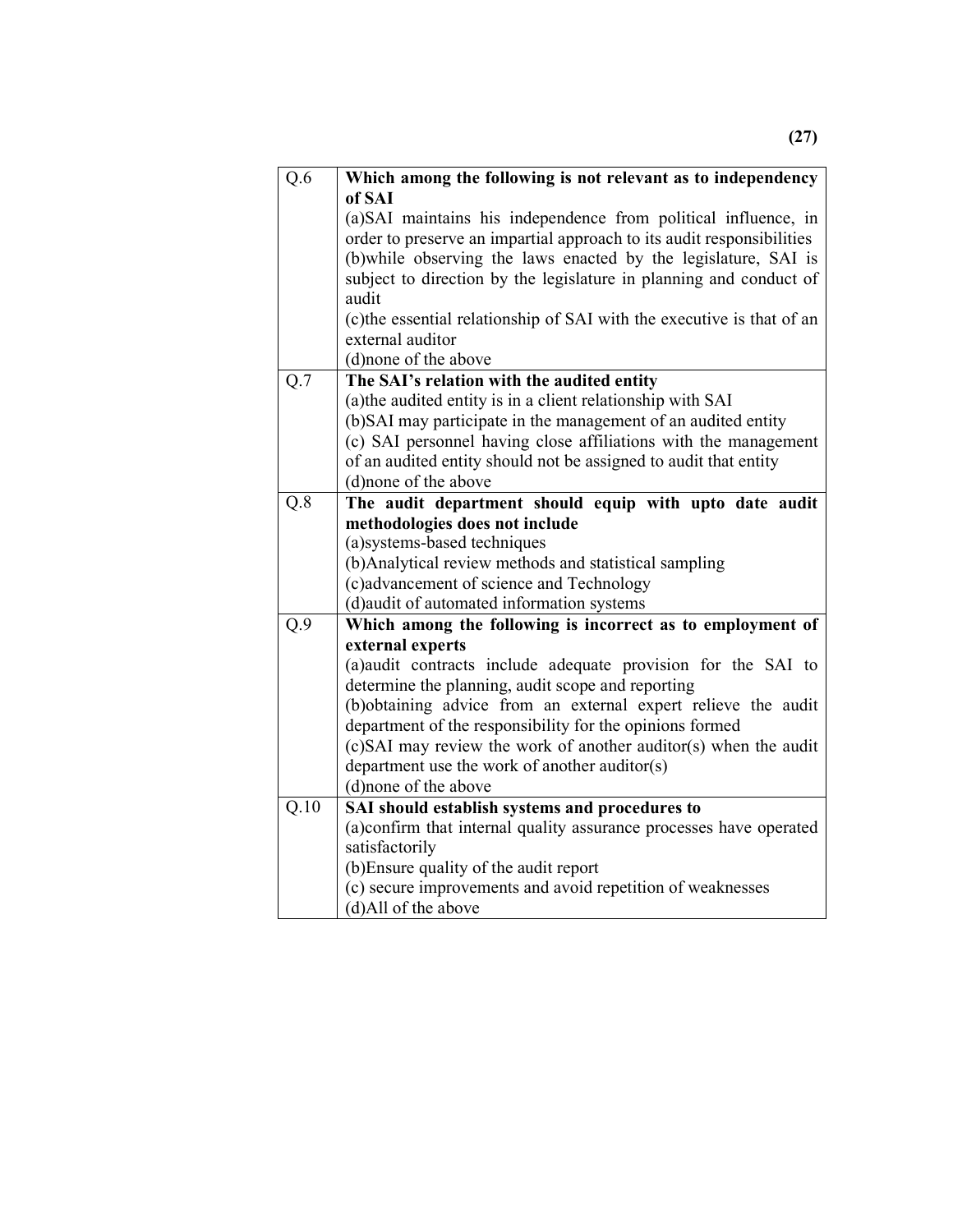| | |
|---|---|
| Q.6 | **Which among the following is not relevant as to independency of SAI**<br>(a)SAI maintains his independence from political influence, in order to preserve an impartial approach to its audit responsibilities<br>(b)while observing the laws enacted by the legislature, SAI is subject to direction by the legislature in planning and conduct of audit<br>(c)the essential relationship of SAI with the executive is that of an external auditor<br>(d)none of the above |
| Q.7 | **The SAI's relation with the audited entity**<br>(a)the audited entity is in a client relationship with SAI<br>(b)SAI may participate in the management of an audited entity<br>(c) SAI personnel having close affiliations with the management of an audited entity should not be assigned to audit that entity<br>(d)none of the above |
| Q.8 | **The audit department should equip with upto date audit methodologies does not include**<br>(a)systems-based techniques<br>(b)Analytical review methods and statistical sampling<br>(c)advancement of science and Technology<br>(d)audit of automated information systems |
| Q.9 | **Which among the following is incorrect as to employment of external experts**<br>(a)audit contracts include adequate provision for the SAI to determine the planning, audit scope and reporting<br>(b)obtaining advice from an external expert relieve the audit department of the responsibility for the opinions formed<br>(c)SAI may review the work of another auditor(s) when the audit department use the work of another auditor(s)<br>(d)none of the above |
| Q.10 | **SAI should establish systems and procedures to**<br>(a)confirm that internal quality assurance processes have operated satisfactorily<br>(b)Ensure quality of the audit report<br>(c) secure improvements and avoid repetition of weaknesses<br>(d)All of the above |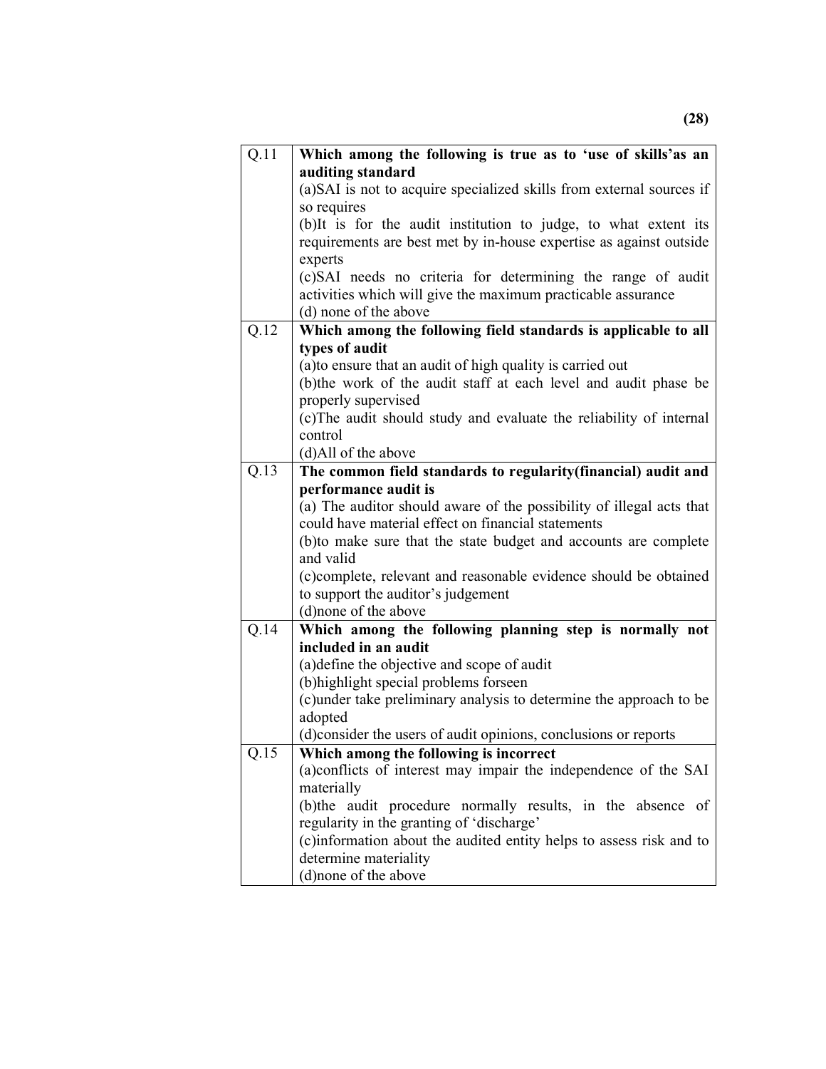| | |
|---|---|
| Q.11 | **Which among the following is true as to 'use of skills'as an auditing standard**<br>(a)SAI is not to acquire specialized skills from external sources if so requires<br>(b)It is for the audit institution to judge, to what extent its requirements are best met by in-house expertise as against outside experts<br>(c)SAI needs no criteria for determining the range of audit activities which will give the maximum practicable assurance<br>(d) none of the above |
| Q.12 | **Which among the following field standards is applicable to all types of audit**<br>(a)to ensure that an audit of high quality is carried out<br>(b)the work of the audit staff at each level and audit phase be properly supervised<br>(c)The audit should study and evaluate the reliability of internal control<br>(d)All of the above |
| Q.13 | **The common field standards to regularity(financial) audit and performance audit is**<br>(a) The auditor should aware of the possibility of illegal acts that could have material effect on financial statements<br>(b)to make sure that the state budget and accounts are complete and valid<br>(c)complete, relevant and reasonable evidence should be obtained to support the auditor's judgement<br>(d)none of the above |
| Q.14 | **Which among the following planning step is normally not included in an audit**<br>(a)define the objective and scope of audit<br>(b)highlight special problems forseen<br>(c)under take preliminary analysis to determine the approach to be adopted<br>(d)consider the users of audit opinions, conclusions or reports |
| Q.15 | **Which among the following is incorrect**<br>(a)conflicts of interest may impair the independence of the SAI materially<br>(b)the audit procedure normally results, in the absence of regularity in the granting of 'discharge'<br>(c)information about the audited entity helps to assess risk and to determine materiality<br>(d)none of the above |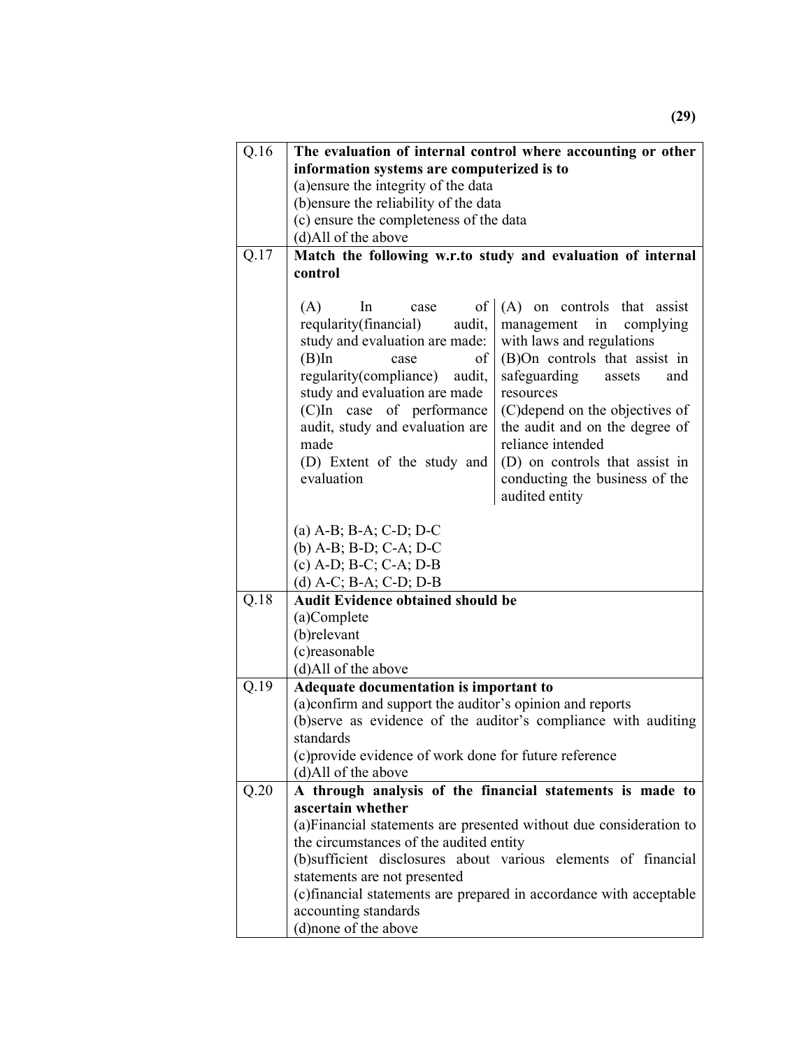| | |
|---|---|
| Q.16 | **The evaluation of internal control where accounting or other information systems are computerized is to**<br>(a)ensure the integrity of the data<br>(b)ensure the reliability of the data<br>(c) ensure the completeness of the data<br>(d)All of the above |
| Q.17 | **Match the following w.r.to study and evaluation of internal control**<br><br>(A) In case of requlairty(financial) audit, study and evaluation are made: — (A) on controls that assist management in complying with laws and regulations<br>(B)In case of regulairty(compliance) audit, study and evaluation are made — (B)On controls that assist in safeguarding assets and resources<br>(C)In case of performance audit, study and evaluation are made — (C)depend on the objectives of the audit and on the degree of reliance intended<br>(D) Extent of the study and evaluation — (D) on controls that assist in conducting the business of the audited entity<br><br>(a) A-B; B-A; C-D; D-C<br>(b) A-B; B-D; C-A; D-C<br>(c) A-D; B-C; C-A; D-B<br>(d) A-C; B-A; C-D; D-B |
| Q.18 | **Audit Evidence obtained should be**<br>(a)Complete<br>(b)relevant<br>(c)reasonable<br>(d)All of the above |
| Q.19 | **Adequate documentation is important to**<br>(a)confirm and support the auditor's opinion and reports<br>(b)serve as evidence of the auditor's compliance with auditing standards<br>(c)provide evidence of work done for future reference<br>(d)All of the above |
| Q.20 | **A through analysis of the financial statements is made to ascertain whether**<br>(a)Financial statements are presented without due consideration to the circumstances of the audited entity<br>(b)sufficient disclosures about various elements of financial statements are not presented<br>(c)financial statements are prepared in accordance with acceptable accounting standards<br>(d)none of the above |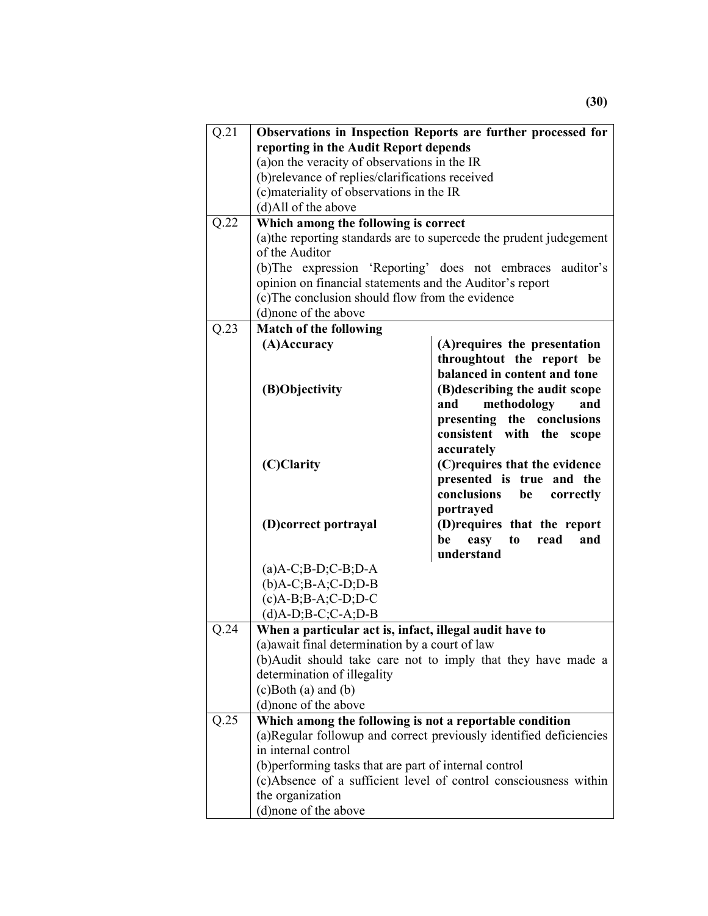| Q.21 | **Observations in Inspection Reports are further processed for reporting in the Audit Report depends**<br>(a)on the veracity of observations in the IR<br>(b)relevance of replies/clarifications received<br>(c)materiality of observations in the IR<br>(d)All of the above |
|---|---|
| Q.22 | **Which among the following is correct**<br>(a)the reporting standards are to supercede the prudent judgement of the Auditor<br>(b)The expression 'Reporting' does not embraces auditor's opinion on financial statements and the Auditor's report<br>(c)The conclusion should flow from the evidence<br>(d)none of the above |
| Q.23 | **Match of the following**<br>**(A)Accuracy** — **(A)requires the presentation throughtout the report be balanced in content and tone**<br>**(B)Objectivity** — **(B)describing the audit scope and methodology and presenting the conclusions consistent with the scope accurately**<br>**(C)Clarity** — **(C)requires that the evidence presented is true and the conclusions be correctly portrayed**<br>**(D)correct portrayal** — **(D)requires that the report be easy to read and understand**<br>(a)A-C;B-D;C-B;D-A<br>(b)A-C;B-A;C-D;D-B<br>(c)A-B;B-A;C-D;D-C<br>(d)A-D;B-C;C-A;D-B |
| Q.24 | **When a particular act is, infact, illegal audit have to**<br>(a)await final determination by a court of law<br>(b)Audit should take care not to imply that they have made a determination of illegality<br>(c)Both (a) and (b)<br>(d)none of the above |
| Q.25 | **Which among the following is not a reportable condition**<br>(a)Regular followup and correct previously identified deficiencies in internal control<br>(b)performing tasks that are part of internal control<br>(c)Absence of a sufficient level of control consciousness within the organization<br>(d)none of the above |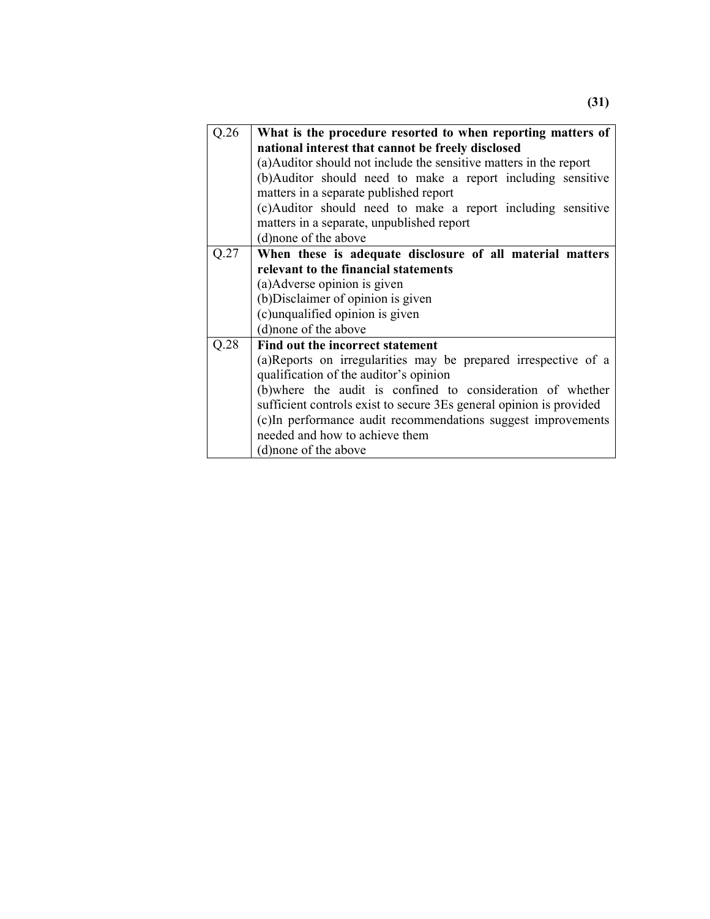| Q.26 | **What is the procedure resorted to when reporting matters of national interest that cannot be freely disclosed**<br>(a)Auditor should not include the sensitive matters in the report<br>(b)Auditor should need to make a report including sensitive matters in a separate published report<br>(c)Auditor should need to make a report including sensitive matters in a separate, unpublished report<br>(d)none of the above |
|---|---|
| Q.27 | **When these is adequate disclosure of all material matters relevant to the financial statements**<br>(a)Adverse opinion is given<br>(b)Disclaimer of opinion is given<br>(c)unqualified opinion is given<br>(d)none of the above |
| Q.28 | **Find out the incorrect statement**<br>(a)Reports on irregularities may be prepared irrespective of a qualification of the auditor's opinion<br>(b)where the audit is confined to consideration of whether sufficient controls exist to secure 3Es general opinion is provided<br>(c)In performance audit recommendations suggest improvements needed and how to achieve them<br>(d)none of the above |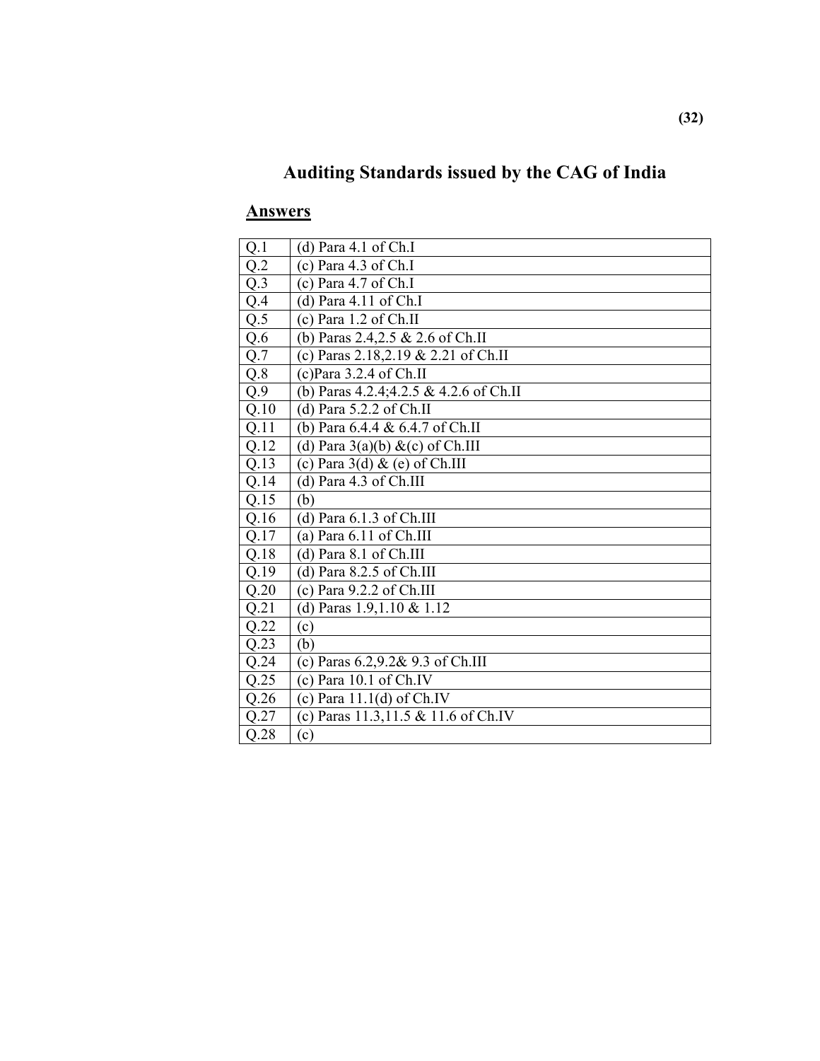# Auditing Standards issued by the CAG of India

## Answers

| | |
|---|---|
| Q.1 | (d) Para 4.1 of Ch.I |
| Q.2 | (c) Para 4.3 of Ch.I |
| Q.3 | (c) Para 4.7 of Ch.I |
| Q.4 | (d) Para 4.11 of Ch.I |
| Q.5 | (c) Para 1.2 of Ch.II |
| Q.6 | (b) Paras 2.4,2.5 & 2.6 of Ch.II |
| Q.7 | (c) Paras 2.18,2.19 & 2.21 of Ch.II |
| Q.8 | (c)Para 3.2.4 of Ch.II |
| Q.9 | (b) Paras 4.2.4;4.2.5 & 4.2.6 of Ch.II |
| Q.10 | (d) Para 5.2.2 of Ch.II |
| Q.11 | (b) Para 6.4.4 & 6.4.7 of Ch.II |
| Q.12 | (d) Para 3(a)(b) &(c) of Ch.III |
| Q.13 | (c) Para 3(d) & (e) of Ch.III |
| Q.14 | (d) Para 4.3 of Ch.III |
| Q.15 | (b) |
| Q.16 | (d) Para 6.1.3 of Ch.III |
| Q.17 | (a) Para 6.11 of Ch.III |
| Q.18 | (d) Para 8.1 of Ch.III |
| Q.19 | (d) Para 8.2.5 of Ch.III |
| Q.20 | (c) Para 9.2.2 of Ch.III |
| Q.21 | (d) Paras 1.9,1.10 & 1.12 |
| Q.22 | (c) |
| Q.23 | (b) |
| Q.24 | (c) Paras 6.2,9.2& 9.3 of Ch.III |
| Q.25 | (c) Para 10.1 of Ch.IV |
| Q.26 | (c) Para 11.1(d) of Ch.IV |
| Q.27 | (c) Paras 11.3,11.5 & 11.6 of Ch.IV |
| Q.28 | (c) |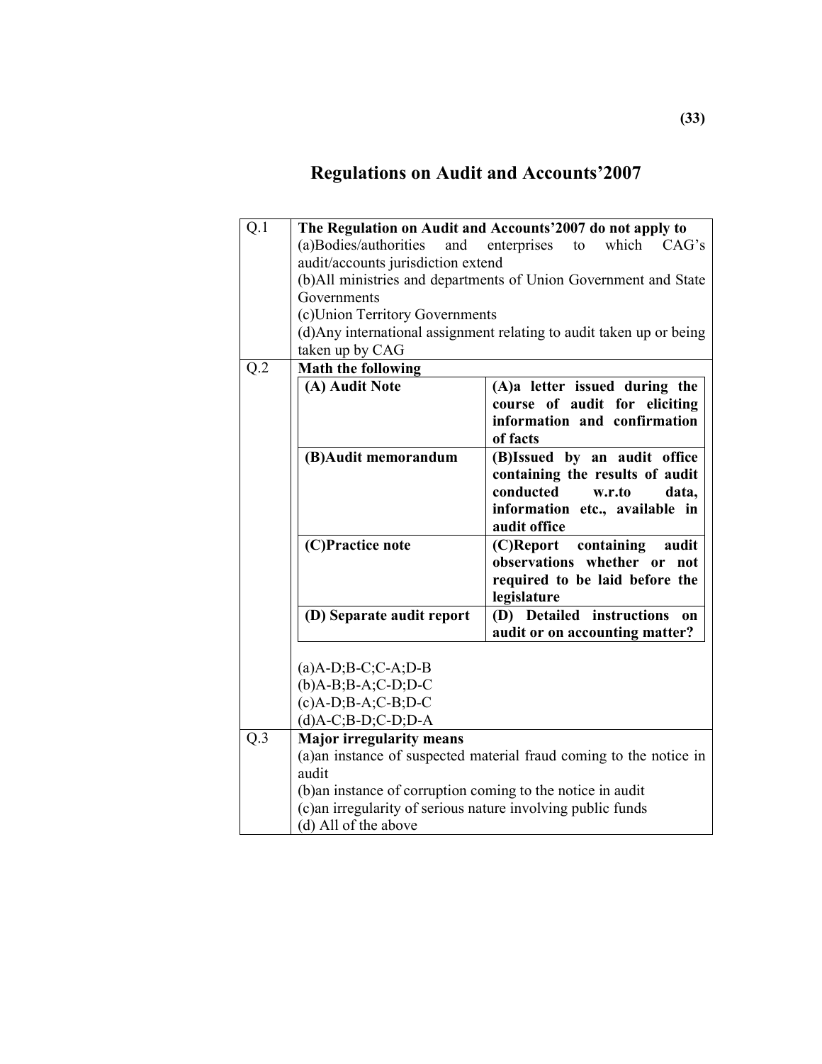# Regulations on Audit and Accounts'2007

<table>
<tr><td>Q.1</td><td><b>The Regulation on Audit and Accounts'2007 do not apply to</b><br>(a)Bodies/authorities and enterprises to which CAG's audit/accounts jurisdiction extend<br>(b)All ministries and departments of Union Government and State Governments<br>(c)Union Territory Governments<br>(d)Any international assignment relating to audit taken up or being taken up by CAG</td></tr>
<tr><td>Q.2</td><td><b><u>Math the following</u></b><br><table>
<tr><td><b>(A) Audit Note</b></td><td><b>(A)a letter issued during the course of audit for eliciting information and confirmation of facts</b></td></tr>
<tr><td><b>(B)Audit memorandum</b></td><td><b>(B)Issued by an audit office containing the results of audit conducted w.r.to data, information etc., available in audit office</b></td></tr>
<tr><td><b>(C)Practice note</b></td><td><b>(C)Report containing audit observations whether or not required to be laid before the legislature</b></td></tr>
<tr><td><b>(D) Separate audit report</b></td><td><b>(D) Detailed instructions on audit or on accounting matter?</b></td></tr>
</table>
(a)A-D;B-C;C-A;D-B<br>(b)A-B;B-A;C-D;D-C<br>(c)A-D;B-A;C-B;D-C<br>(d)A-C;B-D;C-D;D-A</td></tr>
<tr><td>Q.3</td><td><b>Major irregularity means</b><br>(a)an instance of suspected material fraud coming to the notice in audit<br>(b)an instance of corruption coming to the notice in audit<br>(c)an irregularity of serious nature involving public funds<br>(d) All of the above</td></tr>
</table>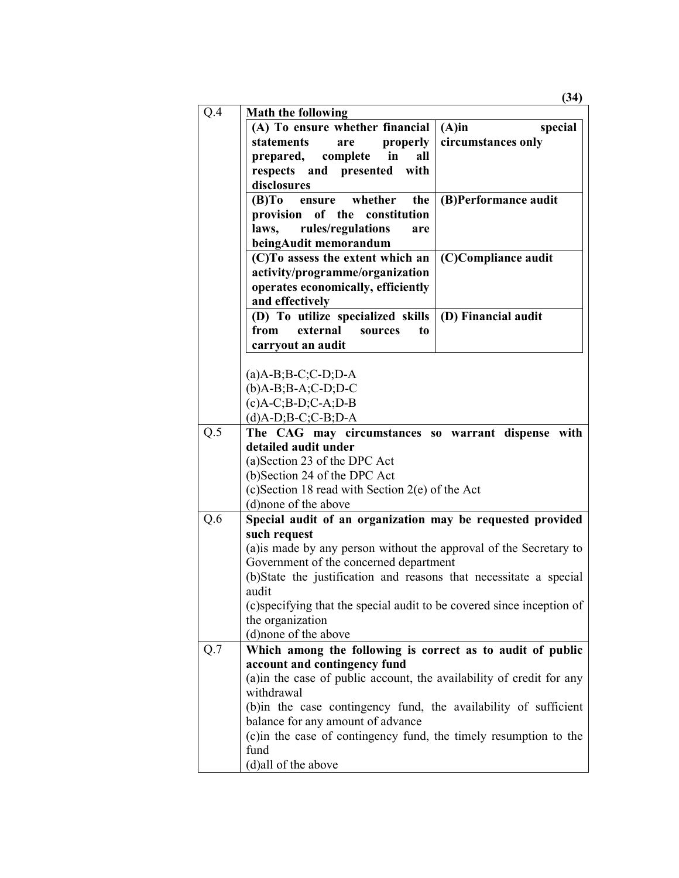| Q.4 | **Math the following** |
|---|---|
| | **(A) To ensure whether financial statements are properly prepared, complete in all respects and presented with disclosures** — **(A)in special circumstances only** |
| | **(B)To ensure whether the provision of the constitution laws, rules/regulations are beingAudit memorandum** — **(B)Performance audit** |
| | **(C)To assess the extent which an activity/programme/organization operates economically, efficiently and effectively** — **(C)Compliance audit** |
| | **(D) To utilize specialized skills from external sources to carryout an audit** — **(D) Financial audit** |
| | (a)A-B;B-C;C-D;D-A<br>(b)A-B;B-A;C-D;D-C<br>(c)A-C;B-D;C-A;D-B<br>(d)A-D;B-C;C-B;D-A |
| Q.5 | **The CAG may circumstances so warrant dispense with detailed audit under**<br>(a)Section 23 of the DPC Act<br>(b)Section 24 of the DPC Act<br>(c)Section 18 read with Section 2(e) of the Act<br>(d)none of the above |
| Q.6 | **Special audit of an organization may be requested provided such request**<br>(a)is made by any person without the approval of the Secretary to Government of the concerned department<br>(b)State the justification and reasons that necessitate a special audit<br>(c)specifying that the special audit to be covered since inception of the organization<br>(d)none of the above |
| Q.7 | **Which among the following is correct as to audit of public account and contingency fund**<br>(a)in the case of public account, the availability of credit for any withdrawal<br>(b)in the case contingency fund, the availability of sufficient balance for any amount of advance<br>(c)in the case of contingency fund, the timely resumption to the fund<br>(d)all of the above |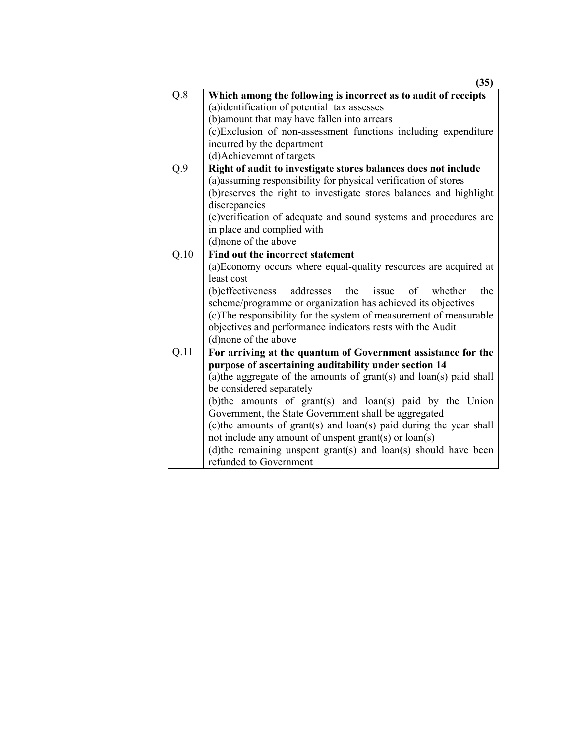| | |
|---|---|
| Q.8 | **Which among the following is incorrect as to audit of receipts**<br>(a)identification of potential tax assesses<br>(b)amount that may have fallen into arrears<br>(c)Exclusion of non-assessment functions including expenditure incurred by the department<br>(d)Achievemnt of targets |
| Q.9 | **Right of audit to investigate stores balances does not include**<br>(a)assuming responsibility for physical verification of stores<br>(b)reserves the right to investigate stores balances and highlight discrepancies<br>(c)verification of adequate and sound systems and procedures are in place and complied with<br>(d)none of the above |
| Q.10 | **Find out the incorrect statement**<br>(a)Economy occurs where equal-quality resources are acquired at least cost<br>(b)effectiveness addresses the issue of whether the scheme/programme or organization has achieved its objectives<br>(c)The responsibility for the system of measurement of measurable objectives and performance indicators rests with the Audit<br>(d)none of the above |
| Q.11 | **For arriving at the quantum of Government assistance for the purpose of ascertaining auditability under section 14**<br>(a)the aggregate of the amounts of grant(s) and loan(s) paid shall be considered separately<br>(b)the amounts of grant(s) and loan(s) paid by the Union Government, the State Government shall be aggregated<br>(c)the amounts of grant(s) and loan(s) paid during the year shall not include any amount of unspent grant(s) or loan(s)<br>(d)the remaining unspent grant(s) and loan(s) should have been refunded to Government |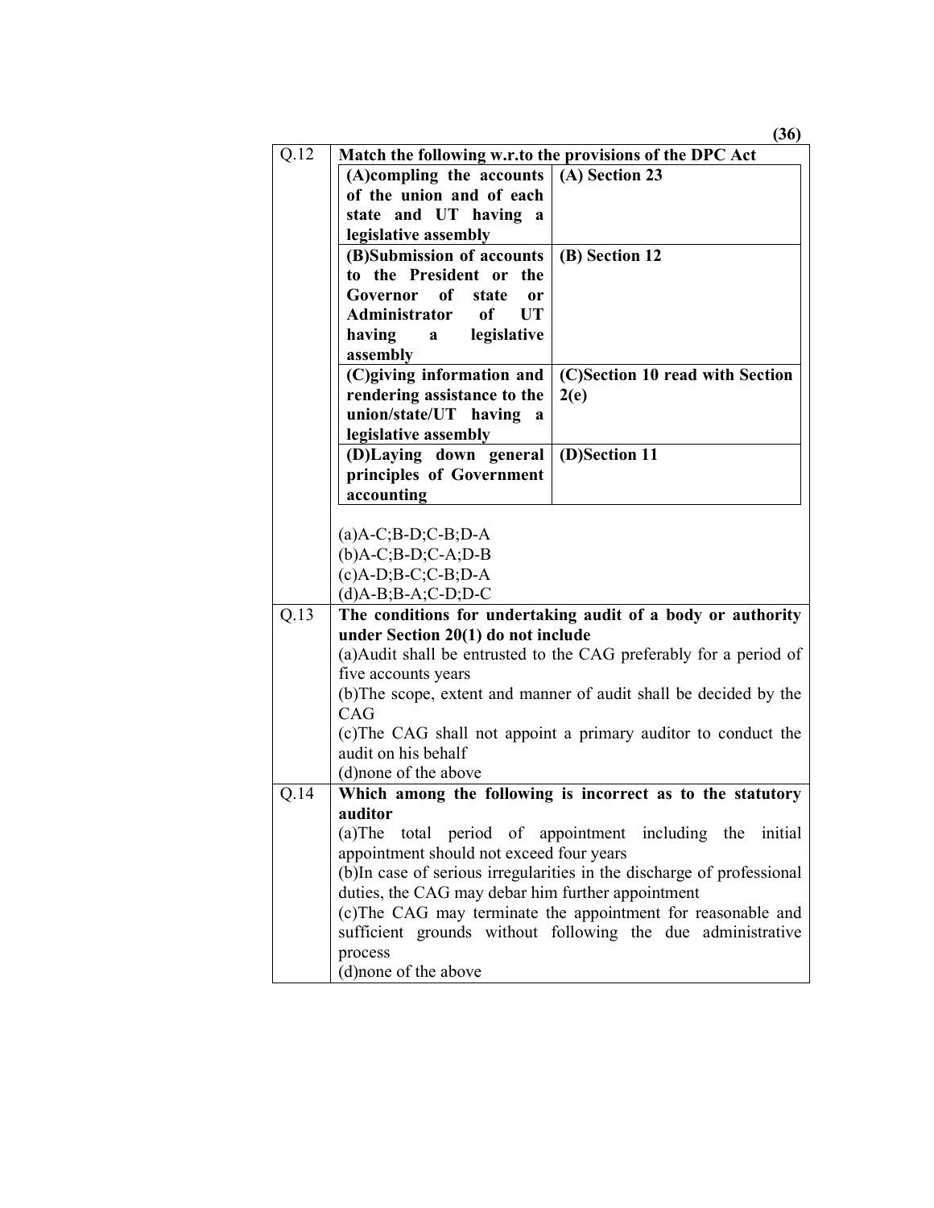| Q.12 | **Match the following w.r.to the provisions of the DPC Act** |
|---|---|

| | |
|---|---|
| **(A)compling the accounts of the union and of each state and UT having a legislative assembly** | **(A) Section 23** |
| **(B)Submission of accounts to the President or the Governor of state or Administrator of UT having a legislative assembly** | **(B) Section 12** |
| **(C)giving information and rendering assistance to the union/state/UT having a legislative assembly** | **(C)Section 10 read with Section 2(e)** |
| **(D)Laying down general principles of Government accounting** | **(D)Section 11** |

(a)A-C;B-D;C-B;D-A
(b)A-C;B-D;C-A;D-B
(c)A-D;B-C;C-B;D-A
(d)A-B;B-A;C-D;D-C

**Q.13 The conditions for undertaking audit of a body or authority under Section 20(1) do not include**

(a)Audit shall be entrusted to the CAG preferably for a period of five accounts years
(b)The scope, extent and manner of audit shall be decided by the CAG
(c)The CAG shall not appoint a primary auditor to conduct the audit on his behalf
(d)none of the above

**Q.14 Which among the following is incorrect as to the statutory auditor**

(a)The total period of appointment including the initial appointment should not exceed four years
(b)In case of serious irregularities in the discharge of professional duties, the CAG may debar him further appointment
(c)The CAG may terminate the appointment for reasonable and sufficient grounds without following the due administrative process
(d)none of the above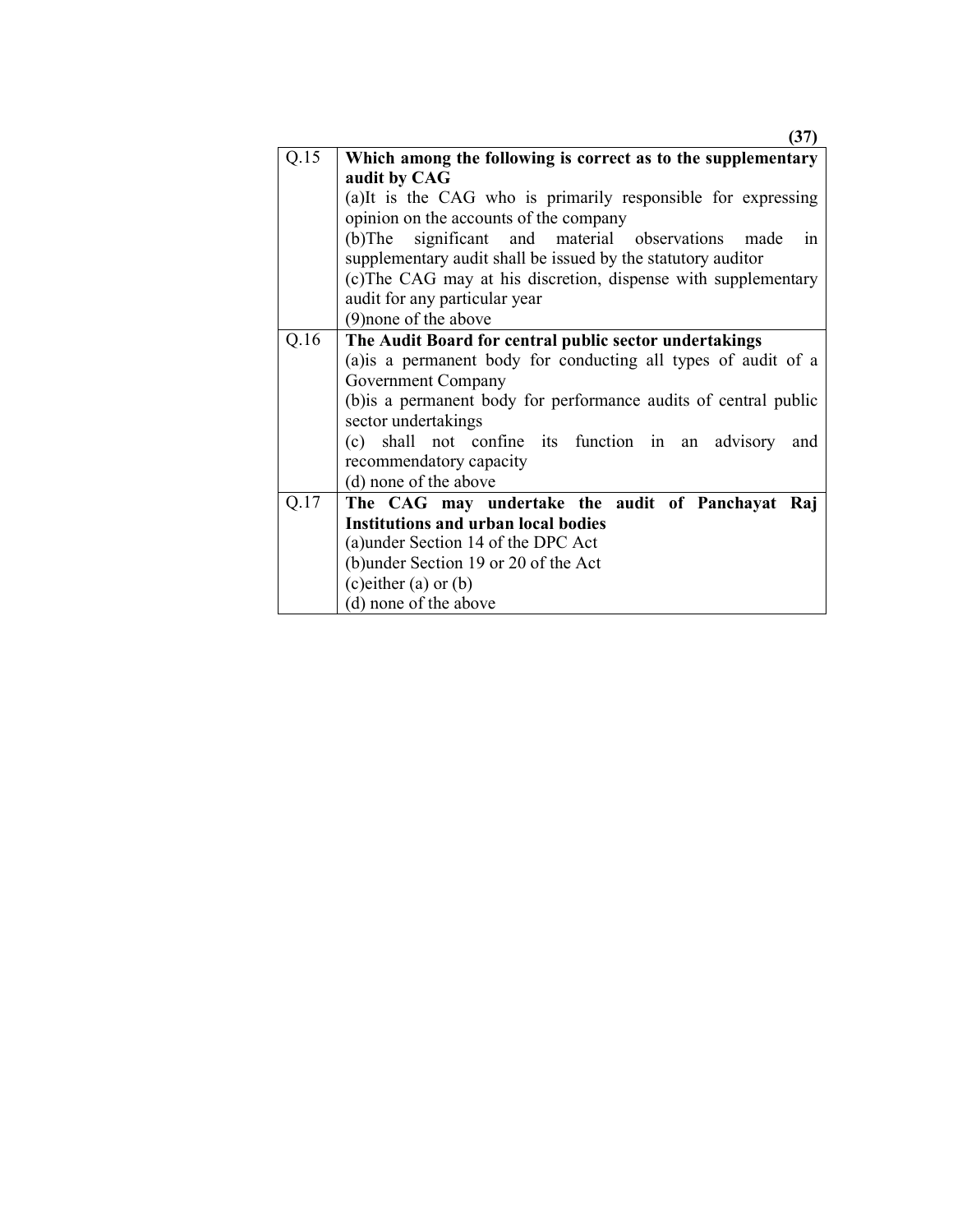| Q.15 | **Which among the following is correct as to the supplementary audit by CAG**<br>(a)It is the CAG who is primarily responsible for expressing opinion on the accounts of the company<br>(b)The significant and material observations made in supplementary audit shall be issued by the statutory auditor<br>(c)The CAG may at his discretion, dispense with supplementary audit for any particular year<br>(9)none of the above |
|---|---|
| Q.16 | **The Audit Board for central public sector undertakings**<br>(a)is a permanent body for conducting all types of audit of a Government Company<br>(b)is a permanent body for performance audits of central public sector undertakings<br>(c) shall not confine its function in an advisory and recommendatory capacity<br>(d) none of the above |
| Q.17 | **The CAG may undertake the audit of Panchayat Raj Institutions and urban local bodies**<br>(a)under Section 14 of the DPC Act<br>(b)under Section 19 or 20 of the Act<br>(c)either (a) or (b)<br>(d) none of the above |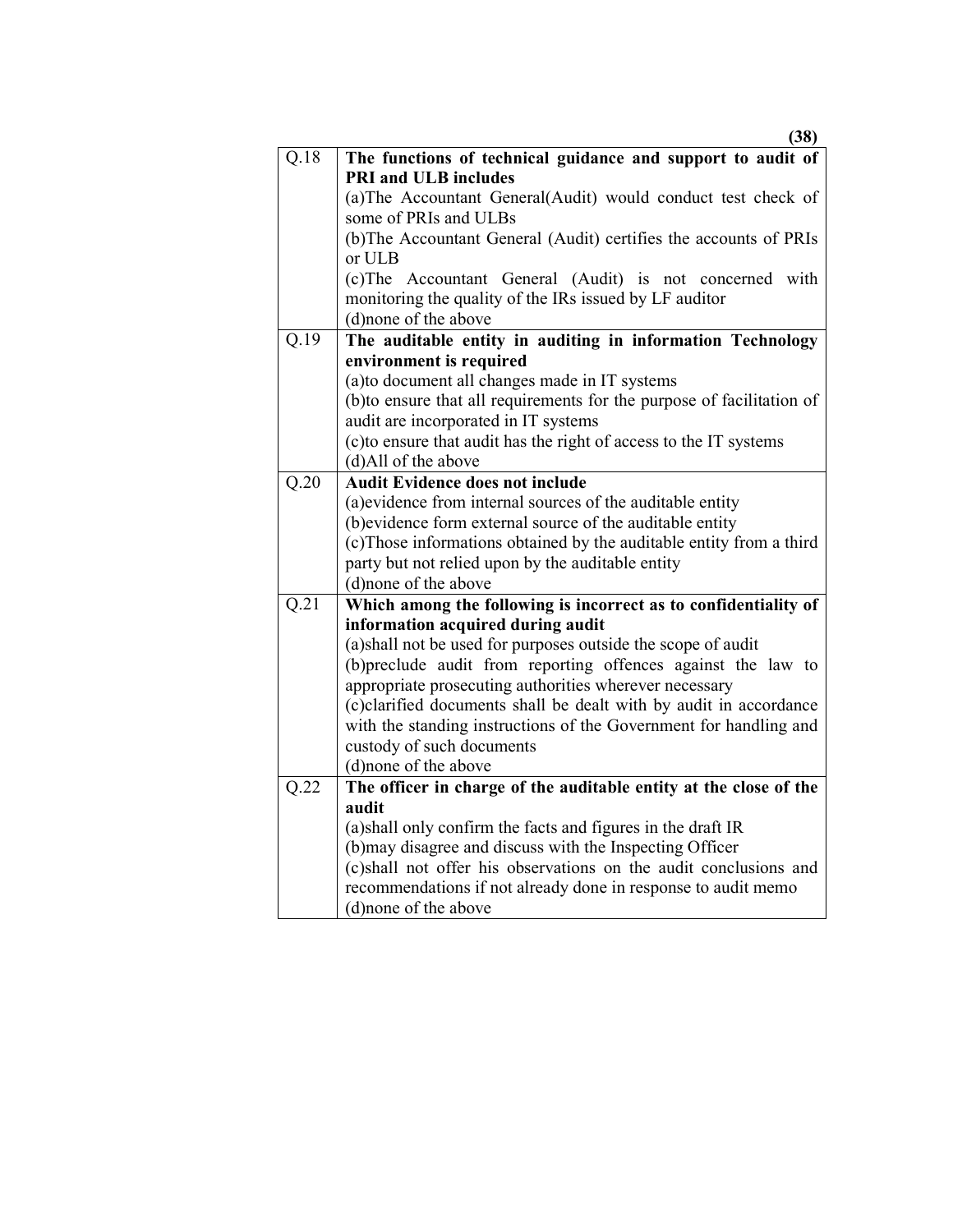| | |
|---|---|
| Q.18 | **The functions of technical guidance and support to audit of PRI and ULB includes**<br>(a)The Accountant General(Audit) would conduct test check of some of PRIs and ULBs<br>(b)The Accountant General (Audit) certifies the accounts of PRIs or ULB<br>(c)The Accountant General (Audit) is not concerned with monitoring the quality of the IRs issued by LF auditor<br>(d)none of the above |
| Q.19 | **The auditable entity in auditing in information Technology environment is required**<br>(a)to document all changes made in IT systems<br>(b)to ensure that all requirements for the purpose of facilitation of audit are incorporated in IT systems<br>(c)to ensure that audit has the right of access to the IT systems<br>(d)All of the above |
| Q.20 | **Audit Evidence does not include**<br>(a)evidence from internal sources of the auditable entity<br>(b)evidence form external source of the auditable entity<br>(c)Those informations obtained by the auditable entity from a third party but not relied upon by the auditable entity<br>(d)none of the above |
| Q.21 | **Which among the following is incorrect as to confidentiality of information acquired during audit**<br>(a)shall not be used for purposes outside the scope of audit<br>(b)preclude audit from reporting offences against the law to appropriate prosecuting authorities wherever necessary<br>(c)clarified documents shall be dealt with by audit in accordance with the standing instructions of the Government for handling and custody of such documents<br>(d)none of the above |
| Q.22 | **The officer in charge of the auditable entity at the close of the audit**<br>(a)shall only confirm the facts and figures in the draft IR<br>(b)may disagree and discuss with the Inspecting Officer<br>(c)shall not offer his observations on the audit conclusions and recommendations if not already done in response to audit memo<br>(d)none of the above |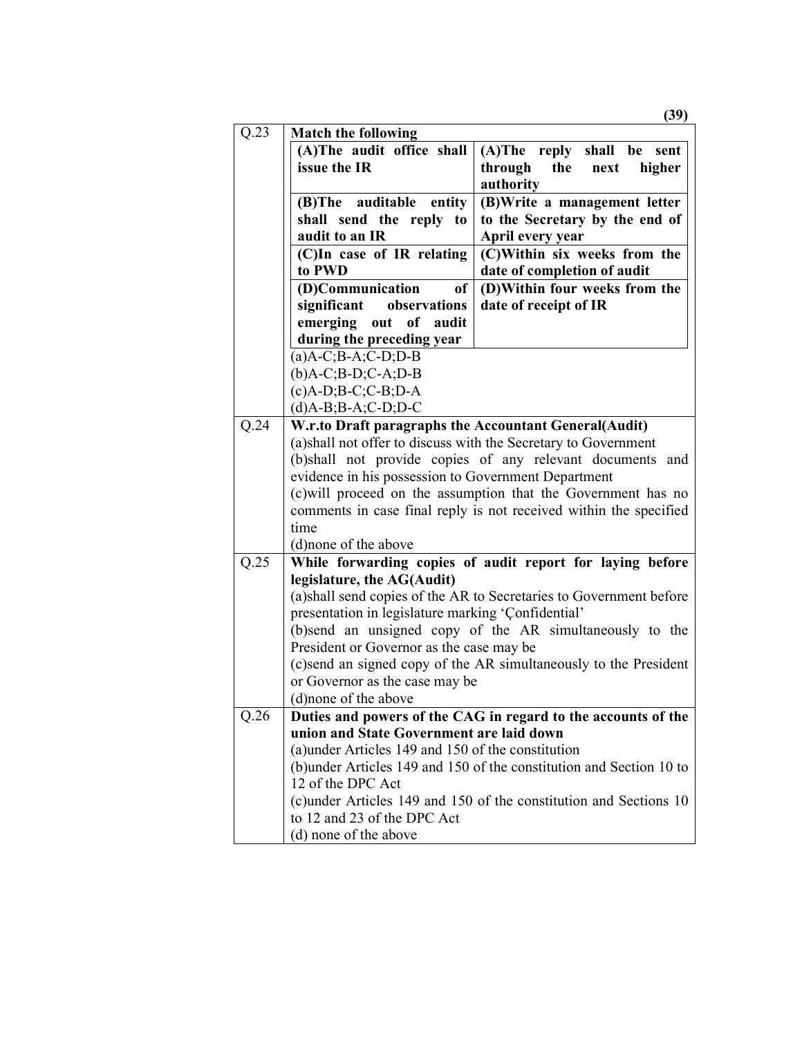| Q.23 | **Match the following** |
|---|---|

| **(A)The audit office shall issue the IR** | **(A)The reply shall be sent through the next higher authority** |
|---|---|
| **(B)The auditable entity shall send the reply to audit to an IR** | **(B)Write a management letter to the Secretary by the end of April every year** |
| **(C)In case of IR relating to PWD** | **(C)Within six weeks from the date of completion of audit** |
| **(D)Communication of significant observations emerging out of audit during the preceding year** | **(D)Within four weeks from the date of receipt of IR** |

(a)A-C;B-A;C-D;D-B
(b)A-C;B-D;C-A;D-B
(c)A-D;B-C;C-B;D-A
(d)A-B;B-A;C-D;D-C

**Q.24 W.r.to Draft paragraphs the Accountant General(Audit)**

(a)shall not offer to discuss with the Secretary to Government
(b)shall not provide copies of any relevant documents and evidence in his possession to Government Department
(c)will proceed on the assumption that the Government has no comments in case final reply is not received within the specified time
(d)none of the above

**Q.25 While forwarding copies of audit report for laying before legislature, the AG(Audit)**

(a)shall send copies of the AR to Secretaries to Government before presentation in legislature marking 'Çonfidential'
(b)send an unsigned copy of the AR simultaneously to the President or Governor as the case may be
(c)send an signed copy of the AR simultaneously to the President or Governor as the case may be
(d)none of the above

**Q.26 Duties and powers of the CAG in regard to the accounts of the union and State Government are laid down**

(a)under Articles 149 and 150 of the constitution
(b)under Articles 149 and 150 of the constitution and Section 10 to 12 of the DPC Act
(c)under Articles 149 and 150 of the constitution and Sections 10 to 12 and 23 of the DPC Act
(d) none of the above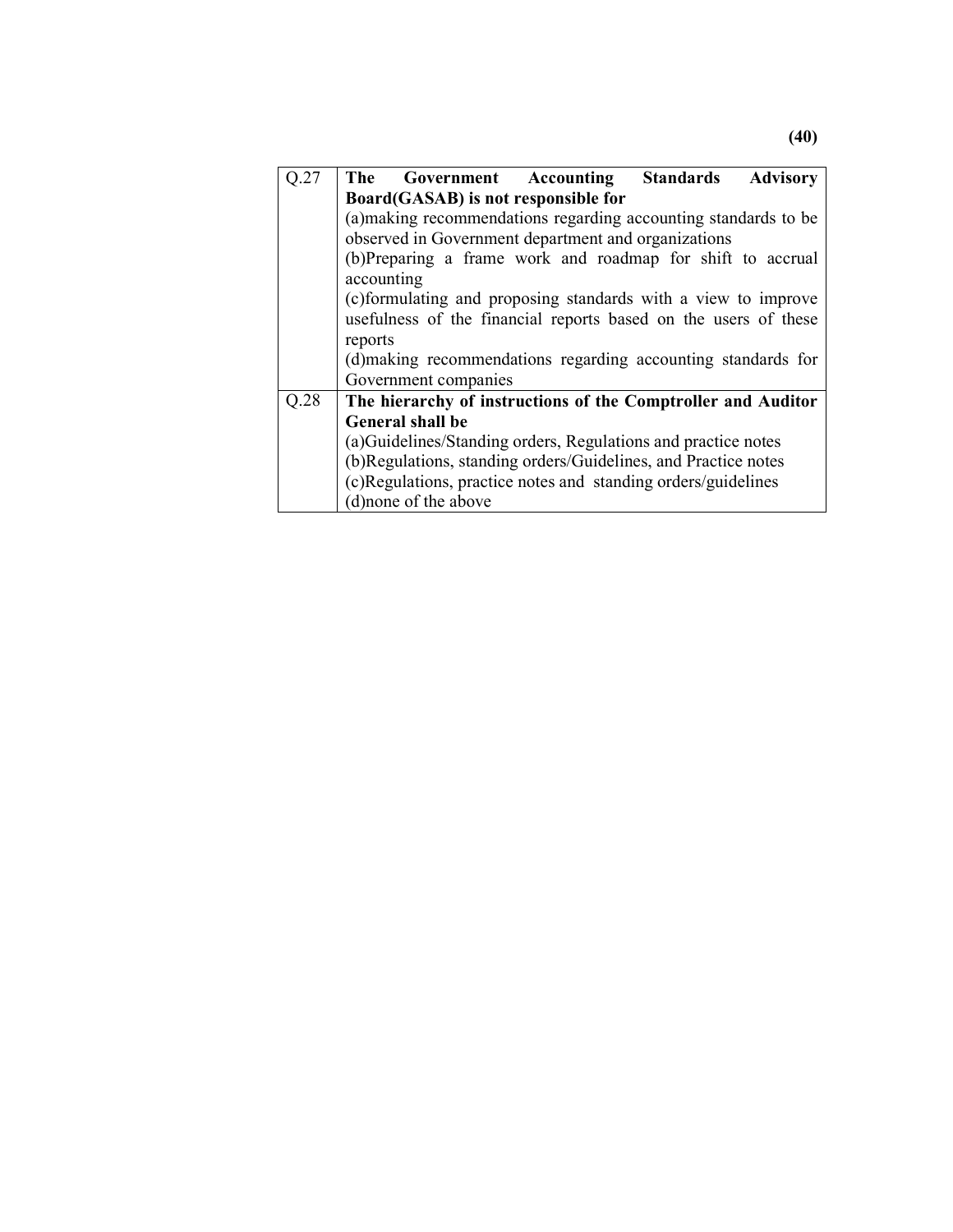| Q.27 | **The Government Accounting Standards Advisory Board(GASAB) is not responsible for**<br>(a)making recommendations regarding accounting standards to be observed in Government department and organizations<br>(b)Preparing a frame work and roadmap for shift to accrual accounting<br>(c)formulating and proposing standards with a view to improve usefulness of the financial reports based on the users of these reports<br>(d)making recommendations regarding accounting standards for Government companies |
|---|---|
| Q.28 | **The hierarchy of instructions of the Comptroller and Auditor General shall be**<br>(a)Guidelines/Standing orders, Regulations and practice notes<br>(b)Regulations, standing orders/Guidelines, and Practice notes<br>(c)Regulations, practice notes and standing orders/guidelines<br>(d)none of the above |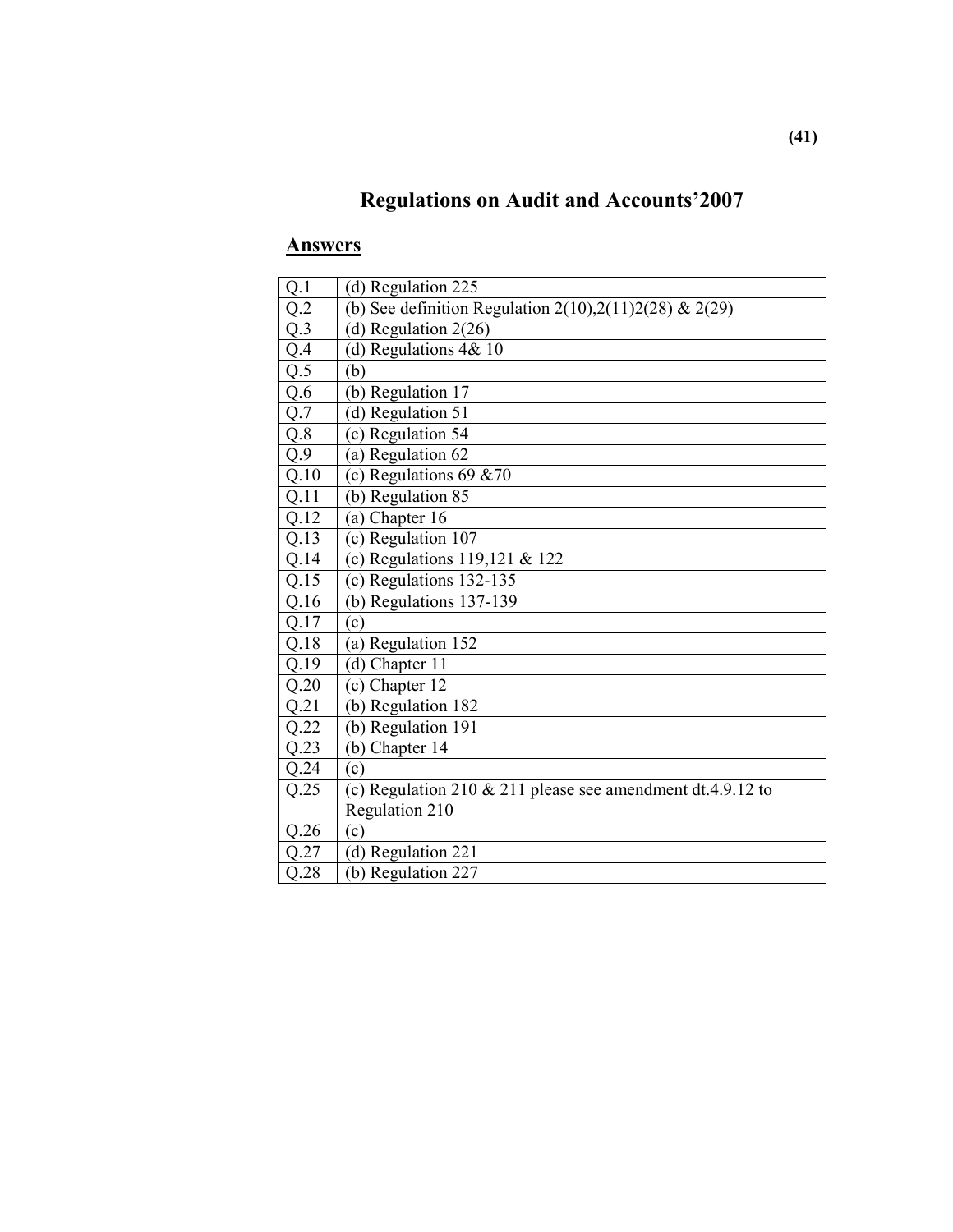# Regulations on Audit and Accounts'2007

## Answers

| | |
|---|---|
| Q.1 | (d) Regulation 225 |
| Q.2 | (b) See definition Regulation 2(10),2(11)2(28) & 2(29) |
| Q.3 | (d) Regulation 2(26) |
| Q.4 | (d) Regulations 4& 10 |
| Q.5 | (b) |
| Q.6 | (b) Regulation 17 |
| Q.7 | (d) Regulation 51 |
| Q.8 | (c) Regulation 54 |
| Q.9 | (a) Regulation 62 |
| Q.10 | (c) Regulations 69 &70 |
| Q.11 | (b) Regulation 85 |
| Q.12 | (a) Chapter 16 |
| Q.13 | (c) Regulation 107 |
| Q.14 | (c) Regulations 119,121 & 122 |
| Q.15 | (c) Regulations 132-135 |
| Q.16 | (b) Regulations 137-139 |
| Q.17 | (c) |
| Q.18 | (a) Regulation 152 |
| Q.19 | (d) Chapter 11 |
| Q.20 | (c) Chapter 12 |
| Q.21 | (b) Regulation 182 |
| Q.22 | (b) Regulation 191 |
| Q.23 | (b) Chapter 14 |
| Q.24 | (c) |
| Q.25 | (c) Regulation 210 & 211 please see amendment dt.4.9.12 to Regulation 210 |
| Q.26 | (c) |
| Q.27 | (d) Regulation 221 |
| Q.28 | (b) Regulation 227 |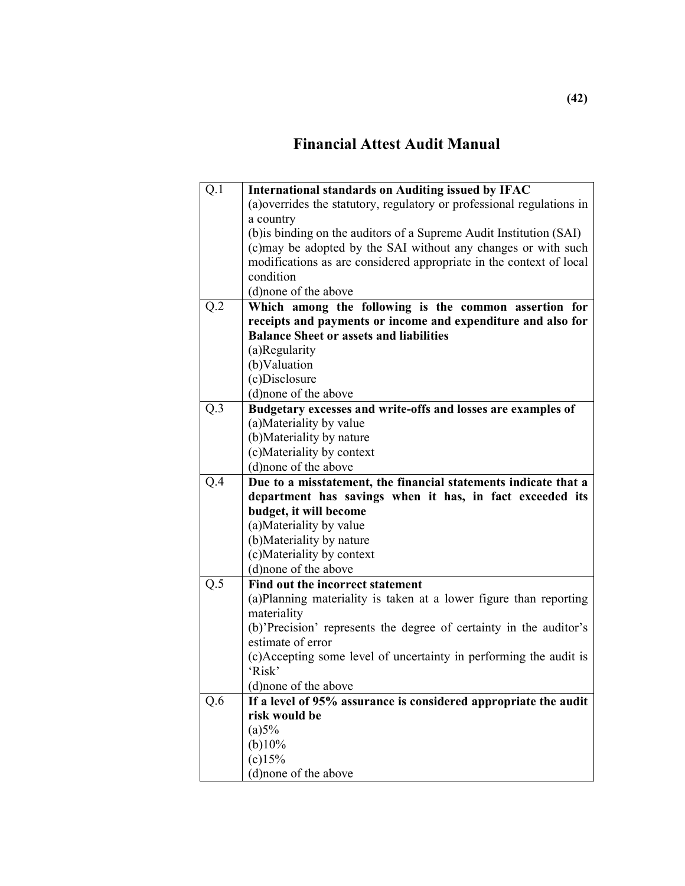# Financial Attest Audit Manual

| | |
|---|---|
| Q.1 | **International standards on Auditing issued by IFAC**<br>(a)overrides the statutory, regulatory or professional regulations in a country<br>(b)is binding on the auditors of a Supreme Audit Institution (SAI)<br>(c)may be adopted by the SAI without any changes or with such modifications as are considered appropriate in the context of local condition<br>(d)none of the above |
| Q.2 | **Which among the following is the common assertion for receipts and payments or income and expenditure and also for Balance Sheet or assets and liabilities**<br>(a)Regularity<br>(b)Valuation<br>(c)Disclosure<br>(d)none of the above |
| Q.3 | **Budgetary excesses and write-offs and losses are examples of**<br>(a)Materiality by value<br>(b)Materiality by nature<br>(c)Materiality by context<br>(d)none of the above |
| Q.4 | **Due to a misstatement, the financial statements indicate that a department has savings when it has, in fact exceeded its budget, it will become**<br>(a)Materiality by value<br>(b)Materiality by nature<br>(c)Materiality by context<br>(d)none of the above |
| Q.5 | **Find out the incorrect statement**<br>(a)Planning materiality is taken at a lower figure than reporting materiality<br>(b)'Precision' represents the degree of certainty in the auditor's estimate of error<br>(c)Accepting some level of uncertainty in performing the audit is 'Risk'<br>(d)none of the above |
| Q.6 | **If a level of 95% assurance is considered appropriate the audit risk would be**<br>(a)5%<br>(b)10%<br>(c)15%<br>(d)none of the above |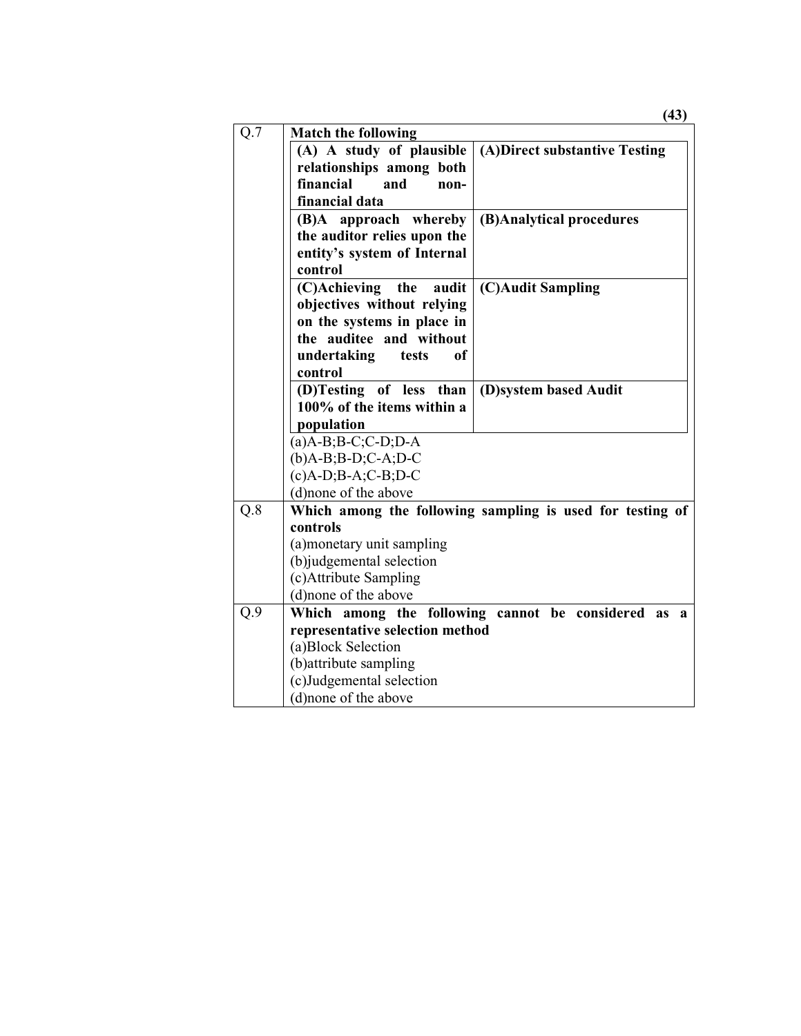**Q.7 Match the following**

| | |
|---|---|
| **(A) A study of plausible relationships among both financial and non-financial data** | **(A)Direct substantive Testing** |
| **(B)A approach whereby the auditor relies upon the entity's system of Internal control** | **(B)Analytical procedures** |
| **(C)Achieving the audit objectives without relying on the systems in place in the auditee and without undertaking tests of control** | **(C)Audit Sampling** |
| **(D)Testing of less than 100% of the items within a population** | **(D)system based Audit** |

(a)A-B;B-C;C-D;D-A
(b)A-B;B-D;C-A;D-C
(c)A-D;B-A;C-B;D-C
(d)none of the above

**Q.8 Which among the following sampling is used for testing of controls**

(a)monetary unit sampling
(b)judgemental selection
(c)Attribute Sampling
(d)none of the above

**Q.9 Which among the following cannot be considered as a representative selection method**

(a)Block Selection
(b)attribute sampling
(c)Judgemental selection
(d)none of the above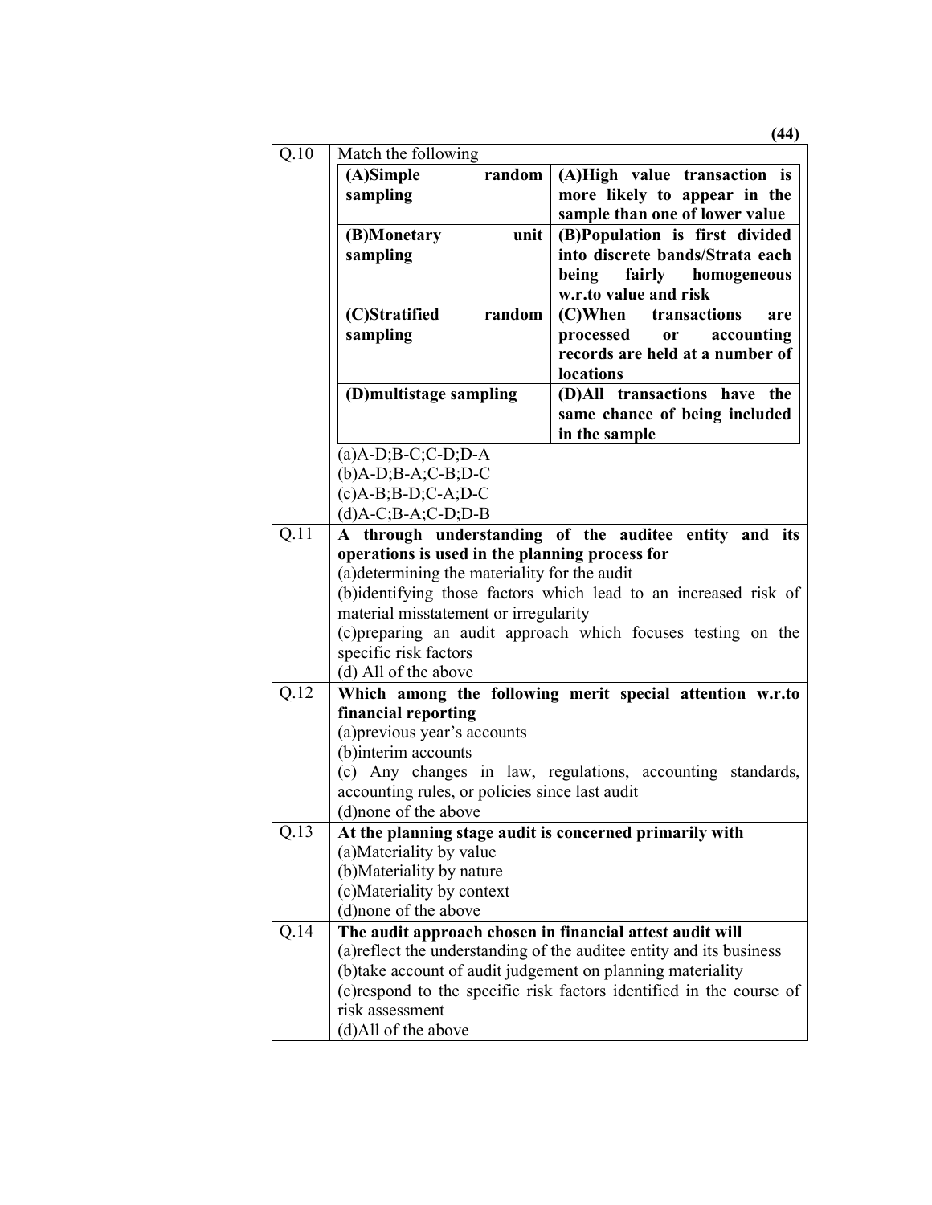| | |
|---|---|
| Q.10 | Match the following |

| | |
|---|---|
| **(A)Simple random sampling** | **(A)High value transaction is more likely to appear in the sample than one of lower value** |
| **(B)Monetary unit sampling** | **(B)Population is first divided into discrete bands/Strata each being fairly homogeneous w.r.to value and risk** |
| **(C)Stratified random sampling** | **(C)When transactions are processed or accounting records are held at a number of locations** |
| **(D)multistage sampling** | **(D)All transactions have the same chance of being included in the sample** |

(a)A-D;B-C;C-D;D-A
(b)A-D;B-A;C-B;D-C
(c)A-B;B-D;C-A;D-C
(d)A-C;B-A;C-D;D-B

**Q.11 A through understanding of the auditee entity and its operations is used in the planning process for**

(a)determining the materiality for the audit
(b)identifying those factors which lead to an increased risk of material misstatement or irregularity
(c)preparing an audit approach which focuses testing on the specific risk factors
(d) All of the above

**Q.12 Which among the following merit special attention w.r.to financial reporting**

(a)previous year's accounts
(b)interim accounts
(c) Any changes in law, regulations, accounting standards, accounting rules, or policies since last audit
(d)none of the above

**Q.13 At the planning stage audit is concerned primarily with**

(a)Materiality by value
(b)Materiality by nature
(c)Materiality by context
(d)none of the above

**Q.14 The audit approach chosen in financial attest audit will**

(a)reflect the understanding of the auditee entity and its business
(b)take account of audit judgement on planning materiality
(c)respond to the specific risk factors identified in the course of risk assessment
(d)All of the above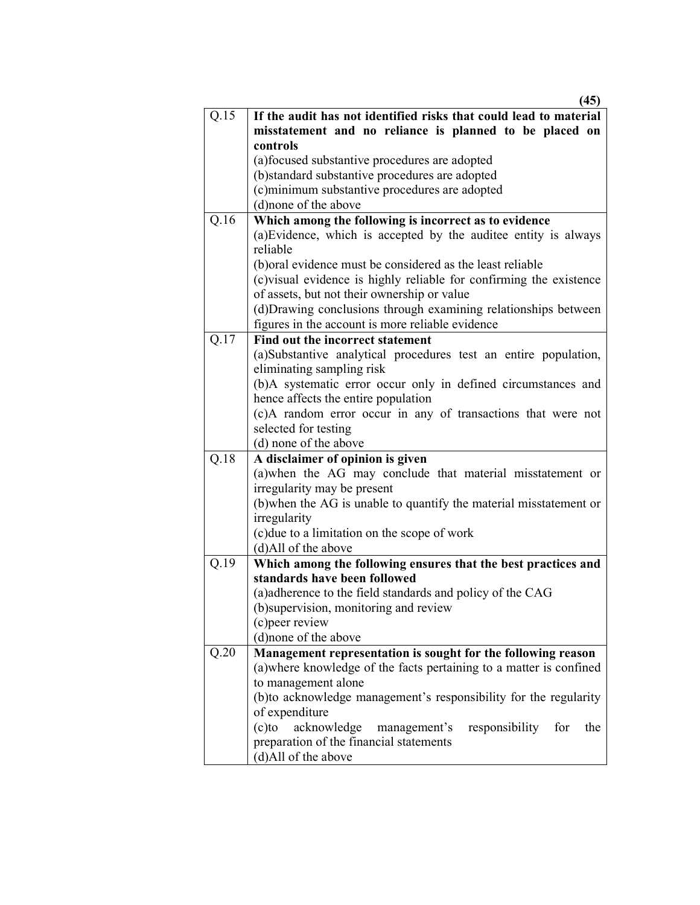| | |
|---|---|
| Q.15 | **If the audit has not identified risks that could lead to material misstatement and no reliance is planned to be placed on controls**<br>(a)focused substantive procedures are adopted<br>(b)standard substantive procedures are adopted<br>(c)minimum substantive procedures are adopted<br>(d)none of the above |
| Q.16 | **Which among the following is incorrect as to evidence**<br>(a)Evidence, which is accepted by the auditee entity is always reliable<br>(b)oral evidence must be considered as the least reliable<br>(c)visual evidence is highly reliable for confirming the existence of assets, but not their ownership or value<br>(d)Drawing conclusions through examining relationships between figures in the account is more reliable evidence |
| Q.17 | **Find out the incorrect statement**<br>(a)Substantive analytical procedures test an entire population, eliminating sampling risk<br>(b)A systematic error occur only in defined circumstances and hence affects the entire population<br>(c)A random error occur in any of transactions that were not selected for testing<br>(d) none of the above |
| Q.18 | **A disclaimer of opinion is given**<br>(a)when the AG may conclude that material misstatement or irregularity may be present<br>(b)when the AG is unable to quantify the material misstatement or irregularity<br>(c)due to a limitation on the scope of work<br>(d)All of the above |
| Q.19 | **Which among the following ensures that the best practices and standards have been followed**<br>(a)adherence to the field standards and policy of the CAG<br>(b)supervision, monitoring and review<br>(c)peer review<br>(d)none of the above |
| Q.20 | **Management representation is sought for the following reason**<br>(a)where knowledge of the facts pertaining to a matter is confined to management alone<br>(b)to acknowledge management's responsibility for the regularity of expenditure<br>(c)to acknowledge management's responsibility for the preparation of the financial statements<br>(d)All of the above |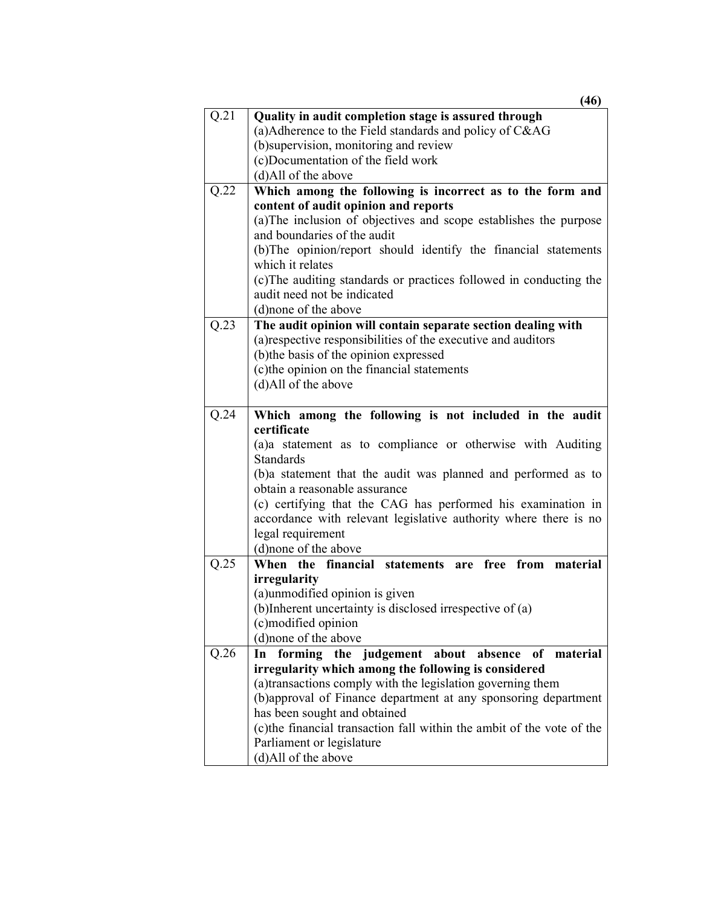| Q.21 | **Quality in audit completion stage is assured through**<br>(a)Adherence to the Field standards and policy of C&AG<br>(b)supervision, monitoring and review<br>(c)Documentation of the field work<br>(d)All of the above |
|---|---|
| Q.22 | **Which among the following is incorrect as to the form and content of audit opinion and reports**<br>(a)The inclusion of objectives and scope establishes the purpose and boundaries of the audit<br>(b)The opinion/report should identify the financial statements which it relates<br>(c)The auditing standards or practices followed in conducting the audit need not be indicated<br>(d)none of the above |
| Q.23 | **The audit opinion will contain separate section dealing with**<br>(a)respective responsibilities of the executive and auditors<br>(b)the basis of the opinion expressed<br>(c)the opinion on the financial statements<br>(d)All of the above |
| Q.24 | **Which among the following is not included in the audit certificate**<br>(a)a statement as to compliance or otherwise with Auditing Standards<br>(b)a statement that the audit was planned and performed as to obtain a reasonable assurance<br>(c) certifying that the CAG has performed his examination in accordance with relevant legislative authority where there is no legal requirement<br>(d)none of the above |
| Q.25 | **When the financial statements are free from material irregularity**<br>(a)unmodified opinion is given<br>(b)Inherent uncertainty is disclosed irrespective of (a)<br>(c)modified opinion<br>(d)none of the above |
| Q.26 | **In forming the judgement about absence of material irregularity which among the following is considered**<br>(a)transactions comply with the legislation governing them<br>(b)approval of Finance department at any sponsoring department has been sought and obtained<br>(c)the financial transaction fall within the ambit of the vote of the Parliament or legislature<br>(d)All of the above |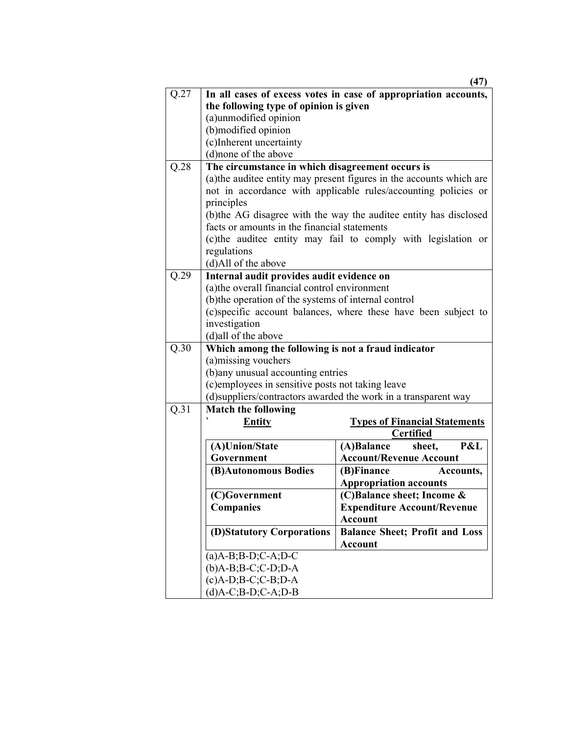| Q.No. | Question |
|---|---|
| Q.27 | **In all cases of excess votes in case of appropriation accounts, the following type of opinion is given**<br>(a)unmodified opinion<br>(b)modified opinion<br>(c)Inherent uncertainty<br>(d)none of the above |
| Q.28 | **The circumstance in which disagreement occurs is**<br>(a)the auditee entity may present figures in the accounts which are not in accordance with applicable rules/accounting policies or principles<br>(b)the AG disagree with the way the auditee entity has disclosed facts or amounts in the financial statements<br>(c)the auditee entity may fail to comply with legislation or regulations<br>(d)All of the above |
| Q.29 | **Internal audit provides audit evidence on**<br>(a)the overall financial control environment<br>(b)the operation of the systems of internal control<br>(c)specific account balances, where these have been subject to investigation<br>(d)all of the above |
| Q.30 | **Which among the following is not a fraud indicator**<br>(a)missing vouchers<br>(b)any unusual accounting entries<br>(c)employees in sensitive posts not taking leave<br>(d)suppliers/contractors awarded the work in a transparent way |
| Q.31 | **Match the following** (see table below) |

**Q.31 Match the following**

| **Entity** | **Types of Financial Statements Certified** |
|---|---|
| **(A)Union/State Government** | **(A)Balance sheet, P&L Account/Revenue Account** |
| **(B)Autonomous Bodies** | **(B)Finance Accounts, Appropriation accounts** |
| **(C)Government Companies** | **(C)Balance sheet; Income & Expenditure Account/Revenue Account** |
| **(D)Statutory Corporations** | **Balance Sheet; Profit and Loss Account** |

(a)A-B;B-D;C-A;D-C
(b)A-B;B-C;C-D;D-A
(c)A-D;B-C;C-B;D-A
(d)A-C;B-D;C-A;D-B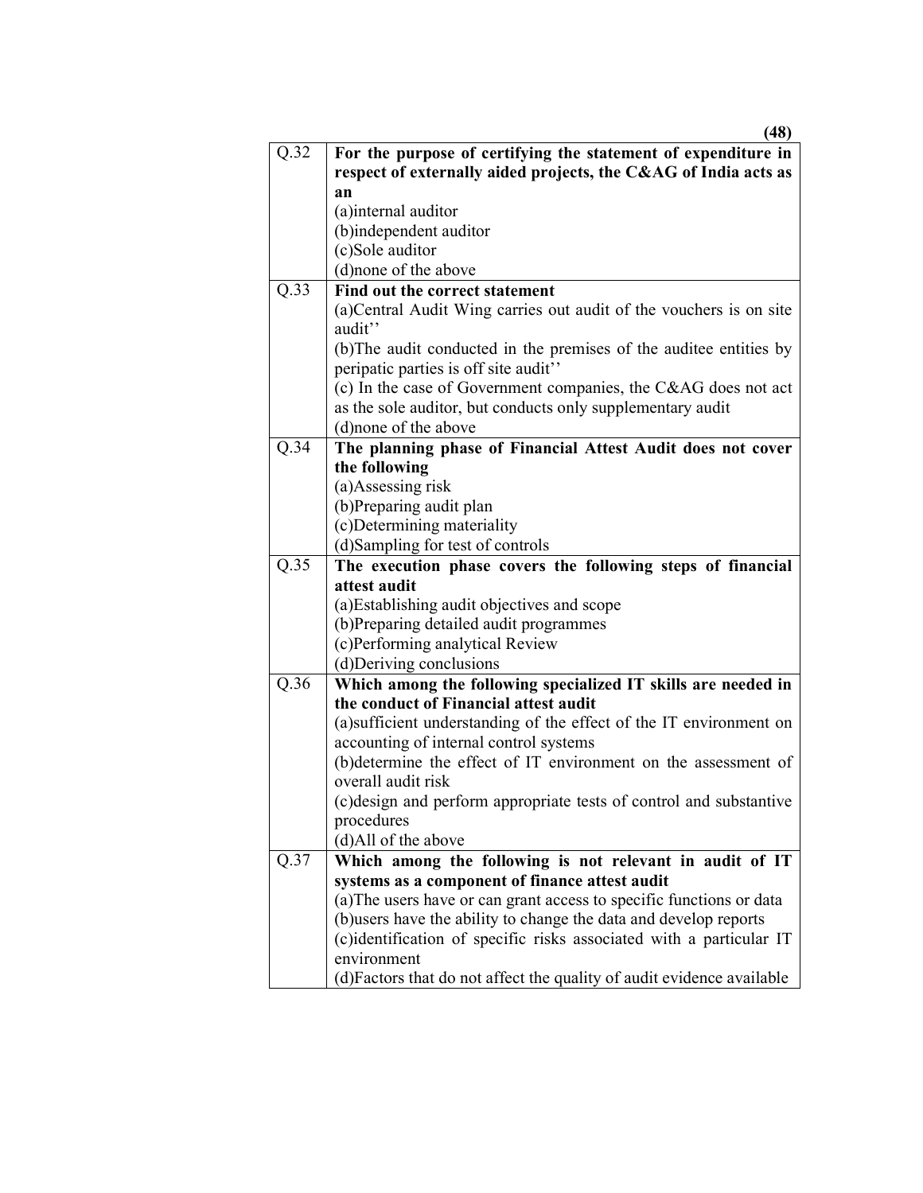| | |
|---|---|
| Q.32 | **For the purpose of certifying the statement of expenditure in respect of externally aided projects, the C&AG of India acts as an**<br>(a)internal auditor<br>(b)independent auditor<br>(c)Sole auditor<br>(d)none of the above |
| Q.33 | **Find out the correct statement**<br>(a)Central Audit Wing carries out audit of the vouchers is on site audit''<br>(b)The audit conducted in the premises of the auditee entities by peripatic parties is off site audit''<br>(c) In the case of Government companies, the C&AG does not act as the sole auditor, but conducts only supplementary audit<br>(d)none of the above |
| Q.34 | **The planning phase of Financial Attest Audit does not cover the following**<br>(a)Assessing risk<br>(b)Preparing audit plan<br>(c)Determining materiality<br>(d)Sampling for test of controls |
| Q.35 | **The execution phase covers the following steps of financial attest audit**<br>(a)Establishing audit objectives and scope<br>(b)Preparing detailed audit programmes<br>(c)Performing analytical Review<br>(d)Deriving conclusions |
| Q.36 | **Which among the following specialized IT skills are needed in the conduct of Financial attest audit**<br>(a)sufficient understanding of the effect of the IT environment on accounting of internal control systems<br>(b)determine the effect of IT environment on the assessment of overall audit risk<br>(c)design and perform appropriate tests of control and substantive procedures<br>(d)All of the above |
| Q.37 | **Which among the following is not relevant in audit of IT systems as a component of finance attest audit**<br>(a)The users have or can grant access to specific functions or data<br>(b)users have the ability to change the data and develop reports<br>(c)identification of specific risks associated with a particular IT environment<br>(d)Factors that do not affect the quality of audit evidence available |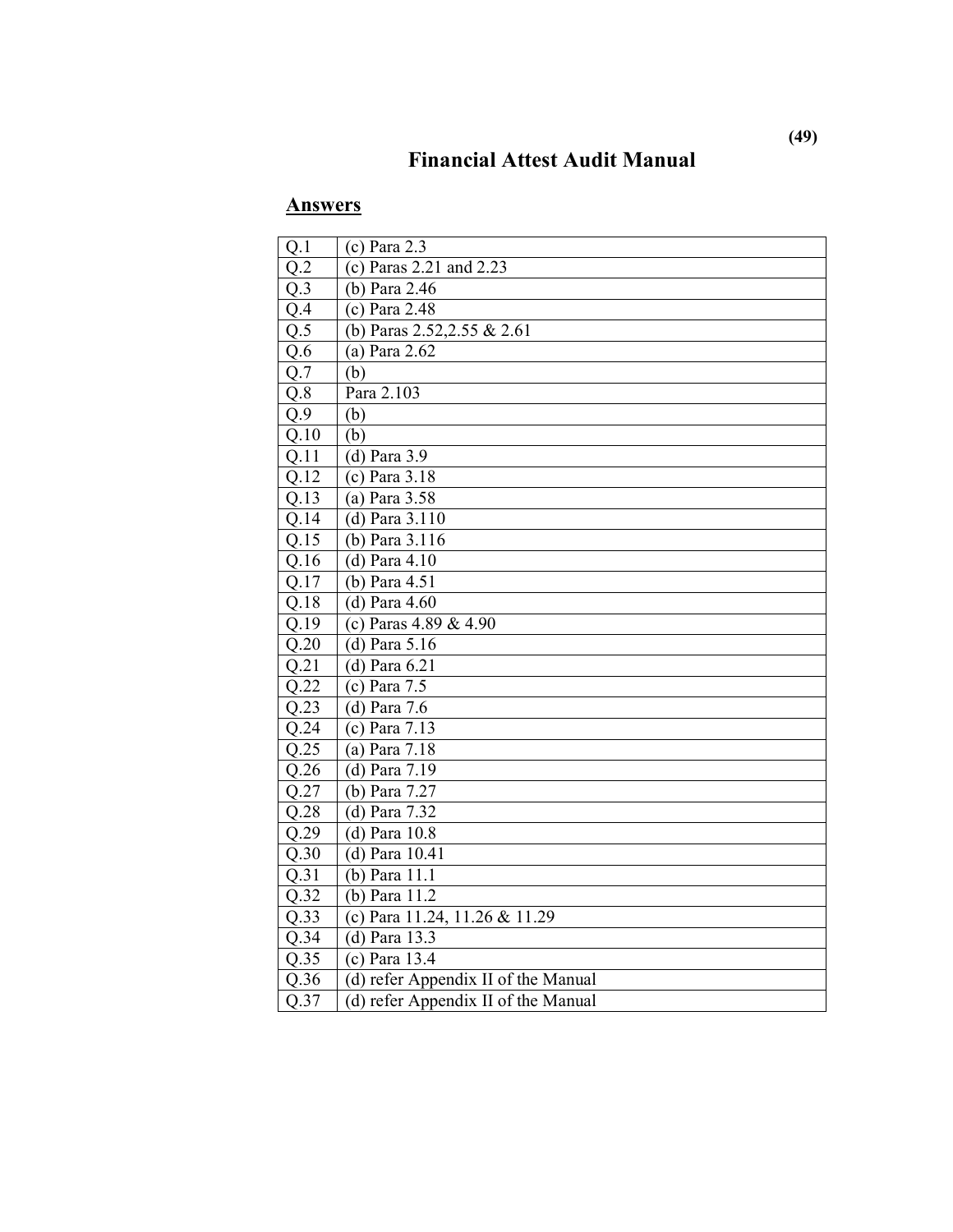# Financial Attest Audit Manual

## Answers

| | |
|---|---|
| Q.1 | (c) Para 2.3 |
| Q.2 | (c) Paras 2.21 and 2.23 |
| Q.3 | (b) Para 2.46 |
| Q.4 | (c) Para 2.48 |
| Q.5 | (b) Paras 2.52,2.55 & 2.61 |
| Q.6 | (a) Para 2.62 |
| Q.7 | (b) |
| Q.8 | Para 2.103 |
| Q.9 | (b) |
| Q.10 | (b) |
| Q.11 | (d) Para 3.9 |
| Q.12 | (c) Para 3.18 |
| Q.13 | (a) Para 3.58 |
| Q.14 | (d) Para 3.110 |
| Q.15 | (b) Para 3.116 |
| Q.16 | (d) Para 4.10 |
| Q.17 | (b) Para 4.51 |
| Q.18 | (d) Para 4.60 |
| Q.19 | (c) Paras 4.89 & 4.90 |
| Q.20 | (d) Para 5.16 |
| Q.21 | (d) Para 6.21 |
| Q.22 | (c) Para 7.5 |
| Q.23 | (d) Para 7.6 |
| Q.24 | (c) Para 7.13 |
| Q.25 | (a) Para 7.18 |
| Q.26 | (d) Para 7.19 |
| Q.27 | (b) Para 7.27 |
| Q.28 | (d) Para 7.32 |
| Q.29 | (d) Para 10.8 |
| Q.30 | (d) Para 10.41 |
| Q.31 | (b) Para 11.1 |
| Q.32 | (b) Para 11.2 |
| Q.33 | (c) Para 11.24, 11.26 & 11.29 |
| Q.34 | (d) Para 13.3 |
| Q.35 | (c) Para 13.4 |
| Q.36 | (d) refer Appendix II of the Manual |
| Q.37 | (d) refer Appendix II of the Manual |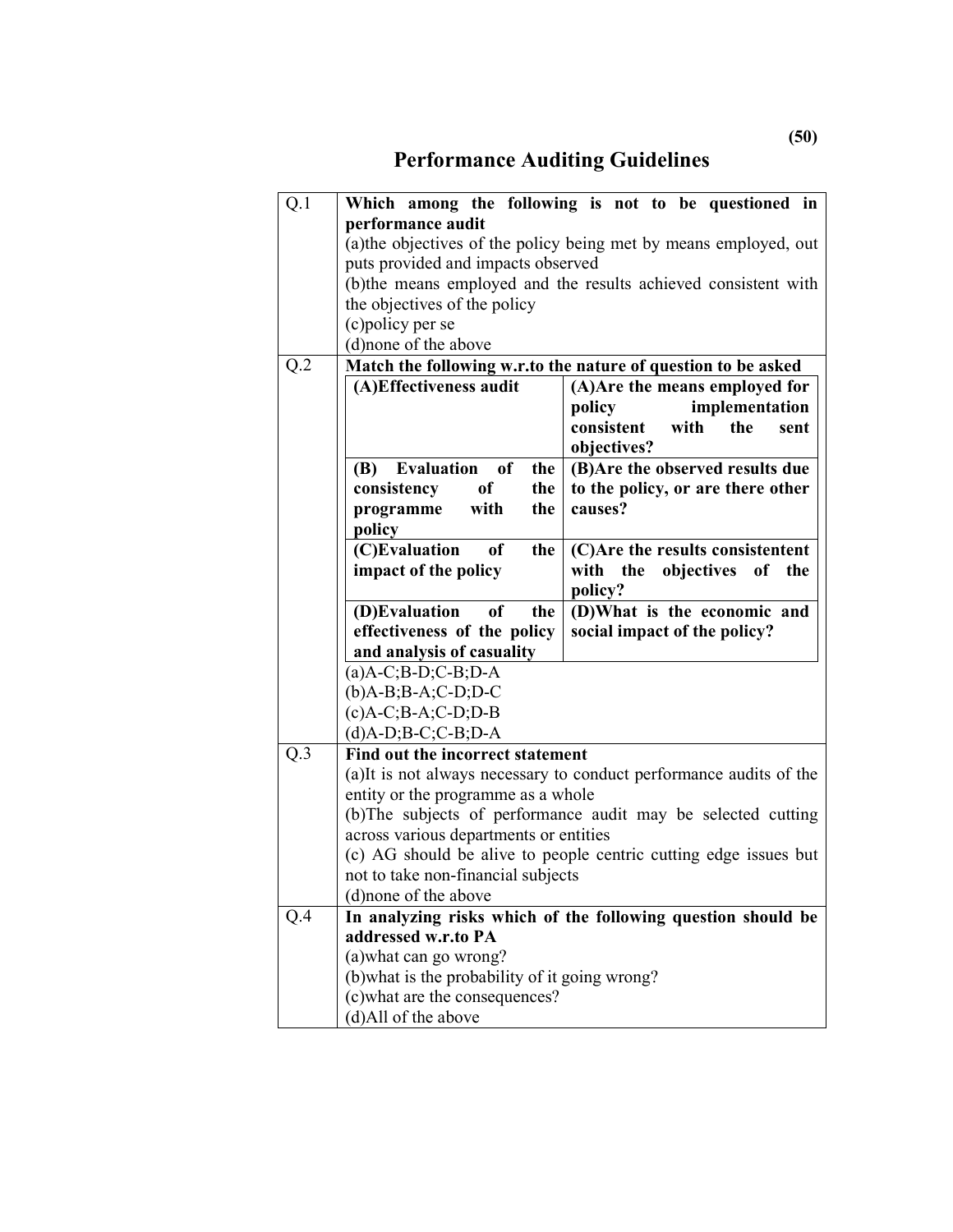# Performance Auditing Guidelines

| | |
|---|---|
| Q.1 | **Which among the following is not to be questioned in performance audit**<br>(a)the objectives of the policy being met by means employed, out puts provided and impacts observed<br>(b)the means employed and the results achieved consistent with the objectives of the policy<br>(c)policy per se<br>(d)none of the above |
| Q.2 | **Match the following w.r.to the nature of question to be asked**<br>**(A)Effectiveness audit** — **(A)Are the means employed for policy implementation consistent with the sent objectives?**<br>**(B) Evaluation of the consistency of the programme with the policy** — **(B)Are the observed results due to the policy, or are there other causes?**<br>**(C)Evaluation of the impact of the policy** — **(C)Are the results consistentent with the objectives of the policy?**<br>**(D)Evaluation of the effectiveness of the policy and analysis of casuality** — **(D)What is the economic and social impact of the policy?**<br>(a)A-C;B-D;C-B;D-A<br>(b)A-B;B-A;C-D;D-C<br>(c)A-C;B-A;C-D;D-B<br>(d)A-D;B-C;C-B;D-A |
| Q.3 | **Find out the incorrect statement**<br>(a)It is not always necessary to conduct performance audits of the entity or the programme as a whole<br>(b)The subjects of performance audit may be selected cutting across various departments or entities<br>(c) AG should be alive to people centric cutting edge issues but not to take non-financial subjects<br>(d)none of the above |
| Q.4 | **In analyzing risks which of the following question should be addressed w.r.to PA**<br>(a)what can go wrong?<br>(b)what is the probability of it going wrong?<br>(c)what are the consequences?<br>(d)All of the above |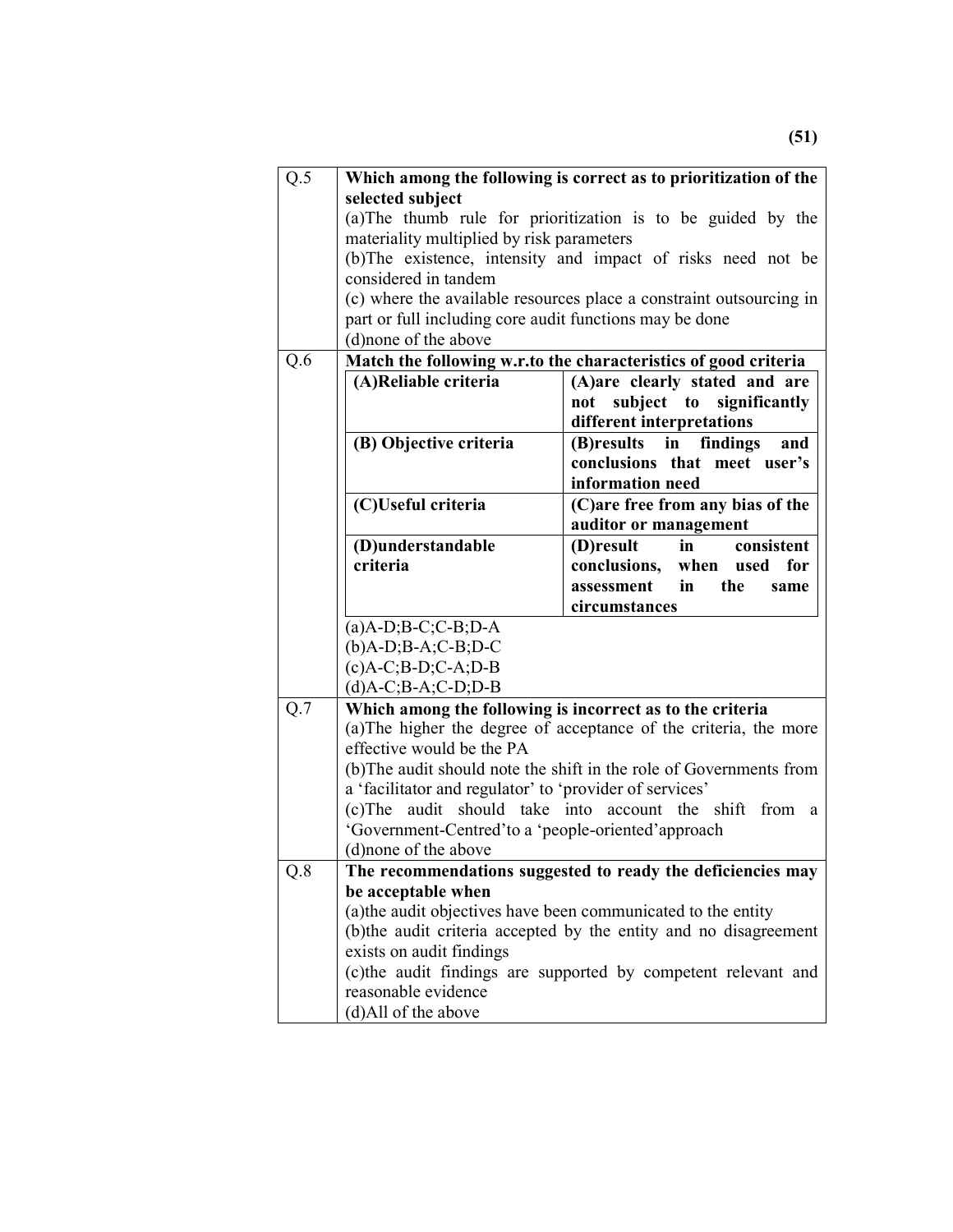| Q.5 | **Which among the following is correct as to prioritization of the selected subject**<br>(a)The thumb rule for prioritization is to be guided by the materiality multiplied by risk parameters<br>(b)The existence, intensity and impact of risks need not be considered in tandem<br>(c) where the available resources place a constraint outsourcing in part or full including core audit functions may be done<br>(d)none of the above |
|---|---|
| Q.6 | **Match the following w.r.to the characteristics of good criteria**<br>**(A)Reliable criteria** — **(A)are clearly stated and are not subject to significantly different interpretations**<br>**(B) Objective criteria** — **(B)results in findings and conclusions that meet user's information need**<br>**(C)Useful criteria** — **(C)are free from any bias of the auditor or management**<br>**(D)understandable criteria** — **(D)result in consistent conclusions, when used for assessment in the same circumstances**<br>(a)A-D;B-C;C-B;D-A<br>(b)A-D;B-A;C-B;D-C<br>(c)A-C;B-D;C-A;D-B<br>(d)A-C;B-A;C-D;D-B |
| Q.7 | **Which among the following is incorrect as to the criteria**<br>(a)The higher the degree of acceptance of the criteria, the more effective would be the PA<br>(b)The audit should note the shift in the role of Governments from a 'facilitator and regulator' to 'provider of services'<br>(c)The audit should take into account the shift from a 'Government-Centred'to a 'people-oriented'approach<br>(d)none of the above |
| Q.8 | **The recommendations suggested to ready the deficiencies may be acceptable when**<br>(a)the audit objectives have been communicated to the entity<br>(b)the audit criteria accepted by the entity and no disagreement exists on audit findings<br>(c)the audit findings are supported by competent relevant and reasonable evidence<br>(d)All of the above |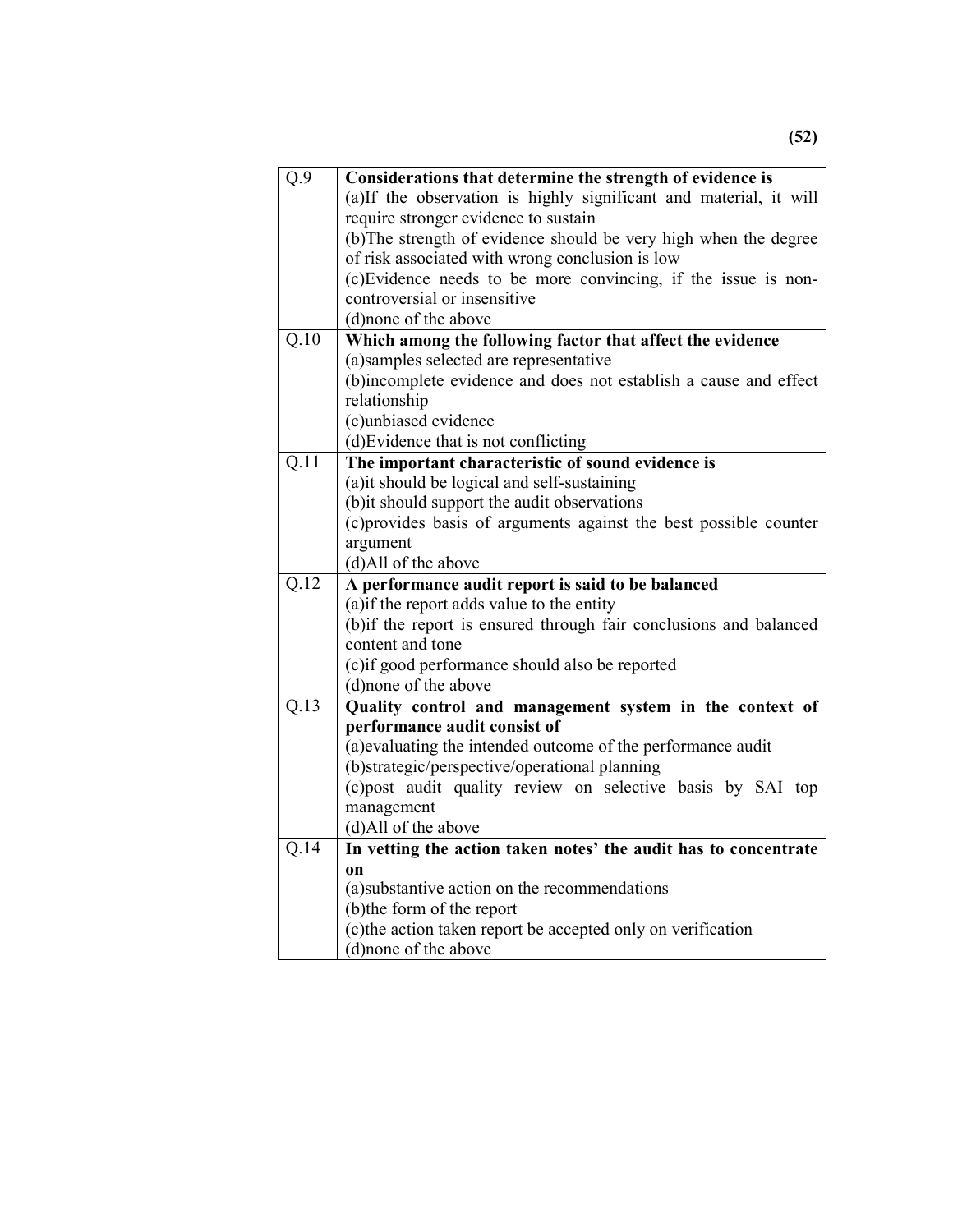| Q.9 | **Considerations that determine the strength of evidence is**<br>(a)If the observation is highly significant and material, it will require stronger evidence to sustain<br>(b)The strength of evidence should be very high when the degree of risk associated with wrong conclusion is low<br>(c)Evidence needs to be more convincing, if the issue is non-controversial or insensitive<br>(d)none of the above |
|---|---|
| Q.10 | **Which among the following factor that affect the evidence**<br>(a)samples selected are representative<br>(b)incomplete evidence and does not establish a cause and effect relationship<br>(c)unbiased evidence<br>(d)Evidence that is not conflicting |
| Q.11 | **The important characteristic of sound evidence is**<br>(a)it should be logical and self-sustaining<br>(b)it should support the audit observations<br>(c)provides basis of arguments against the best possible counter argument<br>(d)All of the above |
| Q.12 | **A performance audit report is said to be balanced**<br>(a)if the report adds value to the entity<br>(b)if the report is ensured through fair conclusions and balanced content and tone<br>(c)if good performance should also be reported<br>(d)none of the above |
| Q.13 | **Quality control and management system in the context of performance audit consist of**<br>(a)evaluating the intended outcome of the performance audit<br>(b)strategic/perspective/operational planning<br>(c)post audit quality review on selective basis by SAI top management<br>(d)All of the above |
| Q.14 | **In vetting the action taken notes' the audit has to concentrate on**<br>(a)substantive action on the recommendations<br>(b)the form of the report<br>(c)the action taken report be accepted only on verification<br>(d)none of the above |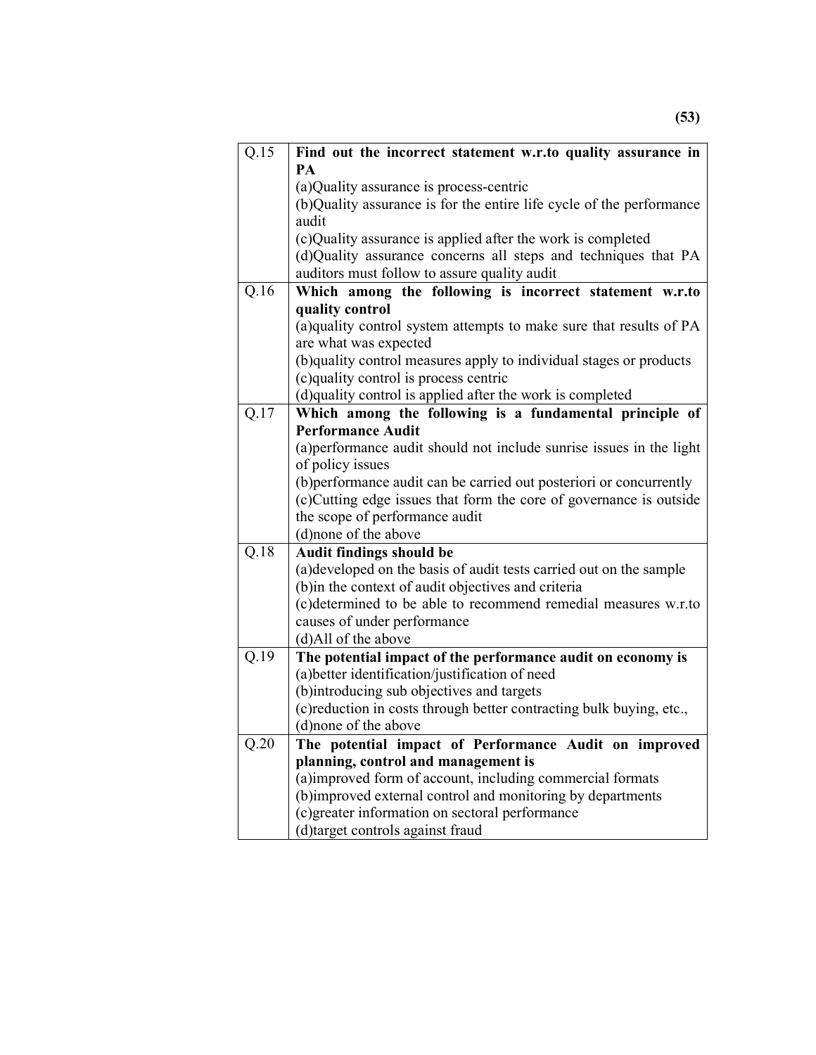| Q.15 | **Find out the incorrect statement w.r.to quality assurance in PA**<br>(a)Quality assurance is process-centric<br>(b)Quality assurance is for the entire life cycle of the performance audit<br>(c)Quality assurance is applied after the work is completed<br>(d)Quality assurance concerns all steps and techniques that PA auditors must follow to assure quality audit |
|---|---|
| Q.16 | **Which among the following is incorrect statement w.r.to quality control**<br>(a)quality control system attempts to make sure that results of PA are what was expected<br>(b)quality control measures apply to individual stages or products<br>(c)quality control is process centric<br>(d)quality control is applied after the work is completed |
| Q.17 | **Which among the following is a fundamental principle of Performance Audit**<br>(a)performance audit should not include sunrise issues in the light of policy issues<br>(b)performance audit can be carried out posteriori or concurrently<br>(c)Cutting edge issues that form the core of governance is outside the scope of performance audit<br>(d)none of the above |
| Q.18 | **Audit findings should be**<br>(a)developed on the basis of audit tests carried out on the sample<br>(b)in the context of audit objectives and criteria<br>(c)determined to be able to recommend remedial measures w.r.to causes of under performance<br>(d)All of the above |
| Q.19 | **The potential impact of the performance audit on economy is**<br>(a)better identification/justification of need<br>(b)introducing sub objectives and targets<br>(c)reduction in costs through better contracting bulk buying, etc.,<br>(d)none of the above |
| Q.20 | **The potential impact of Performance Audit on improved planning, control and management is**<br>(a)improved form of account, including commercial formats<br>(b)improved external control and monitoring by departments<br>(c)greater information on sectoral performance<br>(d)target controls against fraud |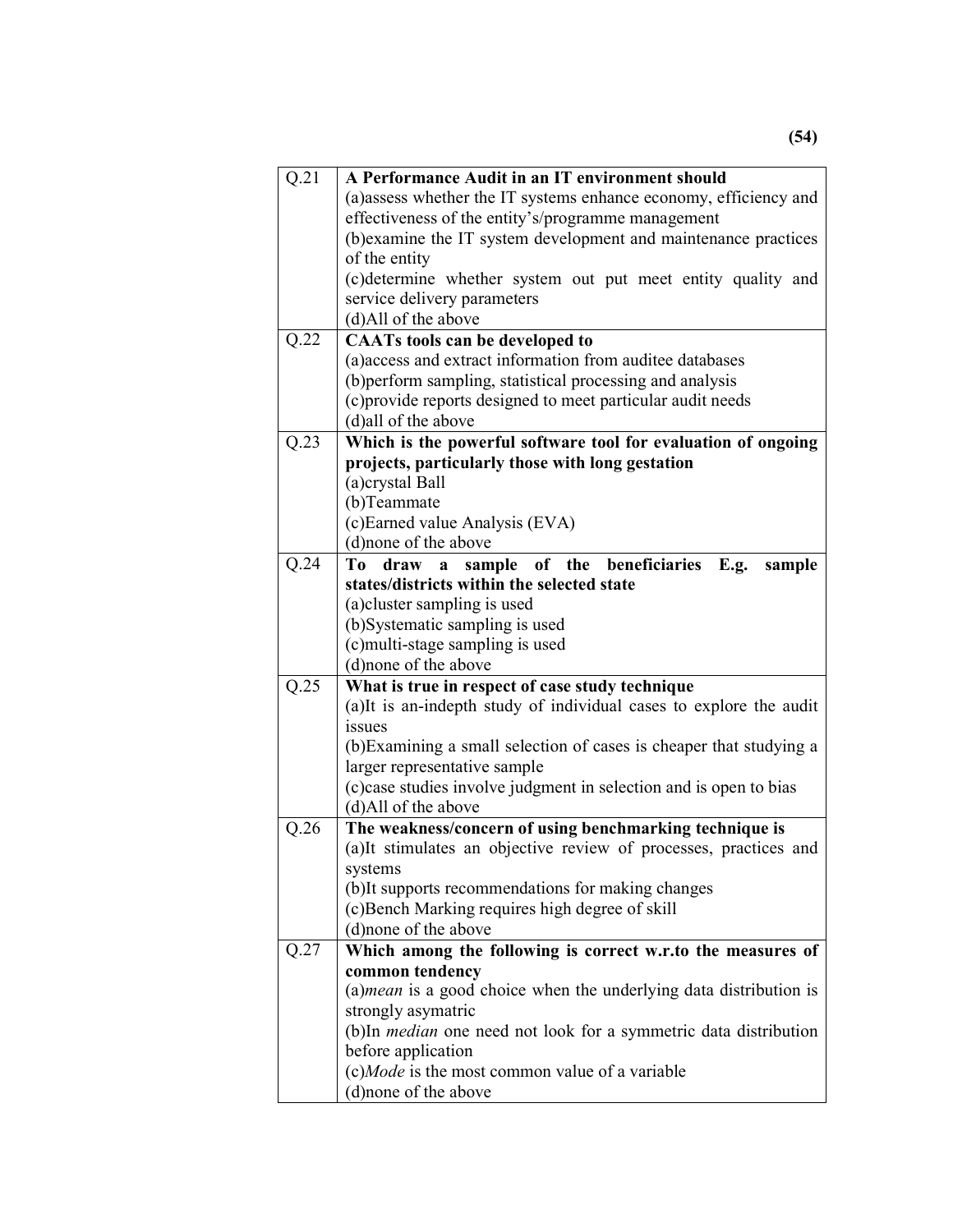| | |
|---|---|
| Q.21 | **A Performance Audit in an IT environment should**<br>(a)assess whether the IT systems enhance economy, efficiency and effectiveness of the entity's/programme management<br>(b)examine the IT system development and maintenance practices of the entity<br>(c)determine whether system out put meet entity quality and service delivery parameters<br>(d)All of the above |
| Q.22 | **CAATs tools can be developed to**<br>(a)access and extract information from auditee databases<br>(b)perform sampling, statistical processing and analysis<br>(c)provide reports designed to meet particular audit needs<br>(d)all of the above |
| Q.23 | **Which is the powerful software tool for evaluation of ongoing projects, particularly those with long gestation**<br>(a)crystal Ball<br>(b)Teammate<br>(c)Earned value Analysis (EVA)<br>(d)none of the above |
| Q.24 | **To draw a sample of the beneficiaries E.g. sample states/districts within the selected state**<br>(a)cluster sampling is used<br>(b)Systematic sampling is used<br>(c)multi-stage sampling is used<br>(d)none of the above |
| Q.25 | **What is true in respect of case study technique**<br>(a)It is an-indepth study of individual cases to explore the audit issues<br>(b)Examining a small selection of cases is cheaper that studying a larger representative sample<br>(c)case studies involve judgment in selection and is open to bias<br>(d)All of the above |
| Q.26 | **The weakness/concern of using benchmarking technique is**<br>(a)It stimulates an objective review of processes, practices and systems<br>(b)It supports recommendations for making changes<br>(c)Bench Marking requires high degree of skill<br>(d)none of the above |
| Q.27 | **Which among the following is correct w.r.to the measures of common tendency**<br>(a)*mean* is a good choice when the underlying data distribution is strongly asymatric<br>(b)In *median* one need not look for a symmetric data distribution before application<br>(c)*Mode* is the most common value of a variable<br>(d)none of the above |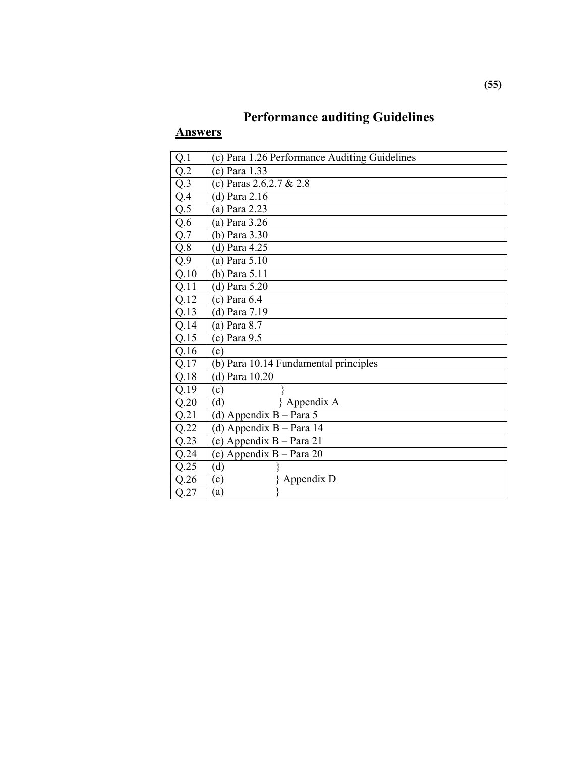# Performance auditing Guidelines

## Answers

| | |
|---|---|
| Q.1 | (c) Para 1.26 Performance Auditing Guidelines |
| Q.2 | (c) Para 1.33 |
| Q.3 | (c) Paras 2.6,2.7 & 2.8 |
| Q.4 | (d) Para 2.16 |
| Q.5 | (a) Para 2.23 |
| Q.6 | (a) Para 3.26 |
| Q.7 | (b) Para 3.30 |
| Q.8 | (d) Para 4.25 |
| Q.9 | (a) Para 5.10 |
| Q.10 | (b) Para 5.11 |
| Q.11 | (d) Para 5.20 |
| Q.12 | (c) Para 6.4 |
| Q.13 | (d) Para 7.19 |
| Q.14 | (a) Para 8.7 |
| Q.15 | (c) Para 9.5 |
| Q.16 | (c) |
| Q.17 | (b) Para 10.14 Fundamental principles |
| Q.18 | (d) Para 10.20 |
| Q.19 | (c) } |
| Q.20 | (d) } Appendix A |
| Q.21 | (d) Appendix B – Para 5 |
| Q.22 | (d) Appendix B – Para 14 |
| Q.23 | (c) Appendix B – Para 21 |
| Q.24 | (c) Appendix B – Para 20 |
| Q.25 | (d) } |
| Q.26 | (c) } Appendix D |
| Q.27 | (a) } |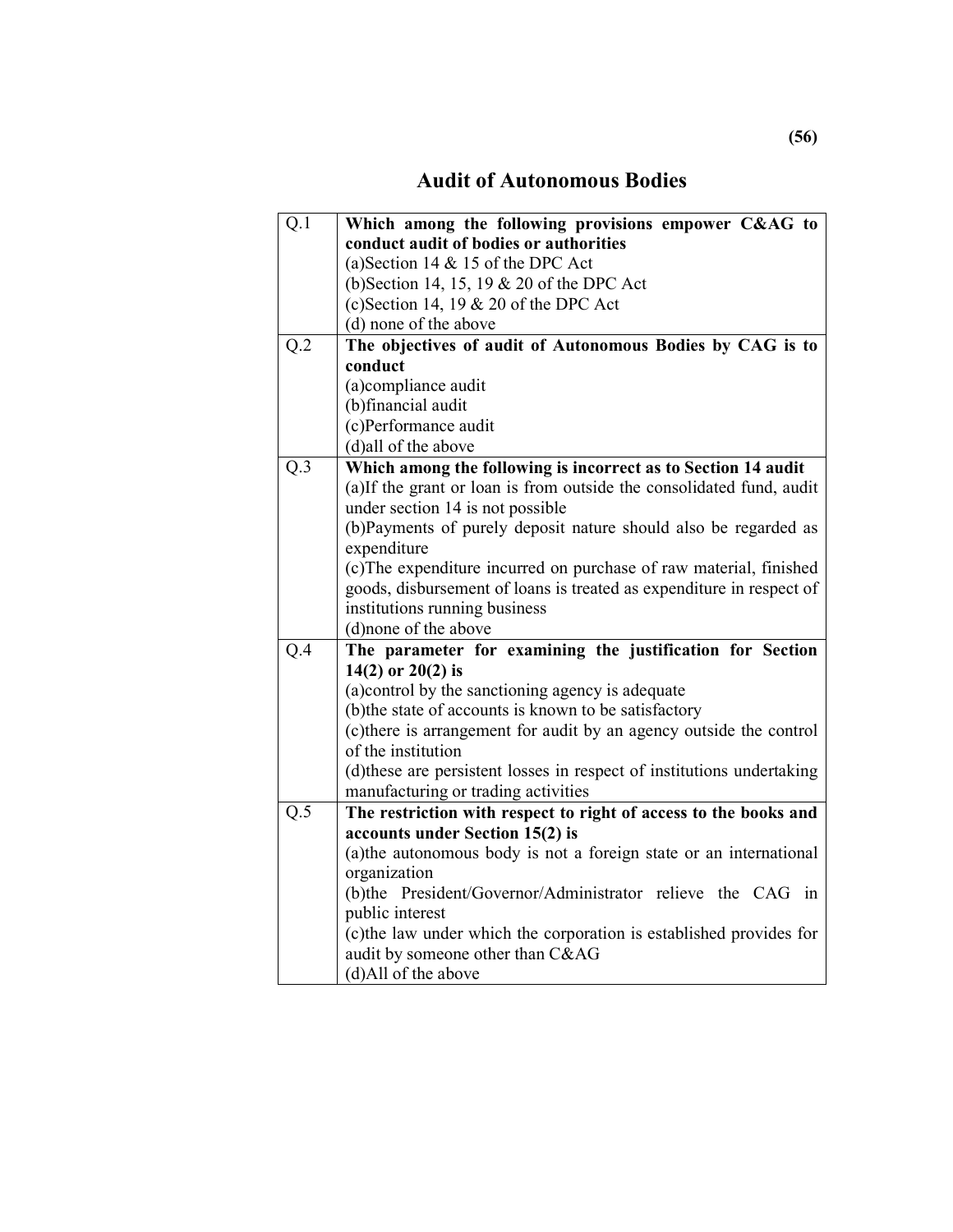# Audit of Autonomous Bodies

| | |
|---|---|
| Q.1 | **Which among the following provisions empower C&AG to conduct audit of bodies or authorities**<br>(a)Section 14 & 15 of the DPC Act<br>(b)Section 14, 15, 19 & 20 of the DPC Act<br>(c)Section 14, 19 & 20 of the DPC Act<br>(d) none of the above |
| Q.2 | **The objectives of audit of Autonomous Bodies by CAG is to conduct**<br>(a)compliance audit<br>(b)financial audit<br>(c)Performance audit<br>(d)all of the above |
| Q.3 | **Which among the following is incorrect as to Section 14 audit**<br>(a)If the grant or loan is from outside the consolidated fund, audit under section 14 is not possible<br>(b)Payments of purely deposit nature should also be regarded as expenditure<br>(c)The expenditure incurred on purchase of raw material, finished goods, disbursement of loans is treated as expenditure in respect of institutions running business<br>(d)none of the above |
| Q.4 | **The parameter for examining the justification for Section 14(2) or 20(2) is**<br>(a)control by the sanctioning agency is adequate<br>(b)the state of accounts is known to be satisfactory<br>(c)there is arrangement for audit by an agency outside the control of the institution<br>(d)these are persistent losses in respect of institutions undertaking manufacturing or trading activities |
| Q.5 | **The restriction with respect to right of access to the books and accounts under Section 15(2) is**<br>(a)the autonomous body is not a foreign state or an international organization<br>(b)the President/Governor/Administrator relieve the CAG in public interest<br>(c)the law under which the corporation is established provides for audit by someone other than C&AG<br>(d)All of the above |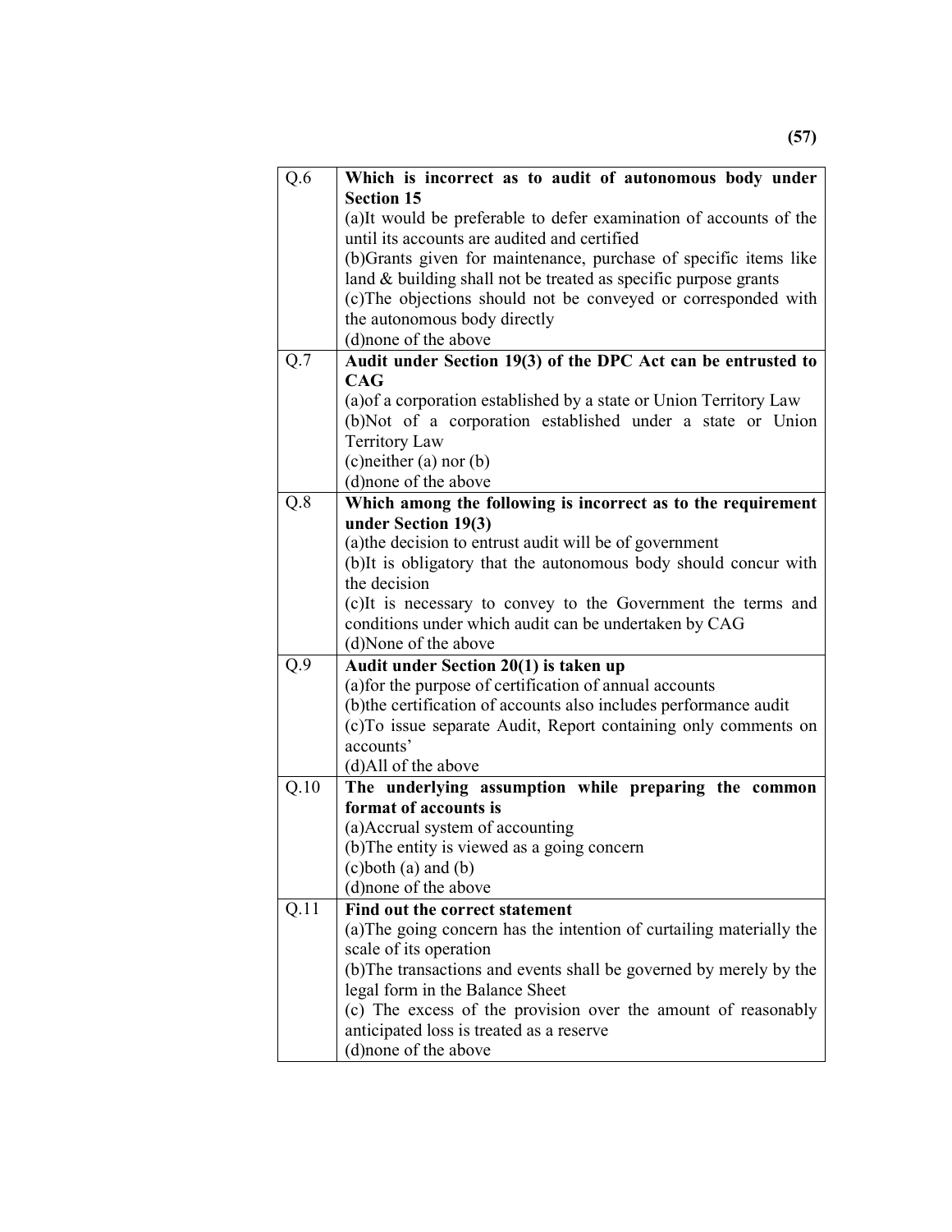| Q.6 | **Which is incorrect as to audit of autonomous body under Section 15**<br>(a)It would be preferable to defer examination of accounts of the until its accounts are audited and certified<br>(b)Grants given for maintenance, purchase of specific items like land & building shall not be treated as specific purpose grants<br>(c)The objections should not be conveyed or corresponded with the autonomous body directly<br>(d)none of the above |
|---|---|
| Q.7 | **Audit under Section 19(3) of the DPC Act can be entrusted to CAG**<br>(a)of a corporation established by a state or Union Territory Law<br>(b)Not of a corporation established under a state or Union Territory Law<br>(c)neither (a) nor (b)<br>(d)none of the above |
| Q.8 | **Which among the following is incorrect as to the requirement under Section 19(3)**<br>(a)the decision to entrust audit will be of government<br>(b)It is obligatory that the autonomous body should concur with the decision<br>(c)It is necessary to convey to the Government the terms and conditions under which audit can be undertaken by CAG<br>(d)None of the above |
| Q.9 | **Audit under Section 20(1) is taken up**<br>(a)for the purpose of certification of annual accounts<br>(b)the certification of accounts also includes performance audit<br>(c)To issue separate Audit, Report containing only comments on accounts'<br>(d)All of the above |
| Q.10 | **The underlying assumption while preparing the common format of accounts is**<br>(a)Accrual system of accounting<br>(b)The entity is viewed as a going concern<br>(c)both (a) and (b)<br>(d)none of the above |
| Q.11 | **Find out the correct statement**<br>(a)The going concern has the intention of curtailing materially the scale of its operation<br>(b)The transactions and events shall be governed by merely by the legal form in the Balance Sheet<br>(c) The excess of the provision over the amount of reasonably anticipated loss is treated as a reserve<br>(d)none of the above |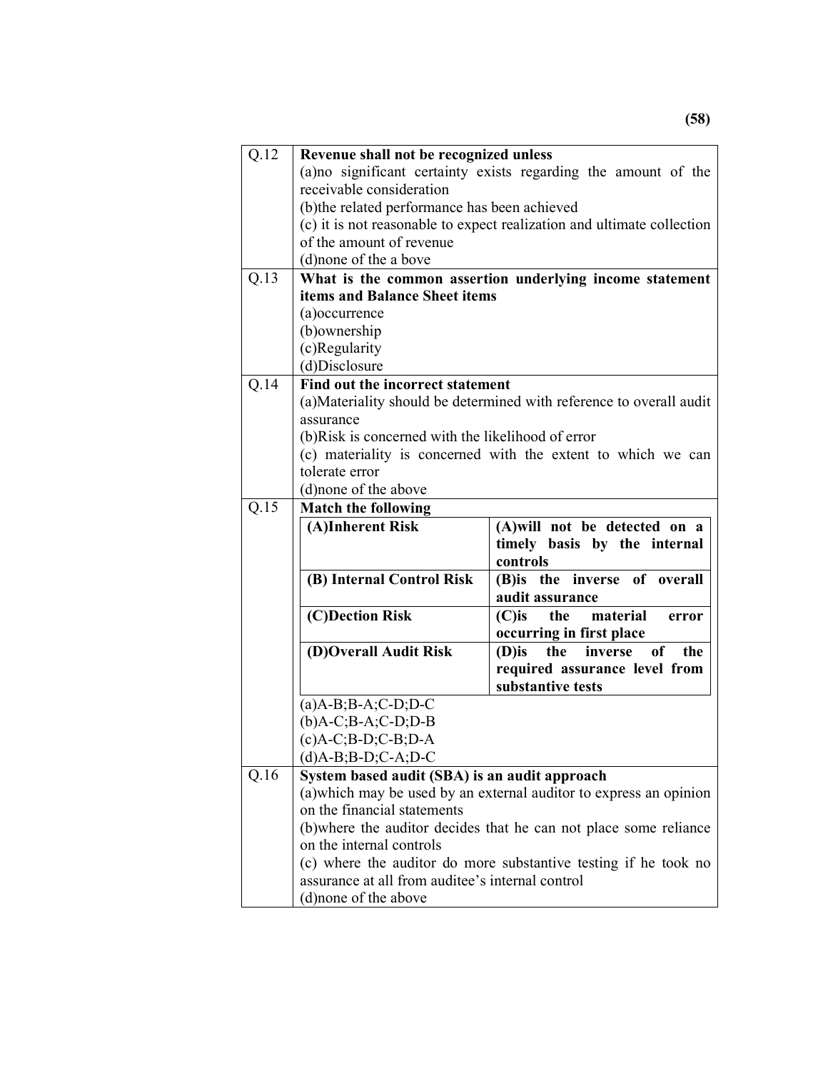| Q.12 | **Revenue shall not be recognized unless**<br>(a)no significant certainty exists regarding the amount of the receivable consideration<br>(b)the related performance has been achieved<br>(c) it is not reasonable to expect realization and ultimate collection of the amount of revenue<br>(d)none of the a bove |
|---|---|
| Q.13 | **What is the common assertion underlying income statement items and Balance Sheet items**<br>(a)occurrence<br>(b)ownership<br>(c)Regularity<br>(d)Disclosure |
| Q.14 | **Find out the incorrect statement**<br>(a)Materiality should be determined with reference to overall audit assurance<br>(b)Risk is concerned with the likelihood of error<br>(c) materiality is concerned with the extent to which we can tolerate error<br>(d)none of the above |
| Q.15 | **Match the following**<br>**(A)Inherent Risk** — **(A)will not be detected on a timely basis by the internal controls**<br>**(B) Internal Control Risk** — **(B)is the inverse of overall audit assurance**<br>**(C)Dection Risk** — **(C)is the material error occurring in first place**<br>**(D)Overall Audit Risk** — **(D)is the inverse of the required assurance level from substantive tests**<br>(a)A-B;B-A;C-D;D-C<br>(b)A-C;B-A;C-D;D-B<br>(c)A-C;B-D;C-B;D-A<br>(d)A-B;B-D;C-A;D-C |
| Q.16 | **System based audit (SBA) is an audit approach**<br>(a)which may be used by an external auditor to express an opinion on the financial statements<br>(b)where the auditor decides that he can not place some reliance on the internal controls<br>(c) where the auditor do more substantive testing if he took no assurance at all from auditee's internal control<br>(d)none of the above |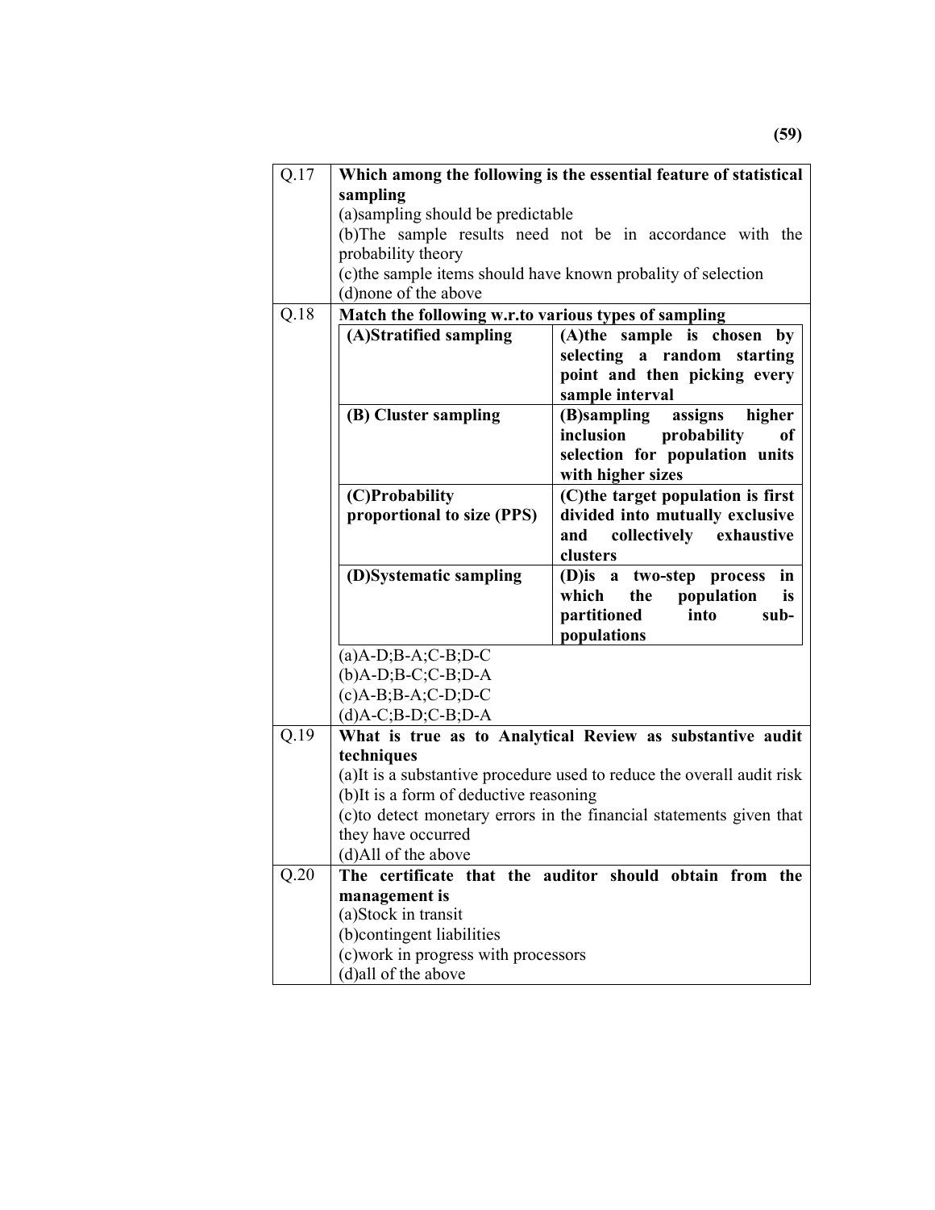| Q.17 | **Which among the following is the essential feature of statistical sampling**<br>(a)sampling should be predictable<br>(b)The sample results need not be in accordance with the probability theory<br>(c)the sample items should have known probality of selection<br>(d)none of the above |
|---|---|
| Q.18 | **Match the following w.r.to various types of sampling** |
| | **(A)Stratified sampling** — **(A)the sample is chosen by selecting a random starting point and then picking every sample interval** |
| | **(B) Cluster sampling** — **(B)sampling assigns higher inclusion probability of selection for population units with higher sizes** |
| | **(C)Probability proportional to size (PPS)** — **(C)the target population is first divided into mutually exclusive and collectively exhaustive clusters** |
| | **(D)Systematic sampling** — **(D)is a two-step process in which the population is partitioned into sub-populations** |
| | (a)A-D;B-A;C-B;D-C<br>(b)A-D;B-C;C-B;D-A<br>(c)A-B;B-A;C-D;D-C<br>(d)A-C;B-D;C-B;D-A |
| Q.19 | **What is true as to Analytical Review as substantive audit techniques**<br>(a)It is a substantive procedure used to reduce the overall audit risk<br>(b)It is a form of deductive reasoning<br>(c)to detect monetary errors in the financial statements given that they have occurred<br>(d)All of the above |
| Q.20 | **The certificate that the auditor should obtain from the management is**<br>(a)Stock in transit<br>(b)contingent liabilities<br>(c)work in progress with processors<br>(d)all of the above |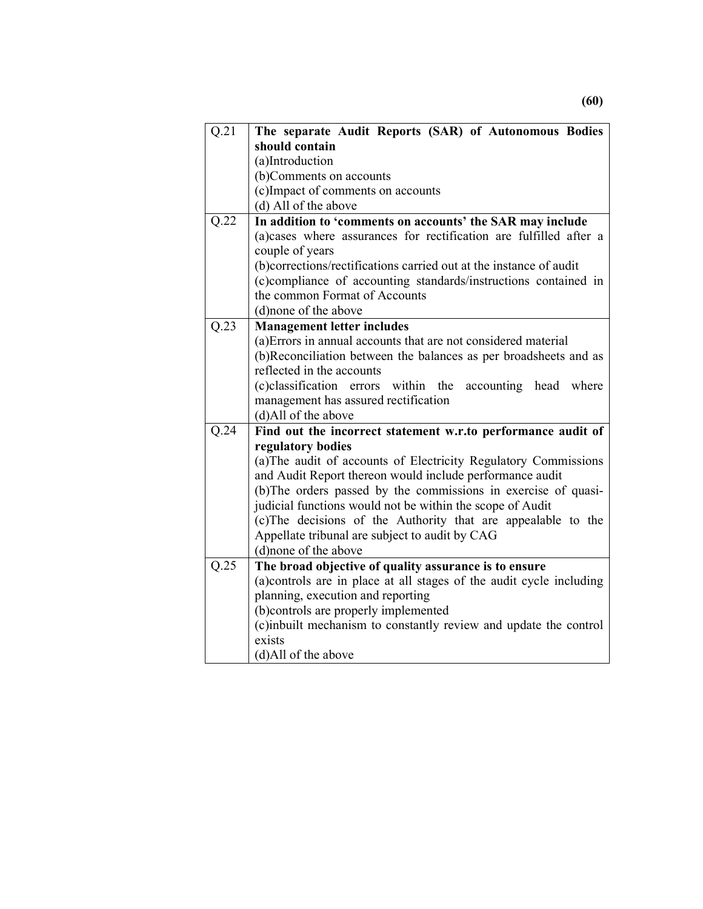| Q.21 | **The separate Audit Reports (SAR) of Autonomous Bodies should contain**<br>(a)Introduction<br>(b)Comments on accounts<br>(c)Impact of comments on accounts<br>(d) All of the above |
|---|---|
| Q.22 | **In addition to 'comments on accounts' the SAR may include**<br>(a)cases where assurances for rectification are fulfilled after a couple of years<br>(b)corrections/rectifications carried out at the instance of audit<br>(c)compliance of accounting standards/instructions contained in the common Format of Accounts<br>(d)none of the above |
| Q.23 | **Management letter includes**<br>(a)Errors in annual accounts that are not considered material<br>(b)Reconciliation between the balances as per broadsheets and as reflected in the accounts<br>(c)classification errors within the accounting head where management has assured rectification<br>(d)All of the above |
| Q.24 | **Find out the incorrect statement w.r.to performance audit of regulatory bodies**<br>(a)The audit of accounts of Electricity Regulatory Commissions and Audit Report thereon would include performance audit<br>(b)The orders passed by the commissions in exercise of quasi-judicial functions would not be within the scope of Audit<br>(c)The decisions of the Authority that are appealable to the Appellate tribunal are subject to audit by CAG<br>(d)none of the above |
| Q.25 | **The broad objective of quality assurance is to ensure**<br>(a)controls are in place at all stages of the audit cycle including planning, execution and reporting<br>(b)controls are properly implemented<br>(c)inbuilt mechanism to constantly review and update the control exists<br>(d)All of the above |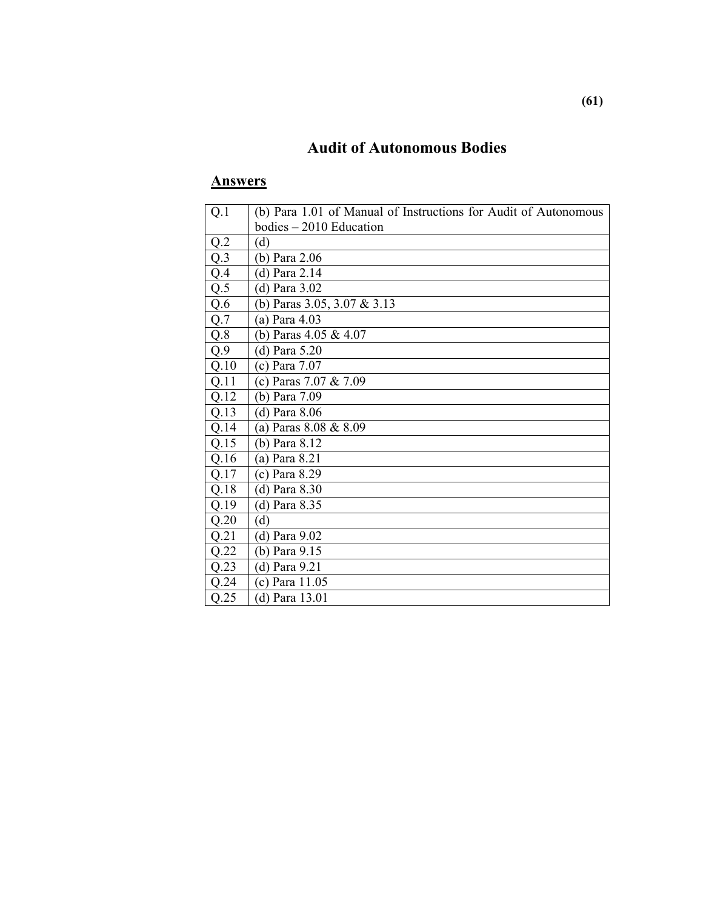# Audit of Autonomous Bodies

## Answers

| | |
|---|---|
| Q.1 | (b) Para 1.01 of Manual of Instructions for Audit of Autonomous bodies – 2010 Education |
| Q.2 | (d) |
| Q.3 | (b) Para 2.06 |
| Q.4 | (d) Para 2.14 |
| Q.5 | (d) Para 3.02 |
| Q.6 | (b) Paras 3.05, 3.07 & 3.13 |
| Q.7 | (a) Para 4.03 |
| Q.8 | (b) Paras 4.05 & 4.07 |
| Q.9 | (d) Para 5.20 |
| Q.10 | (c) Para 7.07 |
| Q.11 | (c) Paras 7.07 & 7.09 |
| Q.12 | (b) Para 7.09 |
| Q.13 | (d) Para 8.06 |
| Q.14 | (a) Paras 8.08 & 8.09 |
| Q.15 | (b) Para 8.12 |
| Q.16 | (a) Para 8.21 |
| Q.17 | (c) Para 8.29 |
| Q.18 | (d) Para 8.30 |
| Q.19 | (d) Para 8.35 |
| Q.20 | (d) |
| Q.21 | (d) Para 9.02 |
| Q.22 | (b) Para 9.15 |
| Q.23 | (d) Para 9.21 |
| Q.24 | (c) Para 11.05 |
| Q.25 | (d) Para 13.01 |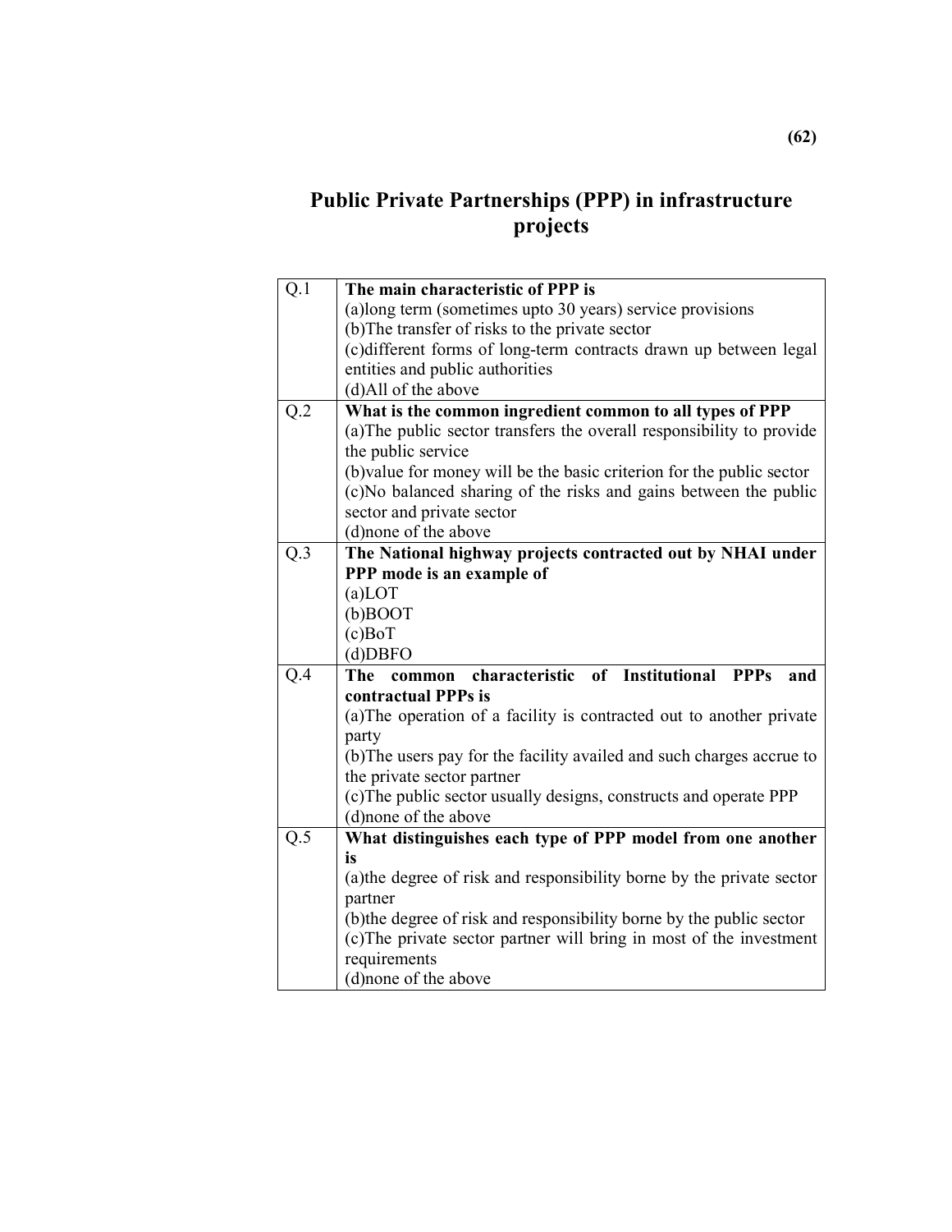# Public Private Partnerships (PPP) in infrastructure projects

| | |
|---|---|
| Q.1 | **The main characteristic of PPP is**<br>(a)long term (sometimes upto 30 years) service provisions<br>(b)The transfer of risks to the private sector<br>(c)different forms of long-term contracts drawn up between legal entities and public authorities<br>(d)All of the above |
| Q.2 | **What is the common ingredient common to all types of PPP**<br>(a)The public sector transfers the overall responsibility to provide the public service<br>(b)value for money will be the basic criterion for the public sector<br>(c)No balanced sharing of the risks and gains between the public sector and private sector<br>(d)none of the above |
| Q.3 | **The National highway projects contracted out by NHAI under PPP mode is an example of**<br>(a)LOT<br>(b)BOOT<br>(c)BoT<br>(d)DBFO |
| Q.4 | **The common characteristic of Institutional PPPs and contractual PPPs is**<br>(a)The operation of a facility is contracted out to another private party<br>(b)The users pay for the facility availed and such charges accrue to the private sector partner<br>(c)The public sector usually designs, constructs and operate PPP<br>(d)none of the above |
| Q.5 | **What distinguishes each type of PPP model from one another is**<br>(a)the degree of risk and responsibility borne by the private sector partner<br>(b)the degree of risk and responsibility borne by the public sector<br>(c)The private sector partner will bring in most of the investment requirements<br>(d)none of the above |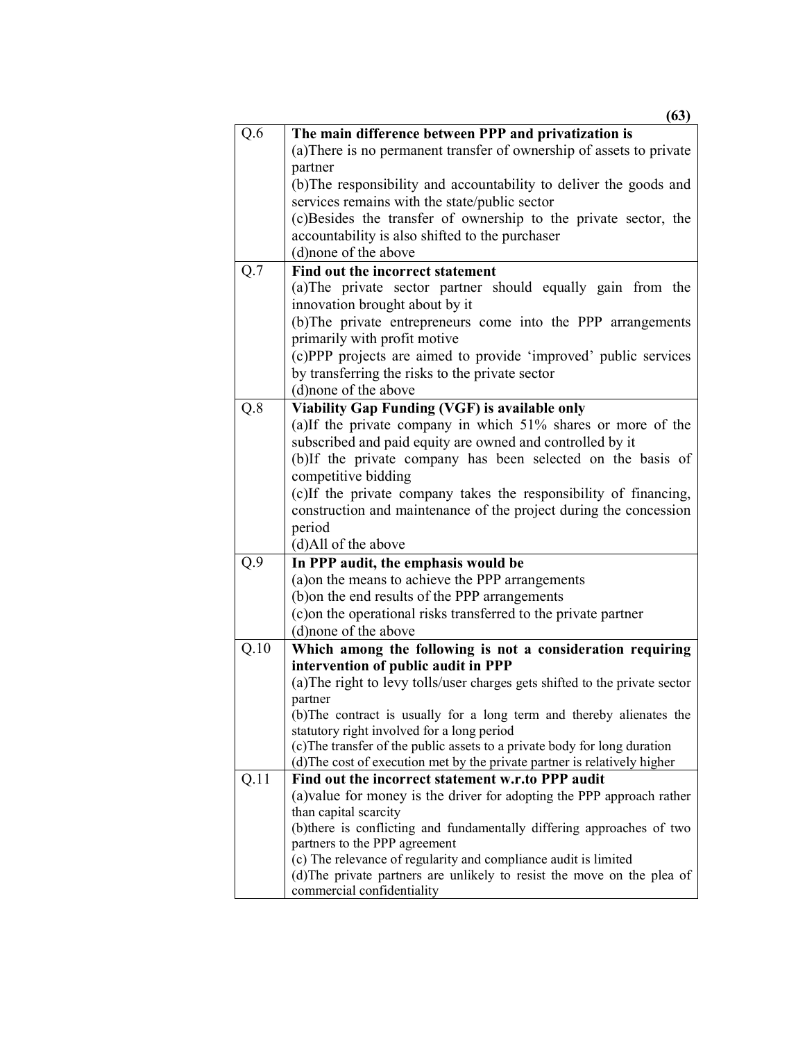| Q.6 | **The main difference between PPP and privatization is**<br>(a)There is no permanent transfer of ownership of assets to private partner<br>(b)The responsibility and accountability to deliver the goods and services remains with the state/public sector<br>(c)Besides the transfer of ownership to the private sector, the accountability is also shifted to the purchaser<br>(d)none of the above |
|---|---|
| Q.7 | **Find out the incorrect statement**<br>(a)The private sector partner should equally gain from the innovation brought about by it<br>(b)The private entrepreneurs come into the PPP arrangements primarily with profit motive<br>(c)PPP projects are aimed to provide 'improved' public services by transferring the risks to the private sector<br>(d)none of the above |
| Q.8 | **Viability Gap Funding (VGF) is available only**<br>(a)If the private company in which 51% shares or more of the subscribed and paid equity are owned and controlled by it<br>(b)If the private company has been selected on the basis of competitive bidding<br>(c)If the private company takes the responsibility of financing, construction and maintenance of the project during the concession period<br>(d)All of the above |
| Q.9 | **In PPP audit, the emphasis would be**<br>(a)on the means to achieve the PPP arrangements<br>(b)on the end results of the PPP arrangements<br>(c)on the operational risks transferred to the private partner<br>(d)none of the above |
| Q.10 | **Which among the following is not a consideration requiring intervention of public audit in PPP**<br>(a)The right to levy tolls/user charges gets shifted to the private sector partner<br>(b)The contract is usually for a long term and thereby alienates the statutory right involved for a long period<br>(c)The transfer of the public assets to a private body for long duration<br>(d)The cost of execution met by the private partner is relatively higher |
| Q.11 | **Find out the incorrect statement w.r.to PPP audit**<br>(a)value for money is the driver for adopting the PPP approach rather than capital scarcity<br>(b)there is conflicting and fundamentally differing approaches of two partners to the PPP agreement<br>(c) The relevance of regularity and compliance audit is limited<br>(d)The private partners are unlikely to resist the move on the plea of commercial confidentiality |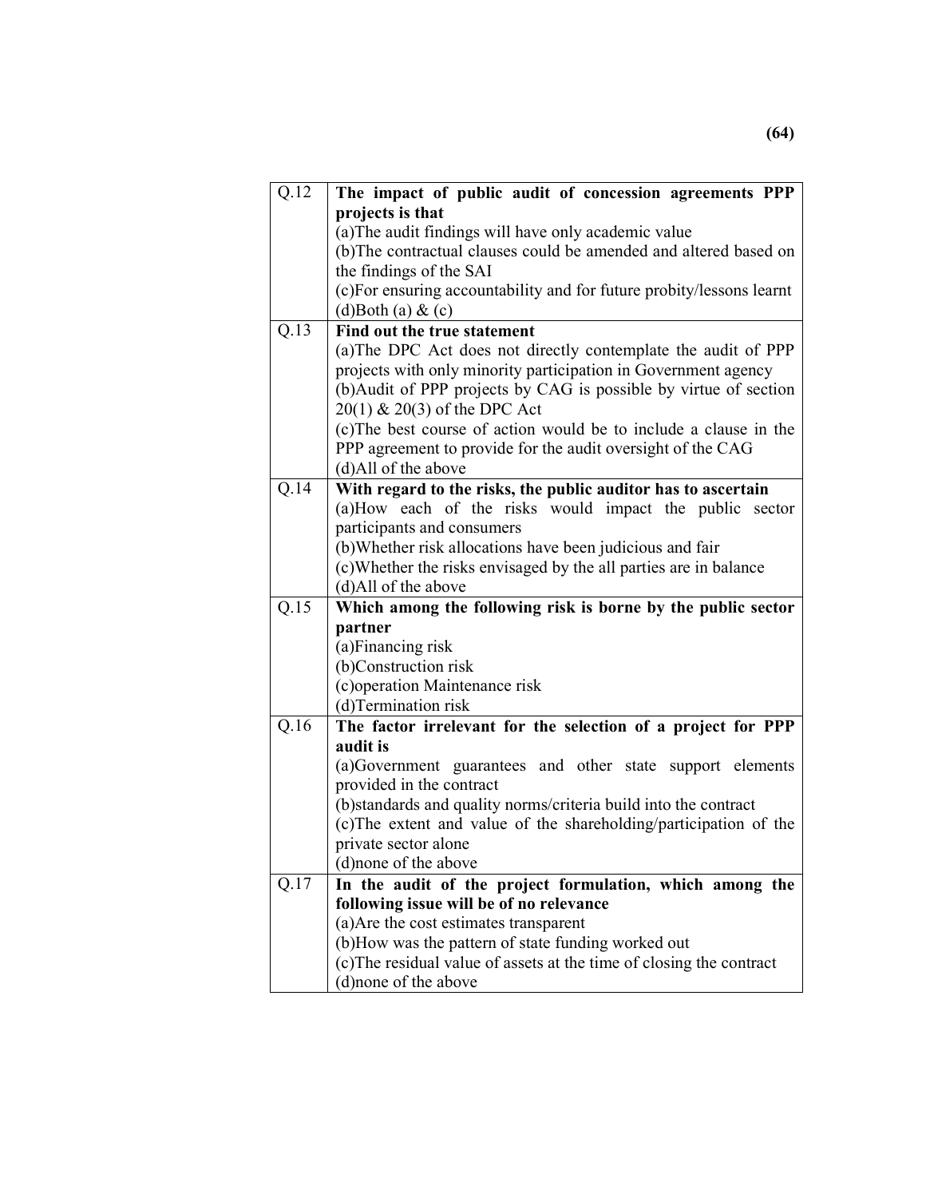| | |
|---|---|
| Q.12 | **The impact of public audit of concession agreements PPP projects is that**<br>(a)The audit findings will have only academic value<br>(b)The contractual clauses could be amended and altered based on the findings of the SAI<br>(c)For ensuring accountability and for future probity/lessons learnt<br>(d)Both (a) & (c) |
| Q.13 | **Find out the true statement**<br>(a)The DPC Act does not directly contemplate the audit of PPP projects with only minority participation in Government agency<br>(b)Audit of PPP projects by CAG is possible by virtue of section 20(1) & 20(3) of the DPC Act<br>(c)The best course of action would be to include a clause in the PPP agreement to provide for the audit oversight of the CAG<br>(d)All of the above |
| Q.14 | **With regard to the risks, the public auditor has to ascertain**<br>(a)How each of the risks would impact the public sector participants and consumers<br>(b)Whether risk allocations have been judicious and fair<br>(c)Whether the risks envisaged by the all parties are in balance<br>(d)All of the above |
| Q.15 | **Which among the following risk is borne by the public sector partner**<br>(a)Financing risk<br>(b)Construction risk<br>(c)operation Maintenance risk<br>(d)Termination risk |
| Q.16 | **The factor irrelevant for the selection of a project for PPP audit is**<br>(a)Government guarantees and other state support elements provided in the contract<br>(b)standards and quality norms/criteria build into the contract<br>(c)The extent and value of the shareholding/participation of the private sector alone<br>(d)none of the above |
| Q.17 | **In the audit of the project formulation, which among the following issue will be of no relevance**<br>(a)Are the cost estimates transparent<br>(b)How was the pattern of state funding worked out<br>(c)The residual value of assets at the time of closing the contract<br>(d)none of the above |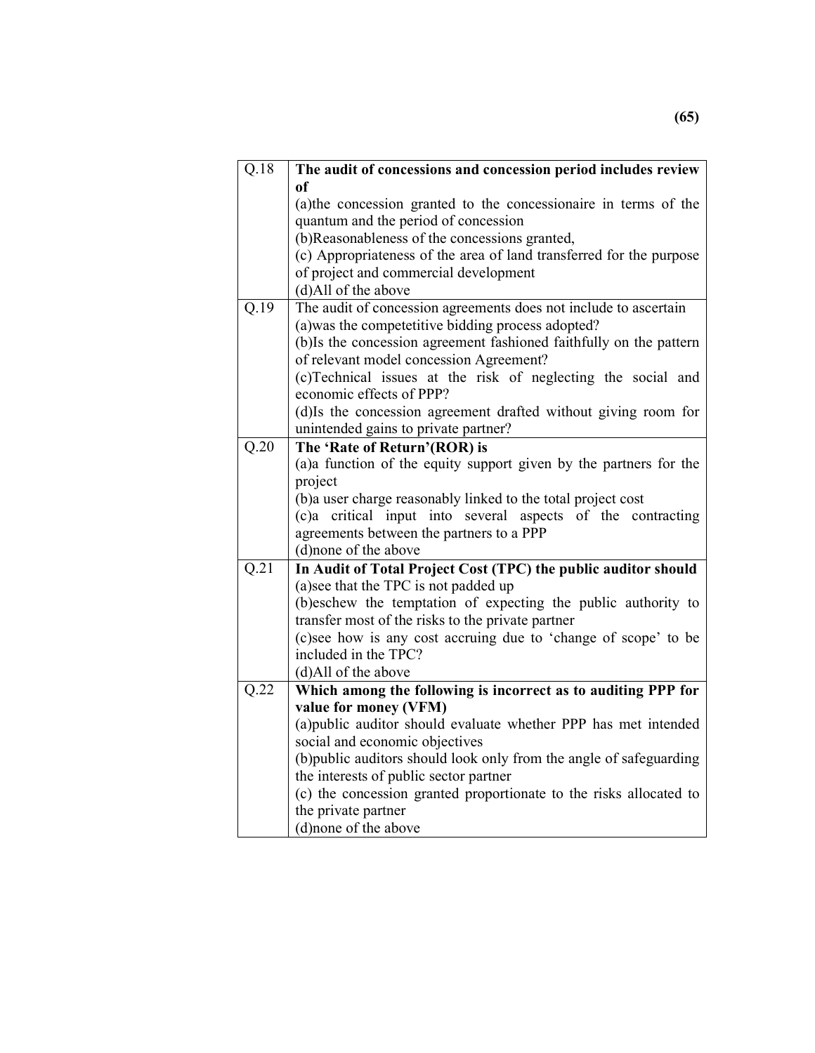| Q.18 | **The audit of concessions and concession period includes review of**<br>(a)the concession granted to the concessionaire in terms of the quantum and the period of concession<br>(b)Reasonableness of the concessions granted,<br>(c) Appropriateness of the area of land transferred for the purpose of project and commercial development<br>(d)All of the above |
|---|---|
| Q.19 | The audit of concession agreements does not include to ascertain<br>(a)was the competetitive bidding process adopted?<br>(b)Is the concession agreement fashioned faithfully on the pattern of relevant model concession Agreement?<br>(c)Technical issues at the risk of neglecting the social and economic effects of PPP?<br>(d)Is the concession agreement drafted without giving room for unintended gains to private partner? |
| Q.20 | **The 'Rate of Return'(ROR) is**<br>(a)a function of the equity support given by the partners for the project<br>(b)a user charge reasonably linked to the total project cost<br>(c)a critical input into several aspects of the contracting agreements between the partners to a PPP<br>(d)none of the above |
| Q.21 | **In Audit of Total Project Cost (TPC) the public auditor should**<br>(a)see that the TPC is not padded up<br>(b)eschew the temptation of expecting the public authority to transfer most of the risks to the private partner<br>(c)see how is any cost accruing due to 'change of scope' to be included in the TPC?<br>(d)All of the above |
| Q.22 | **Which among the following is incorrect as to auditing PPP for value for money (VFM)**<br>(a)public auditor should evaluate whether PPP has met intended social and economic objectives<br>(b)public auditors should look only from the angle of safeguarding the interests of public sector partner<br>(c) the concession granted proportionate to the risks allocated to the private partner<br>(d)none of the above |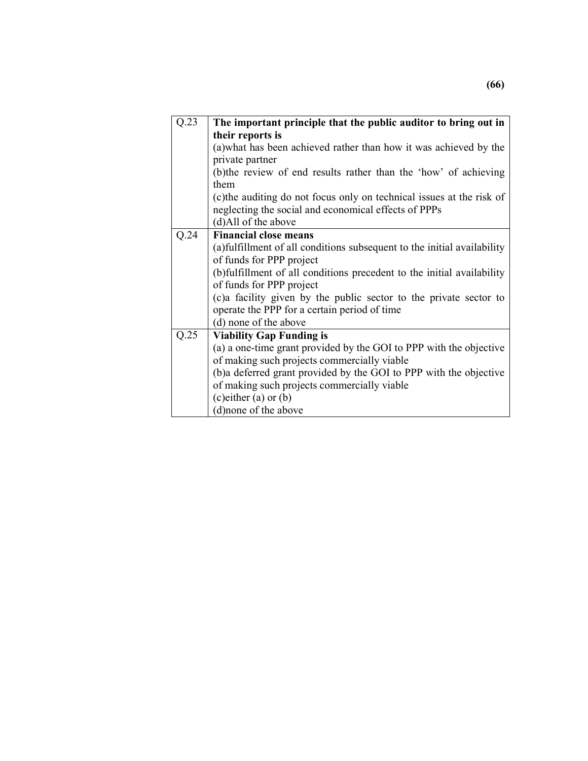| Q.23 | **The important principle that the public auditor to bring out in their reports is**<br>(a)what has been achieved rather than how it was achieved by the private partner<br>(b)the review of end results rather than the 'how' of achieving them<br>(c)the auditing do not focus only on technical issues at the risk of neglecting the social and economical effects of PPPs<br>(d)All of the above |
|---|---|
| Q.24 | **Financial close means**<br>(a)fulfillment of all conditions subsequent to the initial availability of funds for PPP project<br>(b)fulfillment of all conditions precedent to the initial availability of funds for PPP project<br>(c)a facility given by the public sector to the private sector to operate the PPP for a certain period of time<br>(d) none of the above |
| Q.25 | **Viability Gap Funding is**<br>(a) a one-time grant provided by the GOI to PPP with the objective of making such projects commercially viable<br>(b)a deferred grant provided by the GOI to PPP with the objective of making such projects commercially viable<br>(c)either (a) or (b)<br>(d)none of the above |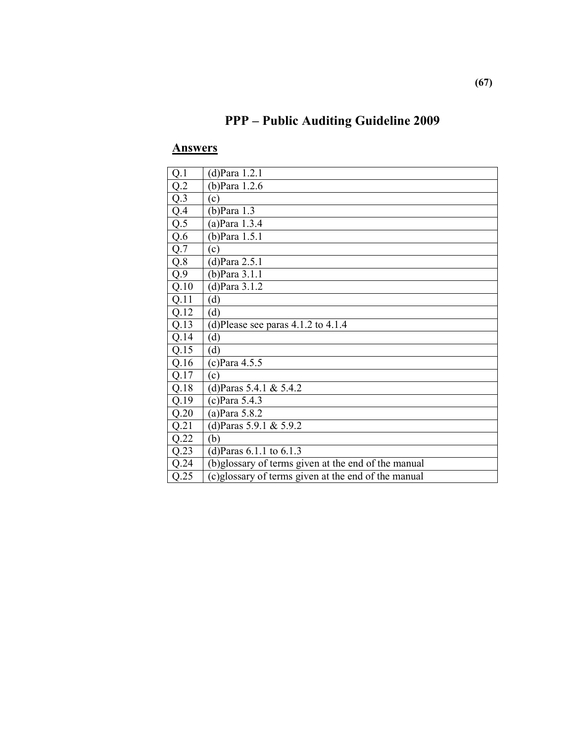# PPP – Public Auditing Guideline 2009

## <u>Answers</u>

| | |
|---|---|
| Q.1 | (d)Para 1.2.1 |
| Q.2 | (b)Para 1.2.6 |
| Q.3 | (c) |
| Q.4 | (b)Para 1.3 |
| Q.5 | (a)Para 1.3.4 |
| Q.6 | (b)Para 1.5.1 |
| Q.7 | (c) |
| Q.8 | (d)Para 2.5.1 |
| Q.9 | (b)Para 3.1.1 |
| Q.10 | (d)Para 3.1.2 |
| Q.11 | (d) |
| Q.12 | (d) |
| Q.13 | (d)Please see paras 4.1.2 to 4.1.4 |
| Q.14 | (d) |
| Q.15 | (d) |
| Q.16 | (c)Para 4.5.5 |
| Q.17 | (c) |
| Q.18 | (d)Paras 5.4.1 & 5.4.2 |
| Q.19 | (c)Para 5.4.3 |
| Q.20 | (a)Para 5.8.2 |
| Q.21 | (d)Paras 5.9.1 & 5.9.2 |
| Q.22 | (b) |
| Q.23 | (d)Paras 6.1.1 to 6.1.3 |
| Q.24 | (b)glossary of terms given at the end of the manual |
| Q.25 | (c)glossary of terms given at the end of the manual |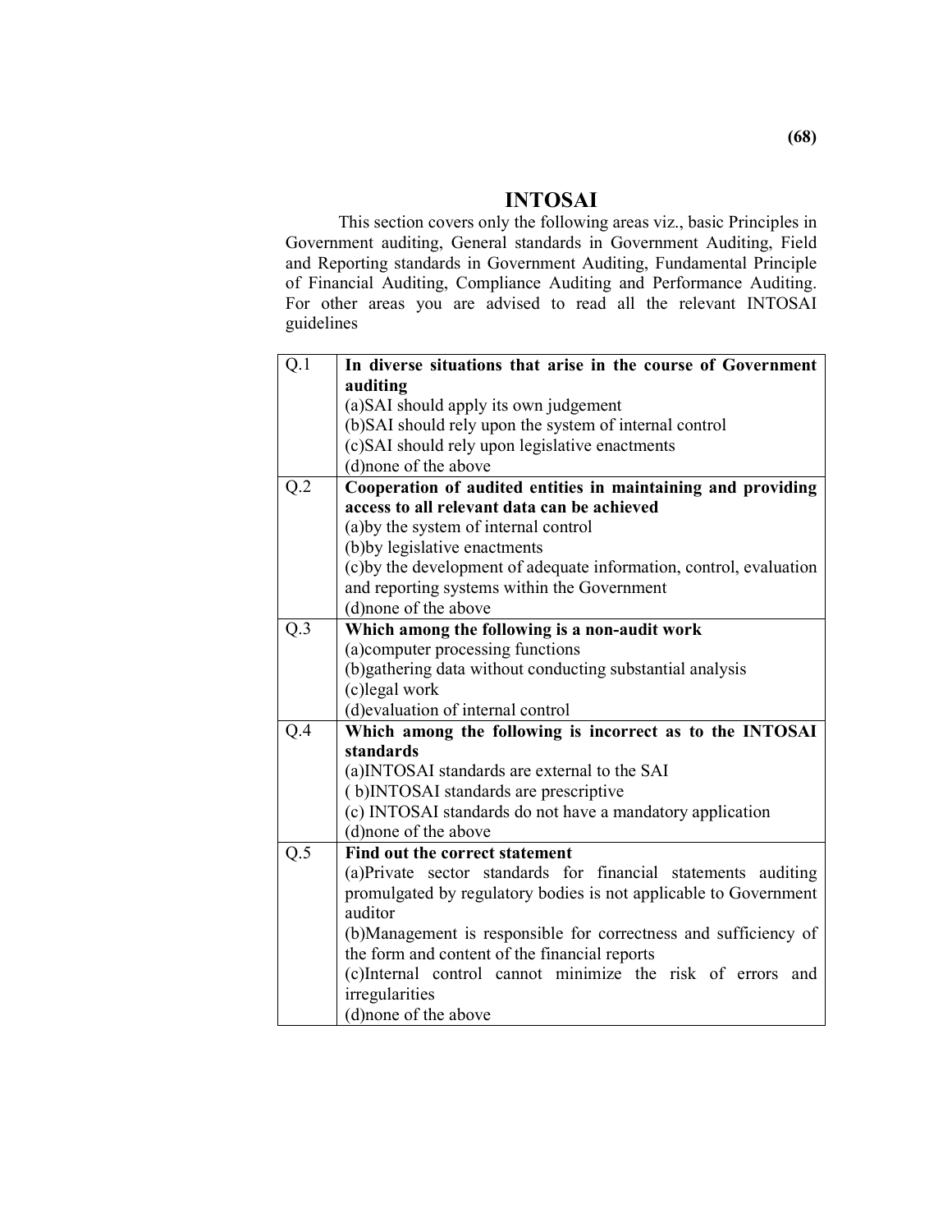# INTOSAI

This section covers only the following areas viz., basic Principles in Government auditing, General standards in Government Auditing, Field and Reporting standards in Government Auditing, Fundamental Principle of Financial Auditing, Compliance Auditing and Performance Auditing. For other areas you are advised to read all the relevant INTOSAI guidelines

| | |
|---|---|
| Q.1 | **In diverse situations that arise in the course of Government auditing**<br>(a)SAI should apply its own judgement<br>(b)SAI should rely upon the system of internal control<br>(c)SAI should rely upon legislative enactments<br>(d)none of the above |
| Q.2 | **Cooperation of audited entities in maintaining and providing access to all relevant data can be achieved**<br>(a)by the system of internal control<br>(b)by legislative enactments<br>(c)by the development of adequate information, control, evaluation and reporting systems within the Government<br>(d)none of the above |
| Q.3 | **Which among the following is a non-audit work**<br>(a)computer processing functions<br>(b)gathering data without conducting substantial analysis<br>(c)legal work<br>(d)evaluation of internal control |
| Q.4 | **Which among the following is incorrect as to the INTOSAI standards**<br>(a)INTOSAI standards are external to the SAI<br>( b)INTOSAI standards are prescriptive<br>(c) INTOSAI standards do not have a mandatory application<br>(d)none of the above |
| Q.5 | **Find out the correct statement**<br>(a)Private sector standards for financial statements auditing promulgated by regulatory bodies is not applicable to Government auditor<br>(b)Management is responsible for correctness and sufficiency of the form and content of the financial reports<br>(c)Internal control cannot minimize the risk of errors and irregularities<br>(d)none of the above |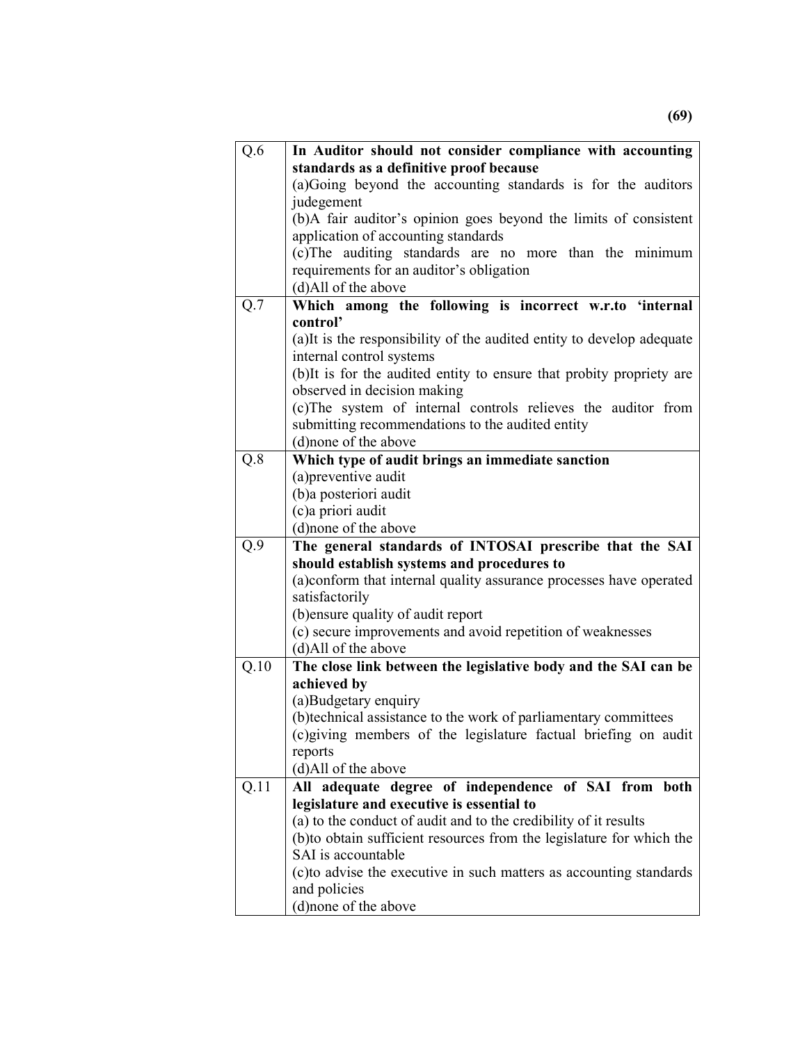| | |
|---|---|
| Q.6 | **In Auditor should not consider compliance with accounting standards as a definitive proof because**<br>(a)Going beyond the accounting standards is for the auditors judegement<br>(b)A fair auditor's opinion goes beyond the limits of consistent application of accounting standards<br>(c)The auditing standards are no more than the minimum requirements for an auditor's obligation<br>(d)All of the above |
| Q.7 | **Which among the following is incorrect w.r.to 'internal control'**<br>(a)It is the responsibility of the audited entity to develop adequate internal control systems<br>(b)It is for the audited entity to ensure that probity propriety are observed in decision making<br>(c)The system of internal controls relieves the auditor from submitting recommendations to the audited entity<br>(d)none of the above |
| Q.8 | **Which type of audit brings an immediate sanction**<br>(a)preventive audit<br>(b)a posteriori audit<br>(c)a priori audit<br>(d)none of the above |
| Q.9 | **The general standards of INTOSAI prescribe that the SAI should establish systems and procedures to**<br>(a)conform that internal quality assurance processes have operated satisfactorily<br>(b)ensure quality of audit report<br>(c) secure improvements and avoid repetition of weaknesses<br>(d)All of the above |
| Q.10 | **The close link between the legislative body and the SAI can be achieved by**<br>(a)Budgetary enquiry<br>(b)technical assistance to the work of parliamentary committees<br>(c)giving members of the legislature factual briefing on audit reports<br>(d)All of the above |
| Q.11 | **All adequate degree of independence of SAI from both legislature and executive is essential to**<br>(a) to the conduct of audit and to the credibility of it results<br>(b)to obtain sufficient resources from the legislature for which the SAI is accountable<br>(c)to advise the executive in such matters as accounting standards and policies<br>(d)none of the above |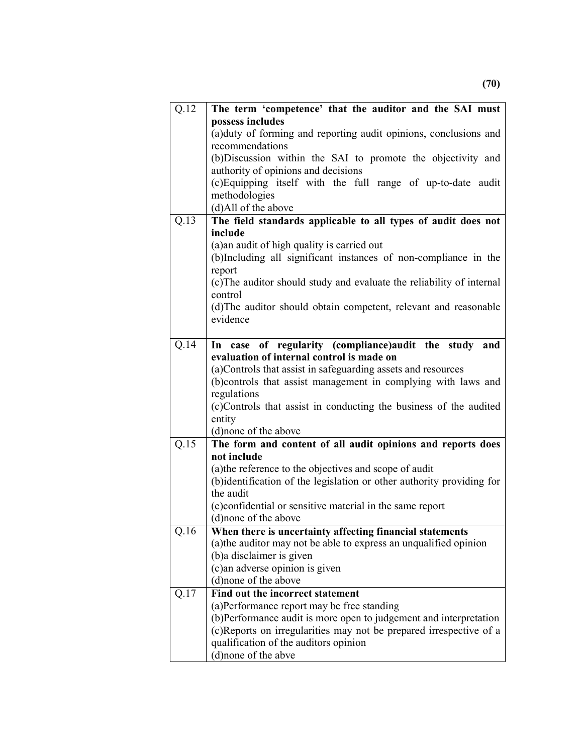| | |
|---|---|
| Q.12 | **The term 'competence' that the auditor and the SAI must possess includes**<br>(a)duty of forming and reporting audit opinions, conclusions and recommendations<br>(b)Discussion within the SAI to promote the objectivity and authority of opinions and decisions<br>(c)Equipping itself with the full range of up-to-date audit methodologies<br>(d)All of the above |
| Q.13 | **The field standards applicable to all types of audit does not include**<br>(a)an audit of high quality is carried out<br>(b)Including all significant instances of non-compliance in the report<br>(c)The auditor should study and evaluate the reliability of internal control<br>(d)The auditor should obtain competent, relevant and reasonable evidence |
| Q.14 | **In case of regularity (compliance)audit the study and evaluation of internal control is made on**<br>(a)Controls that assist in safeguarding assets and resources<br>(b)controls that assist management in complying with laws and regulations<br>(c)Controls that assist in conducting the business of the audited entity<br>(d)none of the above |
| Q.15 | **The form and content of all audit opinions and reports does not include**<br>(a)the reference to the objectives and scope of audit<br>(b)identification of the legislation or other authority providing for the audit<br>(c)confidential or sensitive material in the same report<br>(d)none of the above |
| Q.16 | **When there is uncertainty affecting financial statements**<br>(a)the auditor may not be able to express an unqualified opinion<br>(b)a disclaimer is given<br>(c)an adverse opinion is given<br>(d)none of the above |
| Q.17 | **Find out the incorrect statement**<br>(a)Performance report may be free standing<br>(b)Performance audit is more open to judgement and interpretation<br>(c)Reports on irregularities may not be prepared irrespective of a qualification of the auditors opinion<br>(d)none of the abve |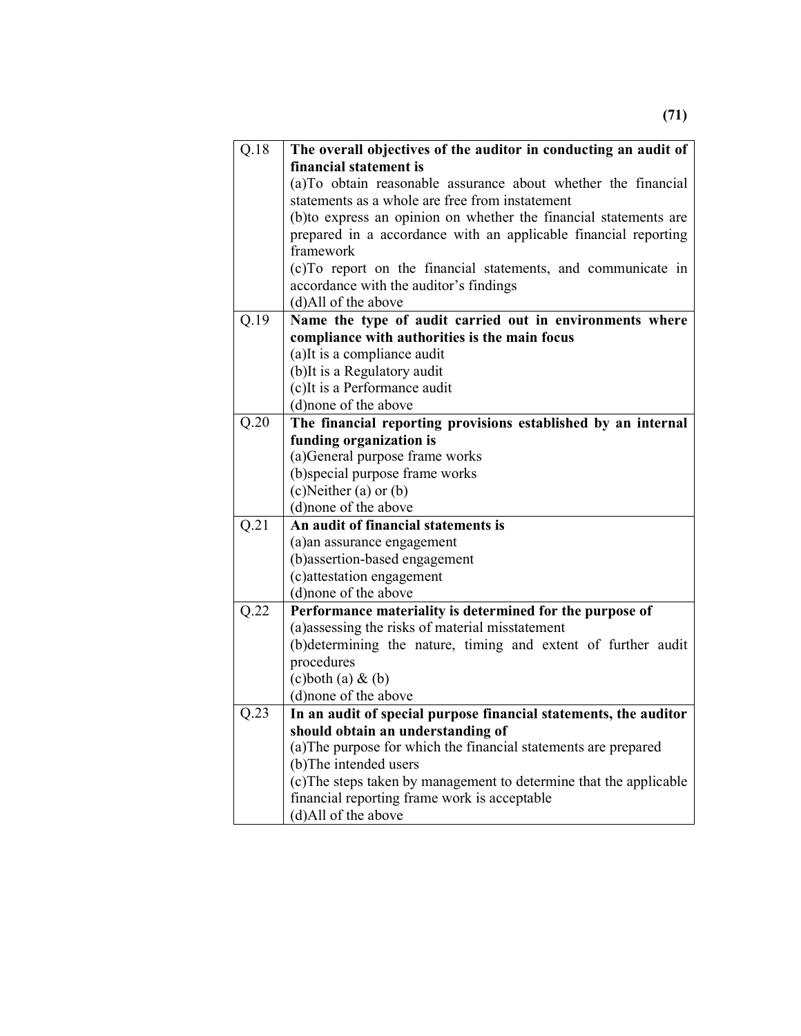| Q.18 | **The overall objectives of the auditor in conducting an audit of financial statement is**<br>(a)To obtain reasonable assurance about whether the financial statements as a whole are free from instatement<br>(b)to express an opinion on whether the financial statements are prepared in a accordance with an applicable financial reporting framework<br>(c)To report on the financial statements, and communicate in accordance with the auditor's findings<br>(d)All of the above |
|---|---|
| Q.19 | **Name the type of audit carried out in environments where compliance with authorities is the main focus**<br>(a)It is a compliance audit<br>(b)It is a Regulatory audit<br>(c)It is a Performance audit<br>(d)none of the above |
| Q.20 | **The financial reporting provisions established by an internal funding organization is**<br>(a)General purpose frame works<br>(b)special purpose frame works<br>(c)Neither (a) or (b)<br>(d)none of the above |
| Q.21 | **An audit of financial statements is**<br>(a)an assurance engagement<br>(b)assertion-based engagement<br>(c)attestation engagement<br>(d)none of the above |
| Q.22 | **Performance materiality is determined for the purpose of**<br>(a)assessing the risks of material misstatement<br>(b)determining the nature, timing and extent of further audit procedures<br>(c)both (a) & (b)<br>(d)none of the above |
| Q.23 | **In an audit of special purpose financial statements, the auditor should obtain an understanding of**<br>(a)The purpose for which the financial statements are prepared<br>(b)The intended users<br>(c)The steps taken by management to determine that the applicable financial reporting frame work is acceptable<br>(d)All of the above |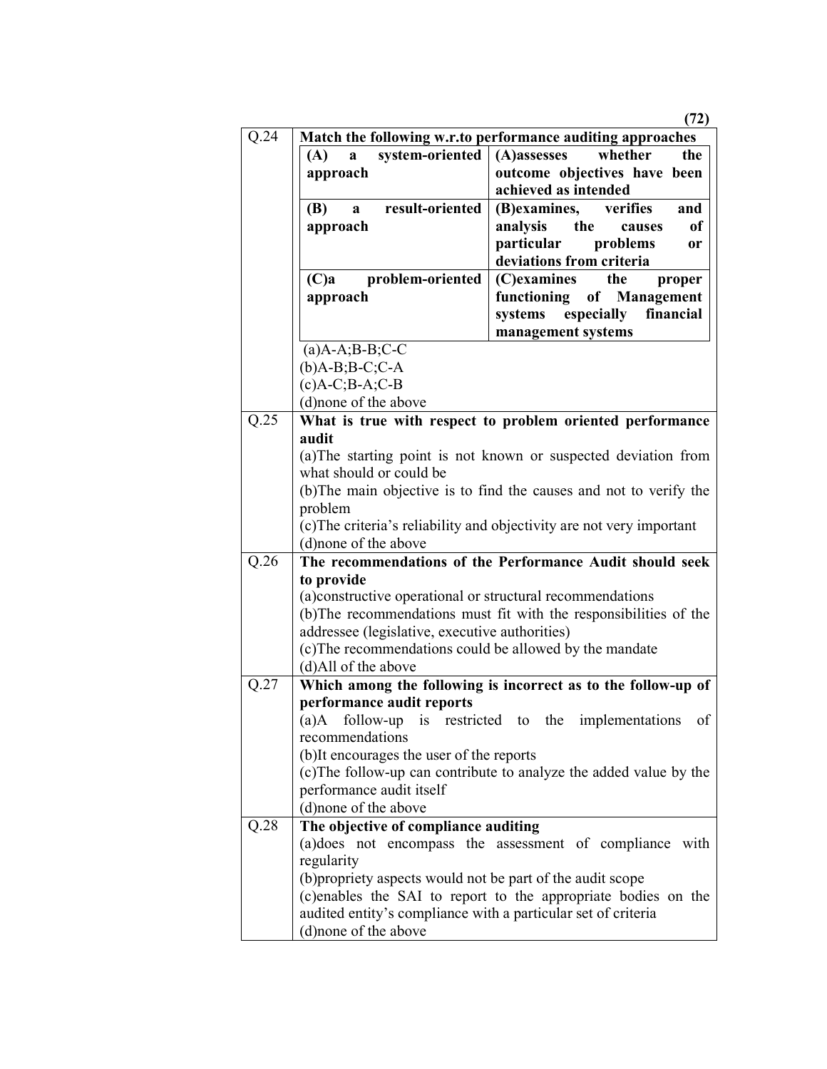| Q.24 | **Match the following w.r.to performance auditing approaches** |
|---|---|

| **(A) a system-oriented approach** | **(A)assesses whether the outcome objectives have been achieved as intended** |
|---|---|
| **(B) a result-oriented approach** | **(B)examines, verifies and analysis the causes of particular problems or deviations from criteria** |
| **(C)a problem-oriented approach** | **(C)examines the proper functioning of Management systems especially financial management systems** |

(a)A-A;B-B;C-C
(b)A-B;B-C;C-A
(c)A-C;B-A;C-B
(d)none of the above

**Q.25 What is true with respect to problem oriented performance audit**

(a)The starting point is not known or suspected deviation from what should or could be
(b)The main objective is to find the causes and not to verify the problem
(c)The criteria's reliability and objectivity are not very important
(d)none of the above

**Q.26 The recommendations of the Performance Audit should seek to provide**

(a)constructive operational or structural recommendations
(b)The recommendations must fit with the responsibilities of the addressee (legislative, executive authorities)
(c)The recommendations could be allowed by the mandate
(d)All of the above

**Q.27 Which among the following is incorrect as to the follow-up of performance audit reports**

(a)A follow-up is restricted to the implementations of recommendations
(b)It encourages the user of the reports
(c)The follow-up can contribute to analyze the added value by the performance audit itself
(d)none of the above

**Q.28 The objective of compliance auditing**

(a)does not encompass the assessment of compliance with regularity
(b)propriety aspects would not be part of the audit scope
(c)enables the SAI to report to the appropriate bodies on the audited entity's compliance with a particular set of criteria
(d)none of the above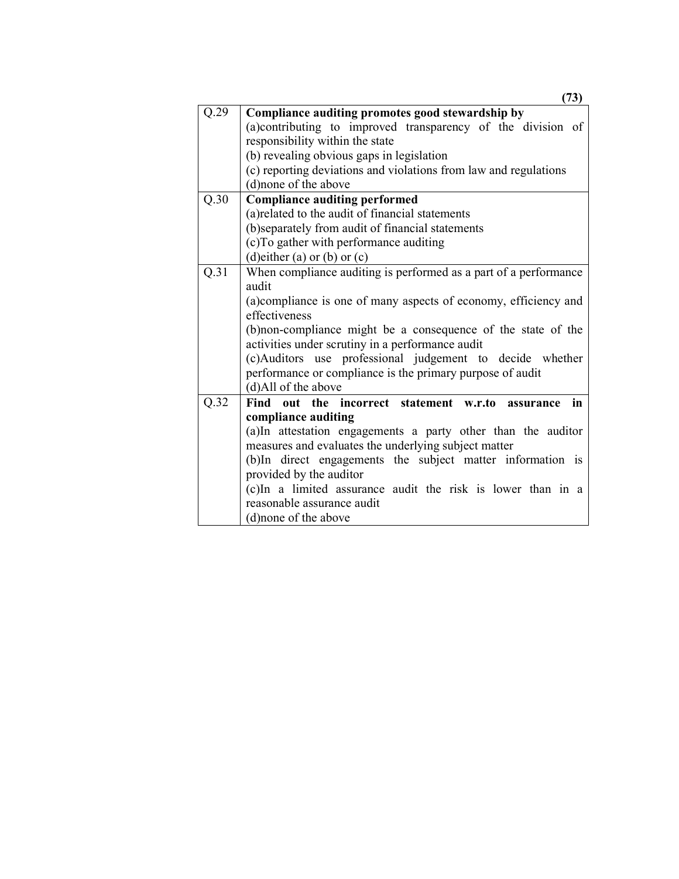| | |
|---|---|
| Q.29 | **Compliance auditing promotes good stewardship by**<br>(a)contributing to improved transparency of the division of responsibility within the state<br>(b) revealing obvious gaps in legislation<br>(c) reporting deviations and violations from law and regulations<br>(d)none of the above |
| Q.30 | **Compliance auditing performed**<br>(a)related to the audit of financial statements<br>(b)separately from audit of financial statements<br>(c)To gather with performance auditing<br>(d)either (a) or (b) or (c) |
| Q.31 | When compliance auditing is performed as a part of a performance audit<br>(a)compliance is one of many aspects of economy, efficiency and effectiveness<br>(b)non-compliance might be a consequence of the state of the activities under scrutiny in a performance audit<br>(c)Auditors use professional judgement to decide whether performance or compliance is the primary purpose of audit<br>(d)All of the above |
| Q.32 | **Find out the incorrect statement w.r.to assurance in compliance auditing**<br>(a)In attestation engagements a party other than the auditor measures and evaluates the underlying subject matter<br>(b)In direct engagements the subject matter information is provided by the auditor<br>(c)In a limited assurance audit the risk is lower than in a reasonable assurance audit<br>(d)none of the above |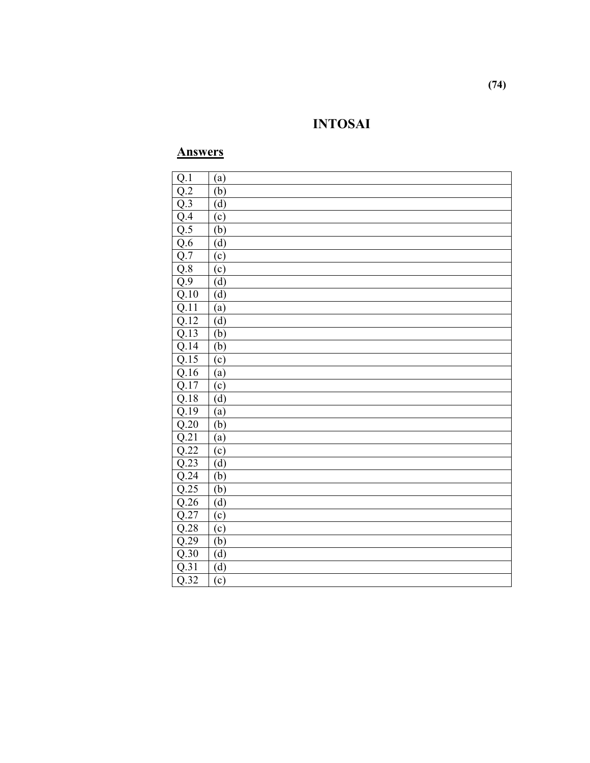# INTOSAI

## Answers

| Q.1 | (a) |
|---|---|
| Q.2 | (b) |
| Q.3 | (d) |
| Q.4 | (c) |
| Q.5 | (b) |
| Q.6 | (d) |
| Q.7 | (c) |
| Q.8 | (c) |
| Q.9 | (d) |
| Q.10 | (d) |
| Q.11 | (a) |
| Q.12 | (d) |
| Q.13 | (b) |
| Q.14 | (b) |
| Q.15 | (c) |
| Q.16 | (a) |
| Q.17 | (c) |
| Q.18 | (d) |
| Q.19 | (a) |
| Q.20 | (b) |
| Q.21 | (a) |
| Q.22 | (c) |
| Q.23 | (d) |
| Q.24 | (b) |
| Q.25 | (b) |
| Q.26 | (d) |
| Q.27 | (c) |
| Q.28 | (c) |
| Q.29 | (b) |
| Q.30 | (d) |
| Q.31 | (d) |
| Q.32 | (c) |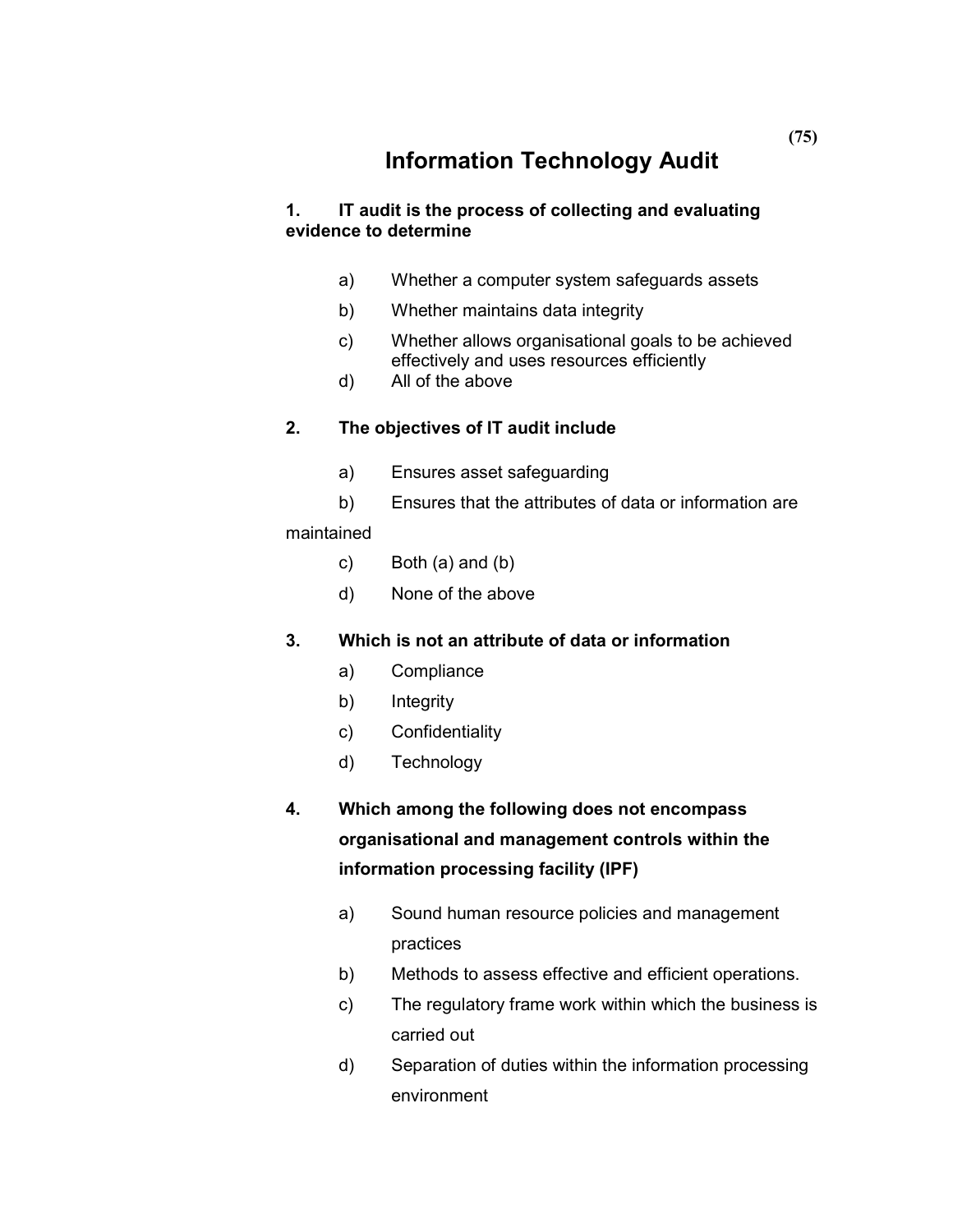# Information Technology Audit

**1. IT audit is the process of collecting and evaluating evidence to determine**

a) Whether a computer system safeguards assets

b) Whether maintains data integrity

c) Whether allows organisational goals to be achieved effectively and uses resources efficiently

d) All of the above

**2. The objectives of IT audit include**

a) Ensures asset safeguarding

b) Ensures that the attributes of data or information are maintained

c) Both (a) and (b)

d) None of the above

**3. Which is not an attribute of data or information**

a) Compliance

b) Integrity

c) Confidentiality

d) Technology

**4. Which among the following does not encompass organisational and management controls within the information processing facility (IPF)**

a) Sound human resource policies and management practices

b) Methods to assess effective and efficient operations.

c) The regulatory frame work within which the business is carried out

d) Separation of duties within the information processing environment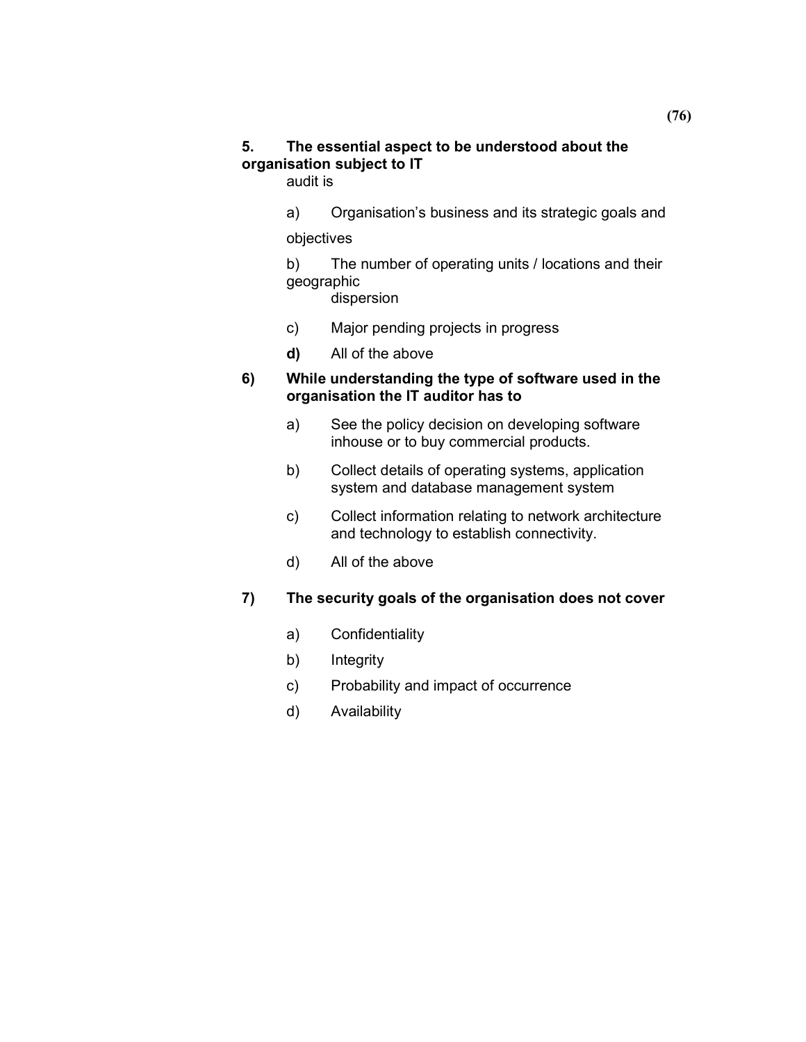**5. The essential aspect to be understood about the organisation subject to IT** audit is

a) Organisation's business and its strategic goals and objectives

b) The number of operating units / locations and their geographic dispersion

c) Major pending projects in progress

**d)** All of the above

**6) While understanding the type of software used in the organisation the IT auditor has to**

a) See the policy decision on developing software inhouse or to buy commercial products.

b) Collect details of operating systems, application system and database management system

c) Collect information relating to network architecture and technology to establish connectivity.

d) All of the above

**7) The security goals of the organisation does not cover**

a) Confidentiality

b) Integrity

c) Probability and impact of occurrence

d) Availability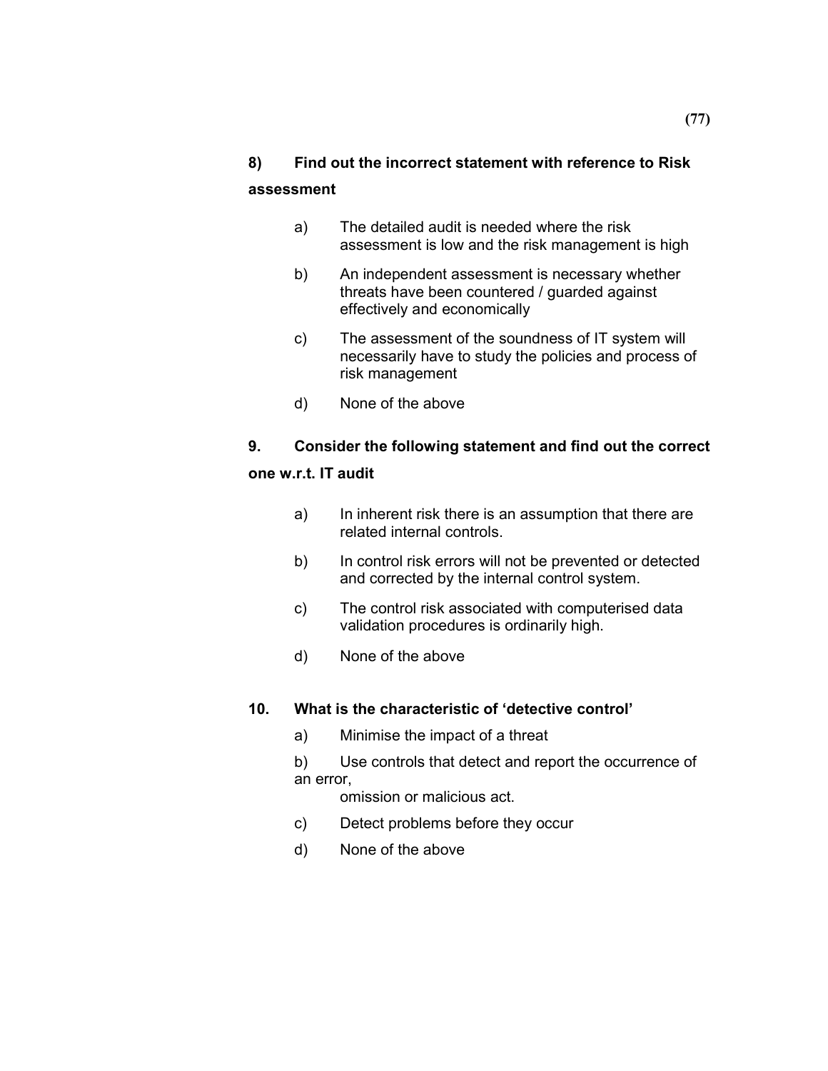**8) Find out the incorrect statement with reference to Risk assessment**

a) The detailed audit is needed where the risk assessment is low and the risk management is high

b) An independent assessment is necessary whether threats have been countered / guarded against effectively and economically

c) The assessment of the soundness of IT system will necessarily have to study the policies and process of risk management

d) None of the above

**9. Consider the following statement and find out the correct one w.r.t. IT audit**

a) In inherent risk there is an assumption that there are related internal controls.

b) In control risk errors will not be prevented or detected and corrected by the internal control system.

c) The control risk associated with computerised data validation procedures is ordinarily high.

d) None of the above

**10. What is the characteristic of 'detective control'**

a) Minimise the impact of a threat

b) Use controls that detect and report the occurrence of an error, omission or malicious act.

c) Detect problems before they occur

d) None of the above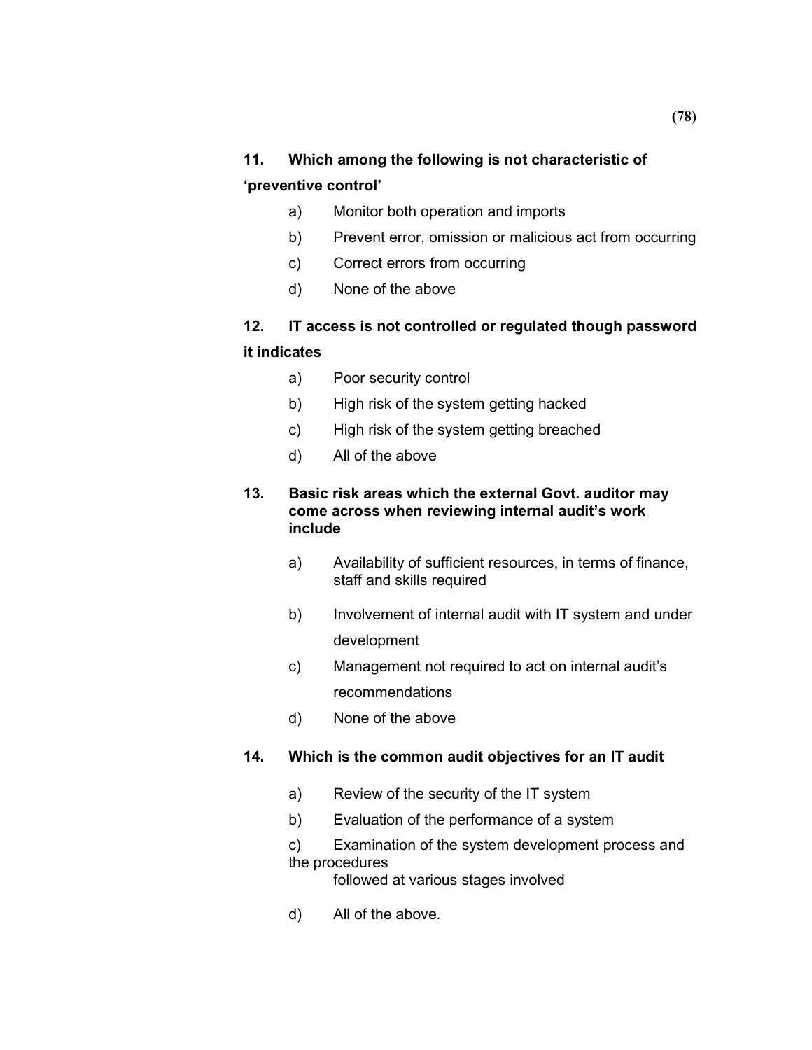**11. Which among the following is not characteristic of 'preventive control'**

a) Monitor both operation and imports

b) Prevent error, omission or malicious act from occurring

c) Correct errors from occurring

d) None of the above

**12. IT access is not controlled or regulated though password it indicates**

a) Poor security control

b) High risk of the system getting hacked

c) High risk of the system getting breached

d) All of the above

**13. Basic risk areas which the external Govt. auditor may come across when reviewing internal audit's work include**

a) Availability of sufficient resources, in terms of finance, staff and skills required

b) Involvement of internal audit with IT system and under development

c) Management not required to act on internal audit's recommendations

d) None of the above

**14. Which is the common audit objectives for an IT audit**

a) Review of the security of the IT system

b) Evaluation of the performance of a system

c) Examination of the system development process and the procedures followed at various stages involved

d) All of the above.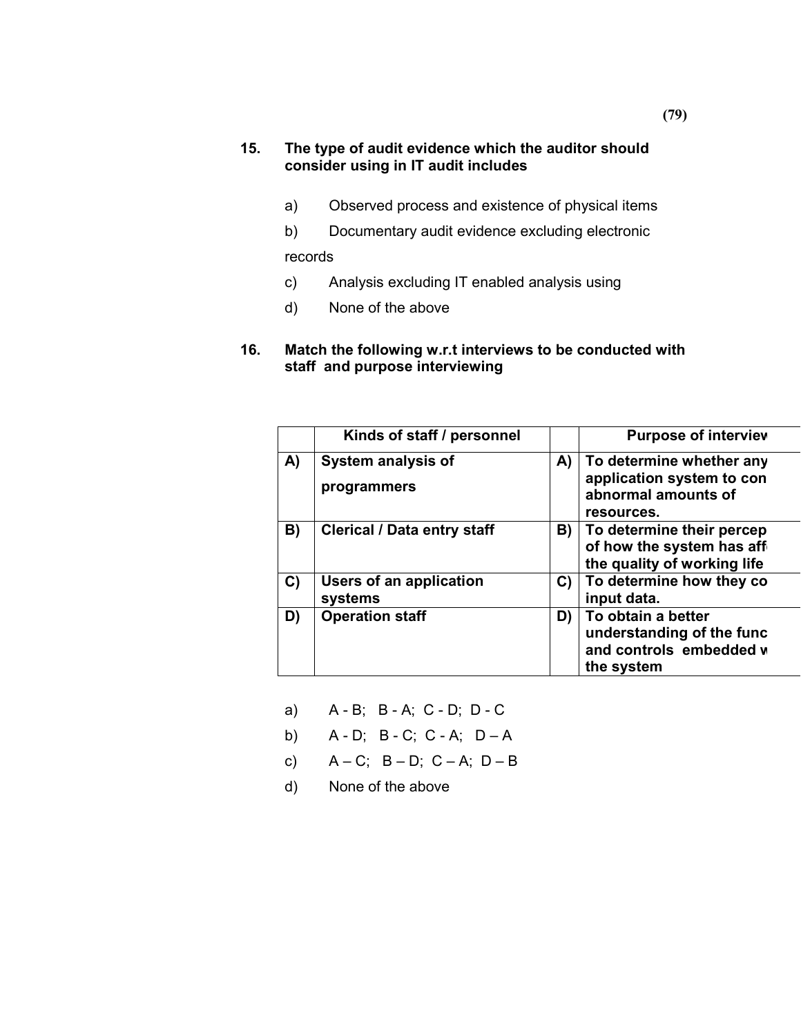**15. The type of audit evidence which the auditor should consider using in IT audit includes**

a) Observed process and existence of physical items

b) Documentary audit evidence excluding electronic records

c) Analysis excluding IT enabled analysis using

d) None of the above

**16. Match the following w.r.t interviews to be conducted with staff and purpose interviewing**

| | **Kinds of staff / personnel** | | **Purpose of interview** |
|---|---|---|---|
| **A)** | **System analysis of programmers** | **A)** | **To determine whether any application system to con abnormal amounts of resources.** |
| **B)** | **Clerical / Data entry staff** | **B)** | **To determine their percep of how the system has aff the quality of working life** |
| **C)** | **Users of an application systems** | **C)** | **To determine how they co input data.** |
| **D)** | **Operation staff** | **D)** | **To obtain a better understanding of the func and controls embedded w the system** |

a) A - B; B - A; C - D; D - C

b) A - D; B - C; C - A; D – A

c) A – C; B – D; C – A; D – B

d) None of the above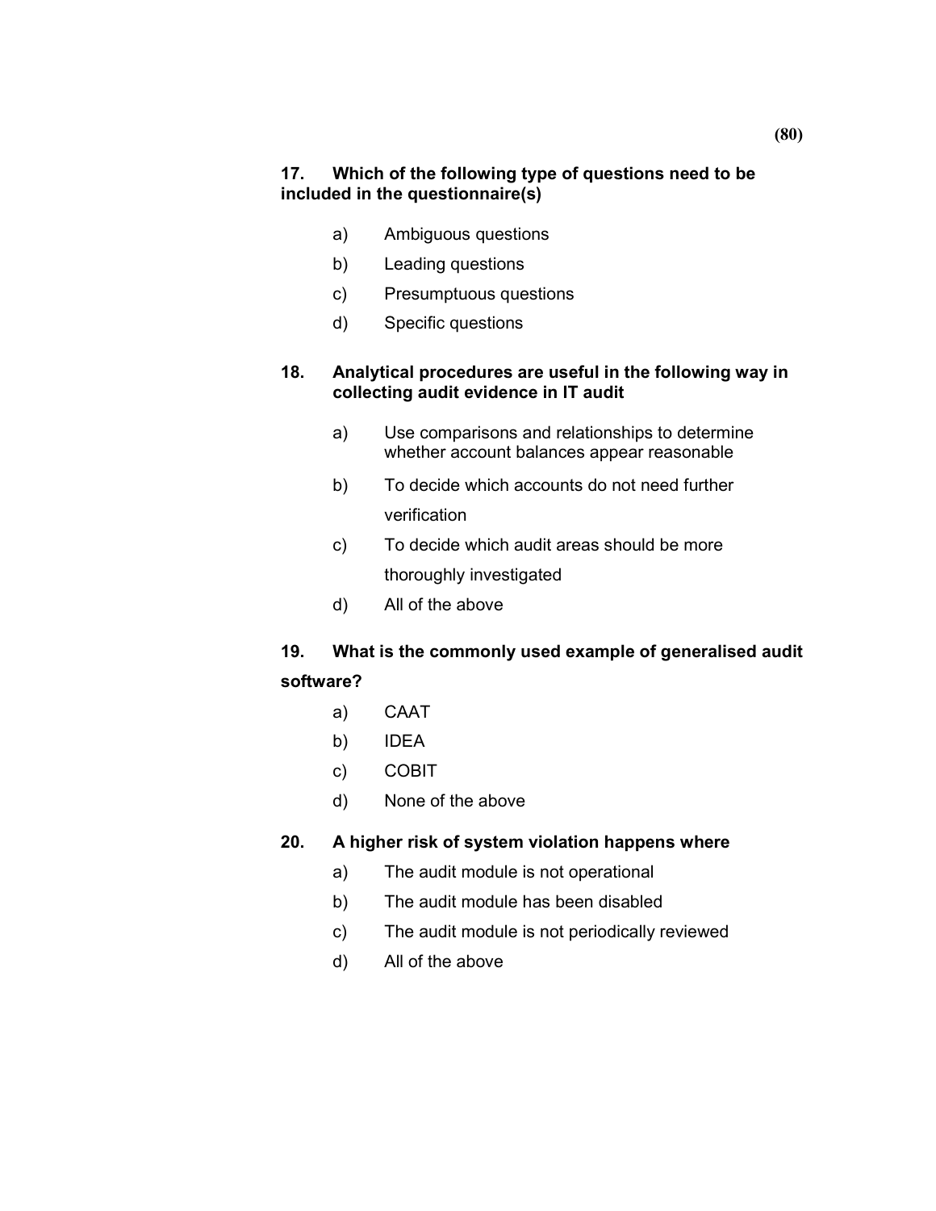**17. Which of the following type of questions need to be included in the questionnaire(s)**

a) Ambiguous questions

b) Leading questions

c) Presumptuous questions

d) Specific questions

**18. Analytical procedures are useful in the following way in collecting audit evidence in IT audit**

a) Use comparisons and relationships to determine whether account balances appear reasonable

b) To decide which accounts do not need further verification

c) To decide which audit areas should be more thoroughly investigated

d) All of the above

**19. What is the commonly used example of generalised audit software?**

a) CAAT

b) IDEA

c) COBIT

d) None of the above

**20. A higher risk of system violation happens where**

a) The audit module is not operational

b) The audit module has been disabled

c) The audit module is not periodically reviewed

d) All of the above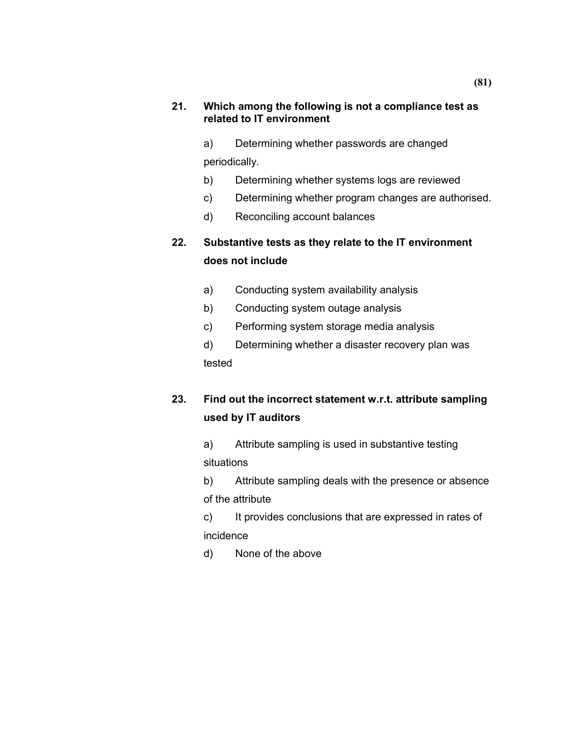**21. Which among the following is not a compliance test as related to IT environment**

a) Determining whether passwords are changed periodically.

b) Determining whether systems logs are reviewed

c) Determining whether program changes are authorised.

d) Reconciling account balances

**22. Substantive tests as they relate to the IT environment does not include**

a) Conducting system availability analysis

b) Conducting system outage analysis

c) Performing system storage media analysis

d) Determining whether a disaster recovery plan was tested

**23. Find out the incorrect statement w.r.t. attribute sampling used by IT auditors**

a) Attribute sampling is used in substantive testing situations

b) Attribute sampling deals with the presence or absence of the attribute

c) It provides conclusions that are expressed in rates of incidence

d) None of the above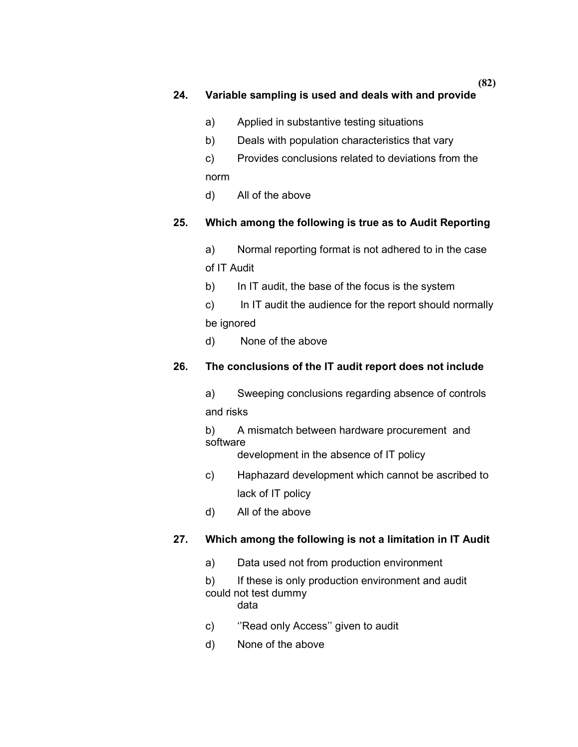**24. Variable sampling is used and deals with and provide**

a) Applied in substantive testing situations

b) Deals with population characteristics that vary

c) Provides conclusions related to deviations from the norm

d) All of the above

**25. Which among the following is true as to Audit Reporting**

a) Normal reporting format is not adhered to in the case of IT Audit

b) In IT audit, the base of the focus is the system

c) In IT audit the audience for the report should normally be ignored

d) None of the above

**26. The conclusions of the IT audit report does not include**

a) Sweeping conclusions regarding absence of controls and risks

b) A mismatch between hardware procurement and software development in the absence of IT policy

c) Haphazard development which cannot be ascribed to lack of IT policy

d) All of the above

**27. Which among the following is not a limitation in IT Audit**

a) Data used not from production environment

b) If these is only production environment and audit could not test dummy data

c) ''Read only Access'' given to audit

d) None of the above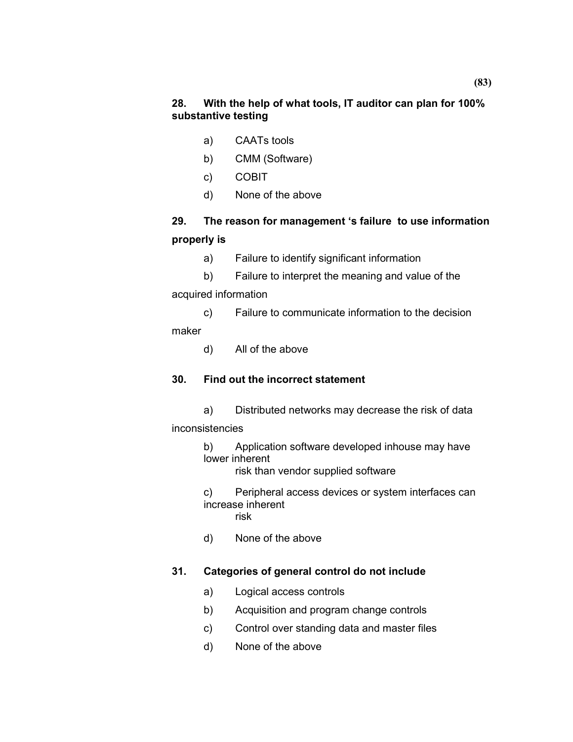**28. With the help of what tools, IT auditor can plan for 100% substantive testing**

a) CAATs tools

b) CMM (Software)

c) COBIT

d) None of the above

**29. The reason for management 's failure to use information properly is**

a) Failure to identify significant information

b) Failure to interpret the meaning and value of the acquired information

c) Failure to communicate information to the decision maker

d) All of the above

**30. Find out the incorrect statement**

a) Distributed networks may decrease the risk of data inconsistencies

b) Application software developed inhouse may have lower inherent risk than vendor supplied software

c) Peripheral access devices or system interfaces can increase inherent risk

d) None of the above

**31. Categories of general control do not include**

a) Logical access controls

b) Acquisition and program change controls

c) Control over standing data and master files

d) None of the above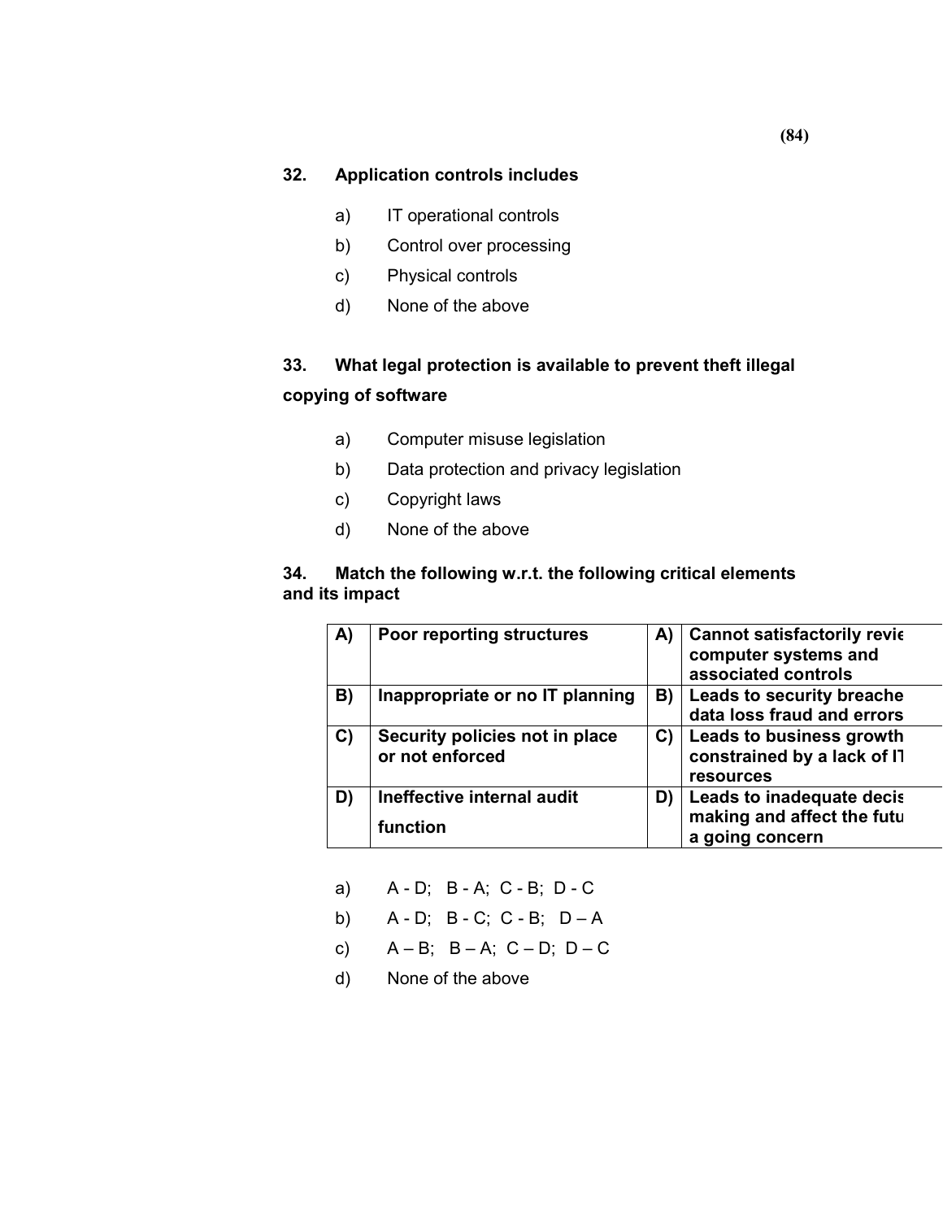**32. Application controls includes**

a) IT operational controls

b) Control over processing

c) Physical controls

d) None of the above

**33. What legal protection is available to prevent theft illegal copying of software**

a) Computer misuse legislation

b) Data protection and privacy legislation

c) Copyright laws

d) None of the above

**34. Match the following w.r.t. the following critical elements and its impact**

| | | | |
|---|---|---|---|
| **A)** | **Poor reporting structures** | **A)** | **Cannot satisfactorily revie computer systems and associated controls** |
| **B)** | **Inappropriate or no IT planning** | **B)** | **Leads to security breache data loss fraud and errors** |
| **C)** | **Security policies not in place or not enforced** | **C)** | **Leads to business growth constrained by a lack of IT resources** |
| **D)** | **Ineffective internal audit function** | **D)** | **Leads to inadequate decis making and affect the futu a going concern** |

a) A - D; B - A; C - B; D - C

b) A - D; B - C; C - B; D – A

c) A – B; B – A; C – D; D – C

d) None of the above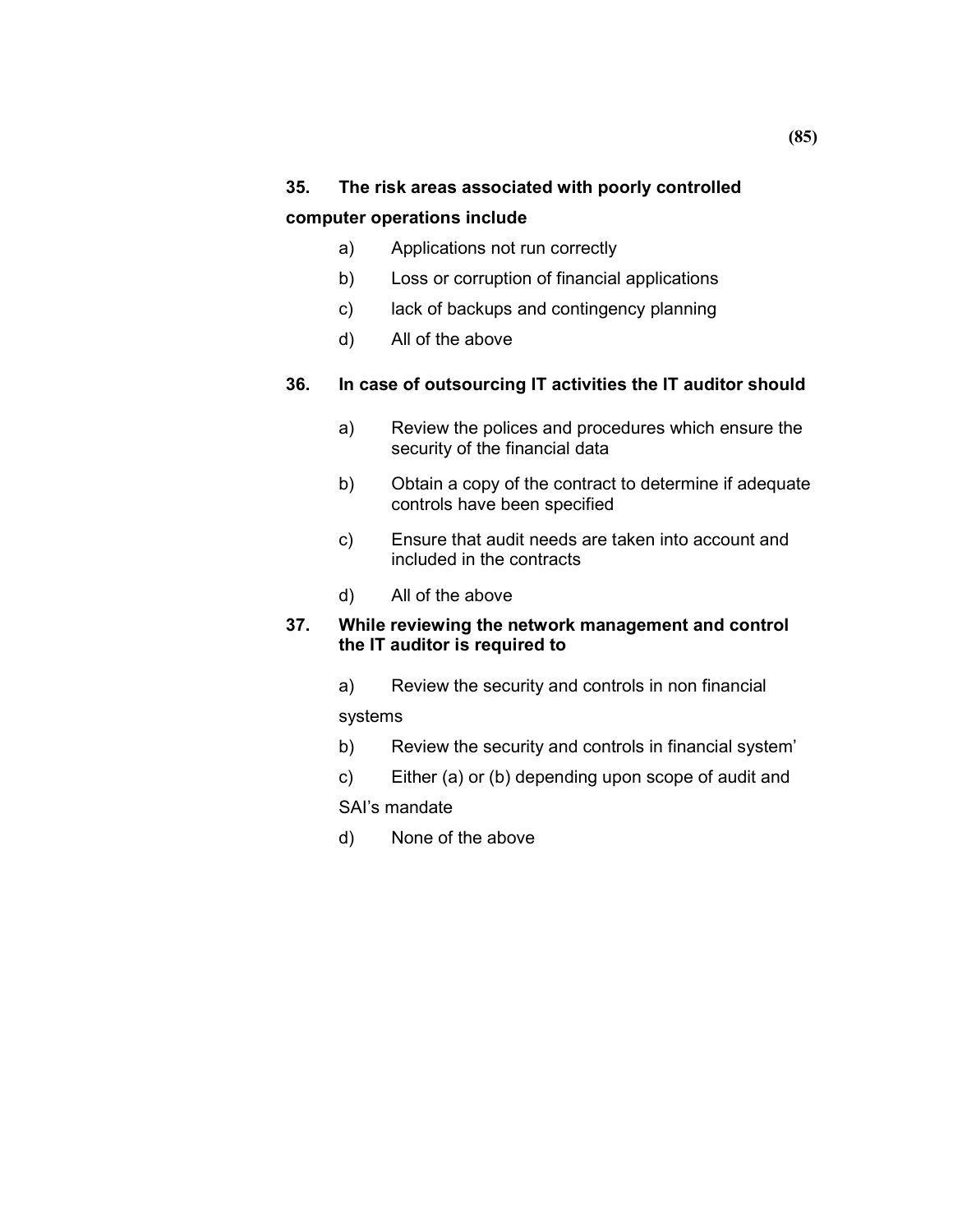**35. The risk areas associated with poorly controlled computer operations include**

a) Applications not run correctly

b) Loss or corruption of financial applications

c) lack of backups and contingency planning

d) All of the above

**36. In case of outsourcing IT activities the IT auditor should**

a) Review the polices and procedures which ensure the security of the financial data

b) Obtain a copy of the contract to determine if adequate controls have been specified

c) Ensure that audit needs are taken into account and included in the contracts

d) All of the above

**37. While reviewing the network management and control the IT auditor is required to**

a) Review the security and controls in non financial systems

b) Review the security and controls in financial system'

c) Either (a) or (b) depending upon scope of audit and SAI's mandate

d) None of the above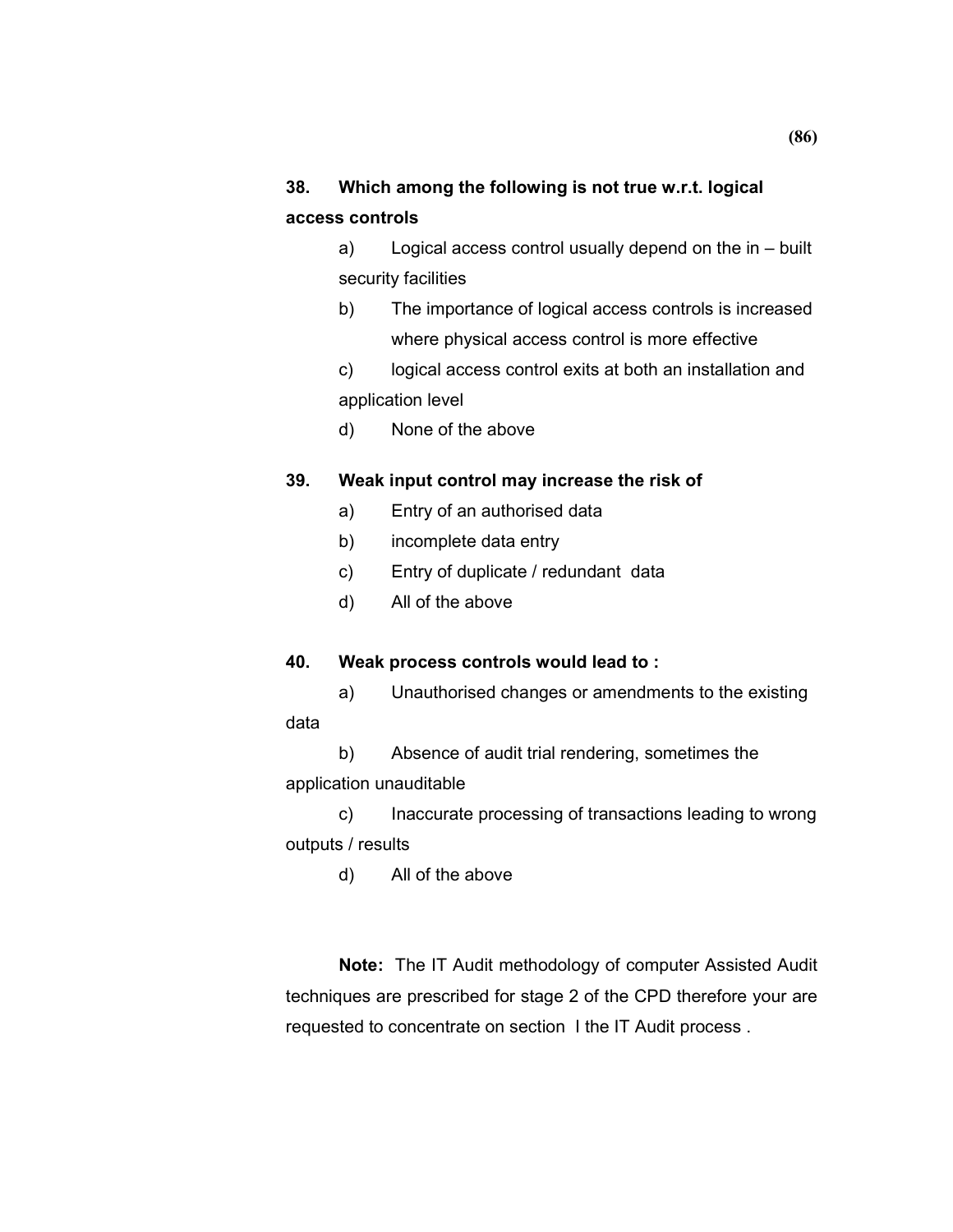**38. Which among the following is not true w.r.t. logical access controls**

a) Logical access control usually depend on the in – built security facilities

b) The importance of logical access controls is increased where physical access control is more effective

c) logical access control exits at both an installation and application level

d) None of the above

**39. Weak input control may increase the risk of**

a) Entry of an authorised data

b) incomplete data entry

c) Entry of duplicate / redundant data

d) All of the above

**40. Weak process controls would lead to :**

a) Unauthorised changes or amendments to the existing data

b) Absence of audit trial rendering, sometimes the application unauditable

c) Inaccurate processing of transactions leading to wrong outputs / results

d) All of the above

**Note:** The IT Audit methodology of computer Assisted Audit techniques are prescribed for stage 2 of the CPD therefore your are requested to concentrate on section I the IT Audit process .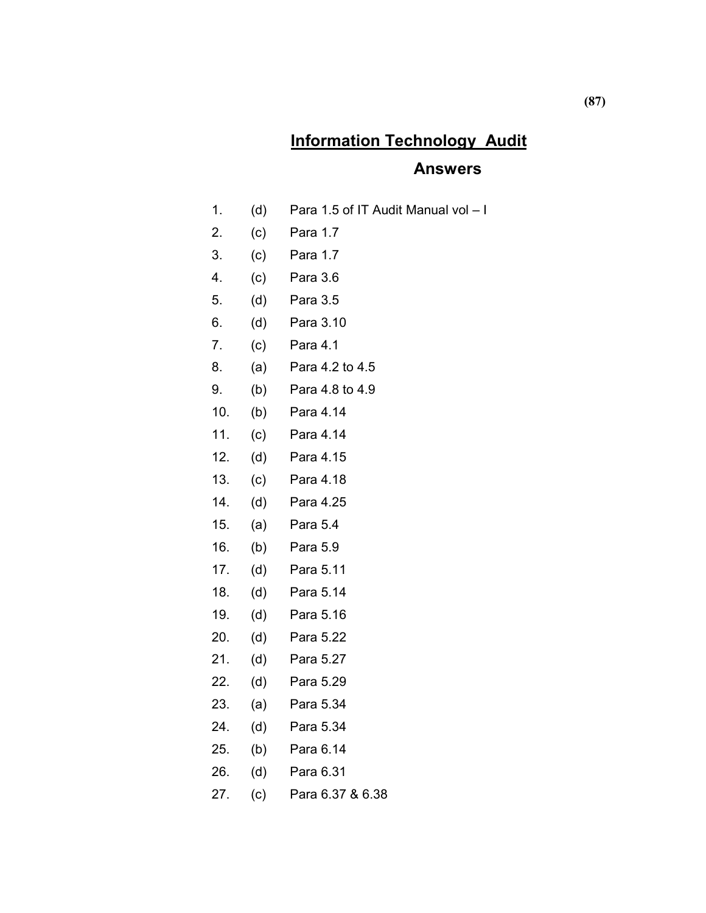# Information Technology Audit

## Answers

| | | |
|---|---|---|
| 1. | (d) | Para 1.5 of IT Audit Manual vol – I |
| 2. | (c) | Para 1.7 |
| 3. | (c) | Para 1.7 |
| 4. | (c) | Para 3.6 |
| 5. | (d) | Para 3.5 |
| 6. | (d) | Para 3.10 |
| 7. | (c) | Para 4.1 |
| 8. | (a) | Para 4.2 to 4.5 |
| 9. | (b) | Para 4.8 to 4.9 |
| 10. | (b) | Para 4.14 |
| 11. | (c) | Para 4.14 |
| 12. | (d) | Para 4.15 |
| 13. | (c) | Para 4.18 |
| 14. | (d) | Para 4.25 |
| 15. | (a) | Para 5.4 |
| 16. | (b) | Para 5.9 |
| 17. | (d) | Para 5.11 |
| 18. | (d) | Para 5.14 |
| 19. | (d) | Para 5.16 |
| 20. | (d) | Para 5.22 |
| 21. | (d) | Para 5.27 |
| 22. | (d) | Para 5.29 |
| 23. | (a) | Para 5.34 |
| 24. | (d) | Para 5.34 |
| 25. | (b) | Para 6.14 |
| 26. | (d) | Para 6.31 |
| 27. | (c) | Para 6.37 & 6.38 |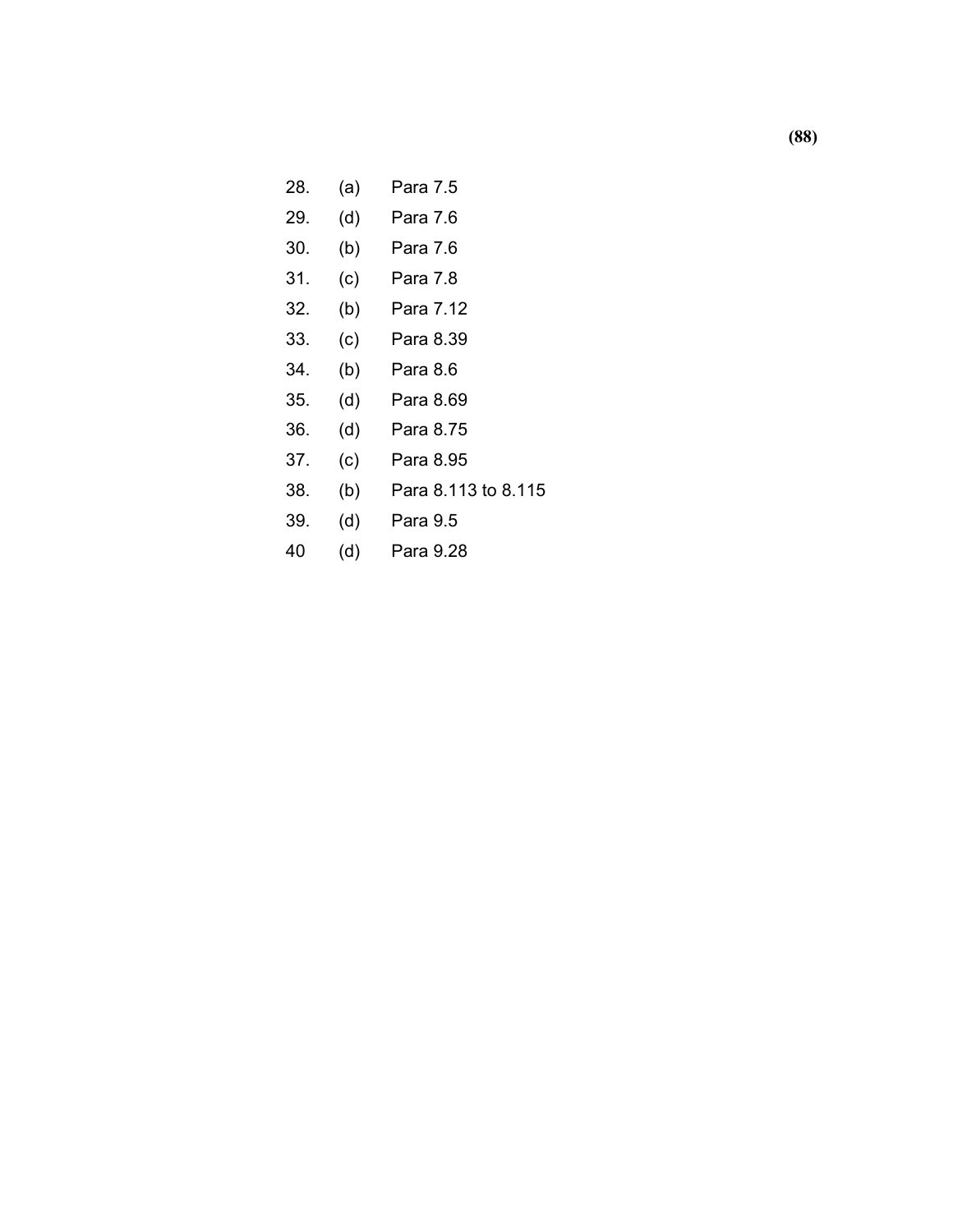| | | |
|---|---|---|
| 28. | (a) | Para 7.5 |
| 29. | (d) | Para 7.6 |
| 30. | (b) | Para 7.6 |
| 31. | (c) | Para 7.8 |
| 32. | (b) | Para 7.12 |
| 33. | (c) | Para 8.39 |
| 34. | (b) | Para 8.6 |
| 35. | (d) | Para 8.69 |
| 36. | (d) | Para 8.75 |
| 37. | (c) | Para 8.95 |
| 38. | (b) | Para 8.113 to 8.115 |
| 39. | (d) | Para 9.5 |
| 40 | (d) | Para 9.28 |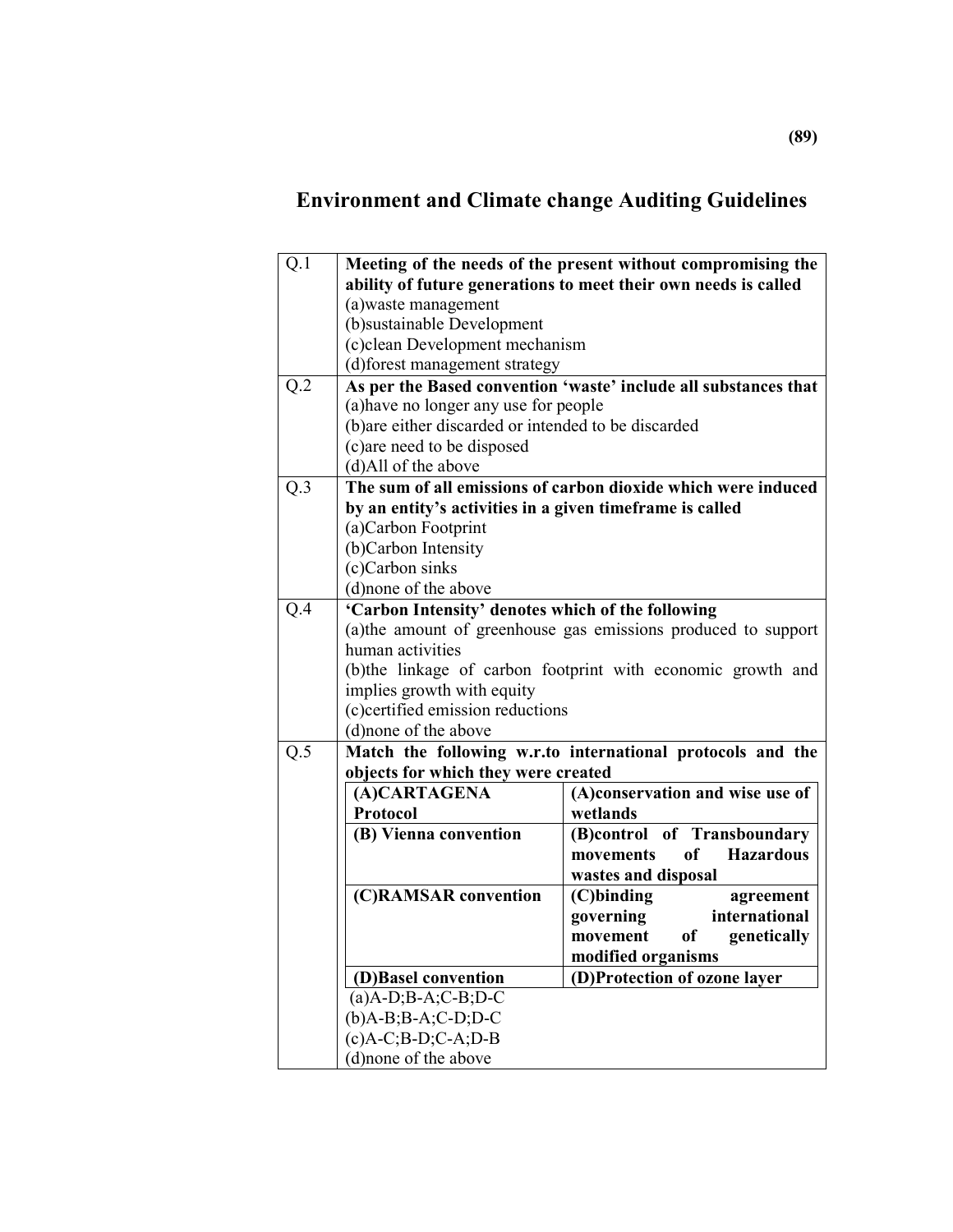# Environment and Climate change Auditing Guidelines

| | |
|---|---|
| Q.1 | **Meeting of the needs of the present without compromising the ability of future generations to meet their own needs is called**<br>(a)waste management<br>(b)sustainable Development<br>(c)clean Development mechanism<br>(d)forest management strategy |
| Q.2 | **As per the Based convention 'waste' include all substances that**<br>(a)have no longer any use for people<br>(b)are either discarded or intended to be discarded<br>(c)are need to be disposed<br>(d)All of the above |
| Q.3 | **The sum of all emissions of carbon dioxide which were induced by an entity's activities in a given timeframe is called**<br>(a)Carbon Footprint<br>(b)Carbon Intensity<br>(c)Carbon sinks<br>(d)none of the above |
| Q.4 | **'Carbon Intensity' denotes which of the following**<br>(a)the amount of greenhouse gas emissions produced to support human activities<br>(b)the linkage of carbon footprint with economic growth and implies growth with equity<br>(c)certified emission reductions<br>(d)none of the above |
| Q.5 | **Match the following w.r.to international protocols and the objects for which they were created** |

| | |
|---|---|
| **(A)CARTAGENA Protocol** | **(A)conservation and wise use of wetlands** |
| **(B) Vienna convention** | **(B)control of Transboundary movements of Hazardous wastes and disposal** |
| **(C)RAMSAR convention** | **(C)binding agreement governing international movement of genetically modified organisms** |
| **(D)Basel convention** | **(D)Protection of ozone layer** |

(a)A-D;B-A;C-B;D-C
(b)A-B;B-A;C-D;D-C
(c)A-C;B-D;C-A;D-B
(d)none of the above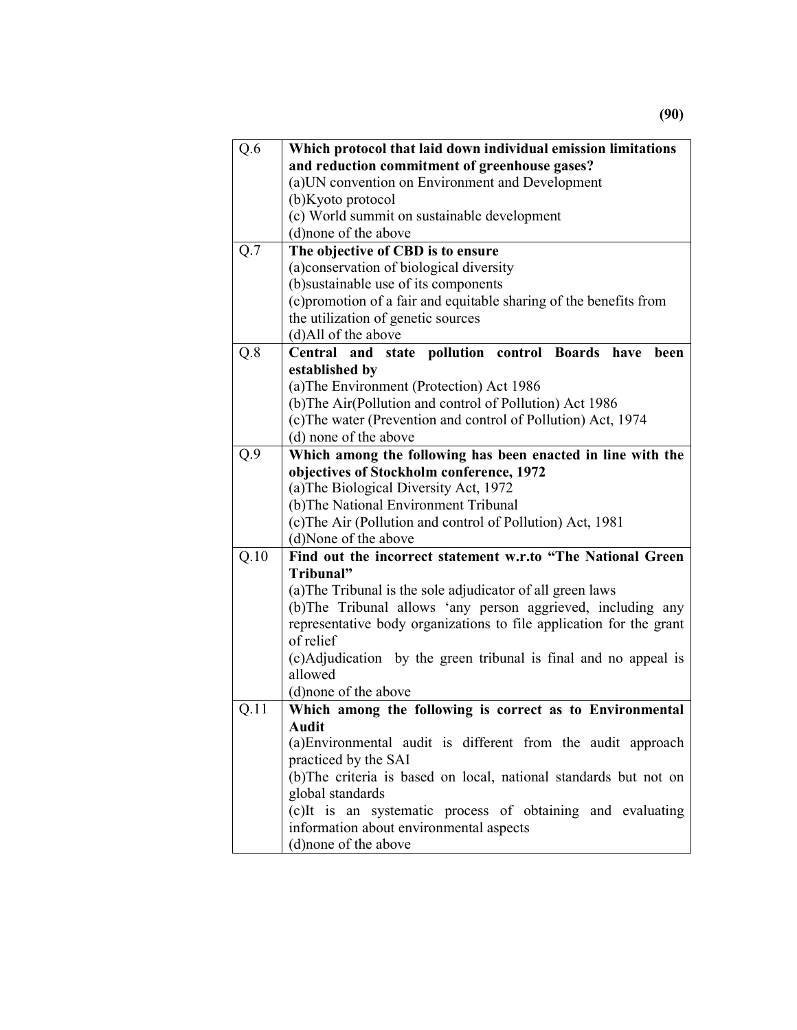| | |
|---|---|
| Q.6 | **Which protocol that laid down individual emission limitations and reduction commitment of greenhouse gases?**<br>(a)UN convention on Environment and Development<br>(b)Kyoto protocol<br>(c) World summit on sustainable development<br>(d)none of the above |
| Q.7 | **The objective of CBD is to ensure**<br>(a)conservation of biological diversity<br>(b)sustainable use of its components<br>(c)promotion of a fair and equitable sharing of the benefits from the utilization of genetic sources<br>(d)All of the above |
| Q.8 | **Central and state pollution control Boards have been established by**<br>(a)The Environment (Protection) Act 1986<br>(b)The Air(Pollution and control of Pollution) Act 1986<br>(c)The water (Prevention and control of Pollution) Act, 1974<br>(d) none of the above |
| Q.9 | **Which among the following has been enacted in line with the objectives of Stockholm conference, 1972**<br>(a)The Biological Diversity Act, 1972<br>(b)The National Environment Tribunal<br>(c)The Air (Pollution and control of Pollution) Act, 1981<br>(d)None of the above |
| Q.10 | **Find out the incorrect statement w.r.to "The National Green Tribunal"**<br>(a)The Tribunal is the sole adjudicator of all green laws<br>(b)The Tribunal allows 'any person aggrieved, including any representative body organizations to file application for the grant of relief<br>(c)Adjudication by the green tribunal is final and no appeal is allowed<br>(d)none of the above |
| Q.11 | **Which among the following is correct as to Environmental Audit**<br>(a)Environmental audit is different from the audit approach practiced by the SAI<br>(b)The criteria is based on local, national standards but not on global standards<br>(c)It is an systematic process of obtaining and evaluating information about environmental aspects<br>(d)none of the above |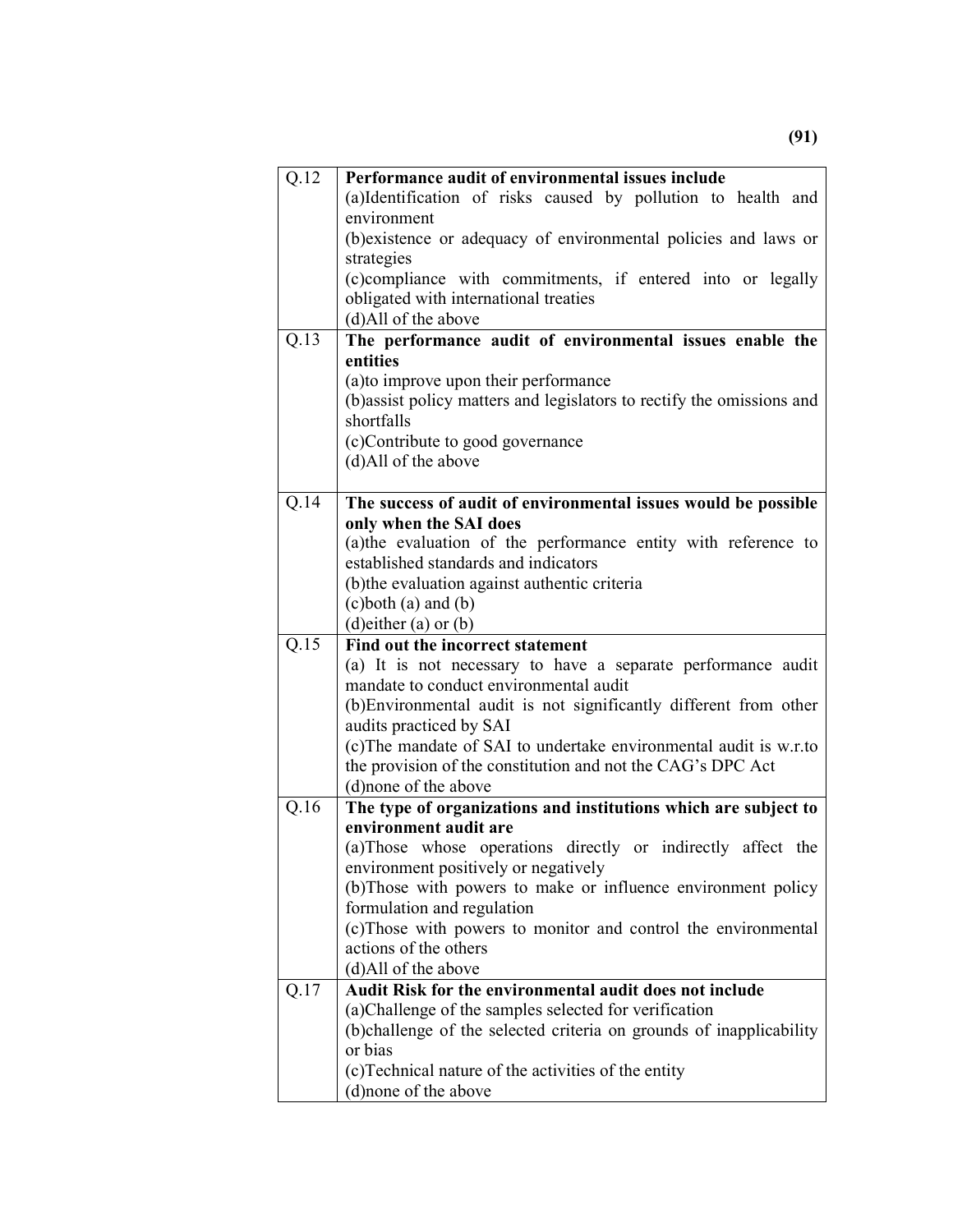| Q.12 | **Performance audit of environmental issues include**<br>(a)Identification of risks caused by pollution to health and environment<br>(b)existence or adequacy of environmental policies and laws or strategies<br>(c)compliance with commitments, if entered into or legally obligated with international treaties<br>(d)All of the above |
|---|---|
| Q.13 | **The performance audit of environmental issues enable the entities**<br>(a)to improve upon their performance<br>(b)assist policy matters and legislators to rectify the omissions and shortfalls<br>(c)Contribute to good governance<br>(d)All of the above |
| Q.14 | **The success of audit of environmental issues would be possible only when the SAI does**<br>(a)the evaluation of the performance entity with reference to established standards and indicators<br>(b)the evaluation against authentic criteria<br>(c)both (a) and (b)<br>(d)either (a) or (b) |
| Q.15 | **Find out the incorrect statement**<br>(a) It is not necessary to have a separate performance audit mandate to conduct environmental audit<br>(b)Environmental audit is not significantly different from other audits practiced by SAI<br>(c)The mandate of SAI to undertake environmental audit is w.r.to the provision of the constitution and not the CAG's DPC Act<br>(d)none of the above |
| Q.16 | **The type of organizations and institutions which are subject to environment audit are**<br>(a)Those whose operations directly or indirectly affect the environment positively or negatively<br>(b)Those with powers to make or influence environment policy formulation and regulation<br>(c)Those with powers to monitor and control the environmental actions of the others<br>(d)All of the above |
| Q.17 | **Audit Risk for the environmental audit does not include**<br>(a)Challenge of the samples selected for verification<br>(b)challenge of the selected criteria on grounds of inapplicability or bias<br>(c)Technical nature of the activities of the entity<br>(d)none of the above |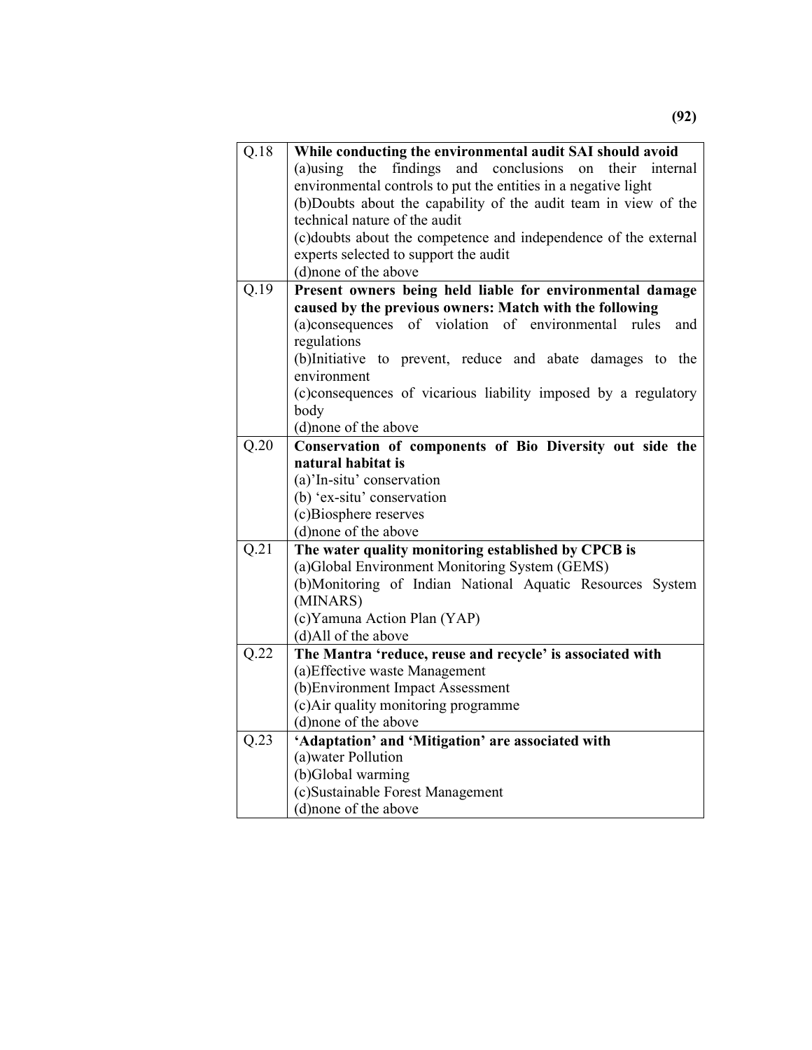| | |
|---|---|
| Q.18 | **While conducting the environmental audit SAI should avoid**<br>(a)using the findings and conclusions on their internal environmental controls to put the entities in a negative light<br>(b)Doubts about the capability of the audit team in view of the technical nature of the audit<br>(c)doubts about the competence and independence of the external experts selected to support the audit<br>(d)none of the above |
| Q.19 | **Present owners being held liable for environmental damage caused by the previous owners: Match with the following**<br>(a)consequences of violation of environmental rules and regulations<br>(b)Initiative to prevent, reduce and abate damages to the environment<br>(c)consequences of vicarious liability imposed by a regulatory body<br>(d)none of the above |
| Q.20 | **Conservation of components of Bio Diversity out side the natural habitat is**<br>(a)'In-situ' conservation<br>(b) 'ex-situ' conservation<br>(c)Biosphere reserves<br>(d)none of the above |
| Q.21 | **The water quality monitoring established by CPCB is**<br>(a)Global Environment Monitoring System (GEMS)<br>(b)Monitoring of Indian National Aquatic Resources System (MINARS)<br>(c)Yamuna Action Plan (YAP)<br>(d)All of the above |
| Q.22 | **The Mantra 'reduce, reuse and recycle' is associated with**<br>(a)Effective waste Management<br>(b)Environment Impact Assessment<br>(c)Air quality monitoring programme<br>(d)none of the above |
| Q.23 | **'Adaptation' and 'Mitigation' are associated with**<br>(a)water Pollution<br>(b)Global warming<br>(c)Sustainable Forest Management<br>(d)none of the above |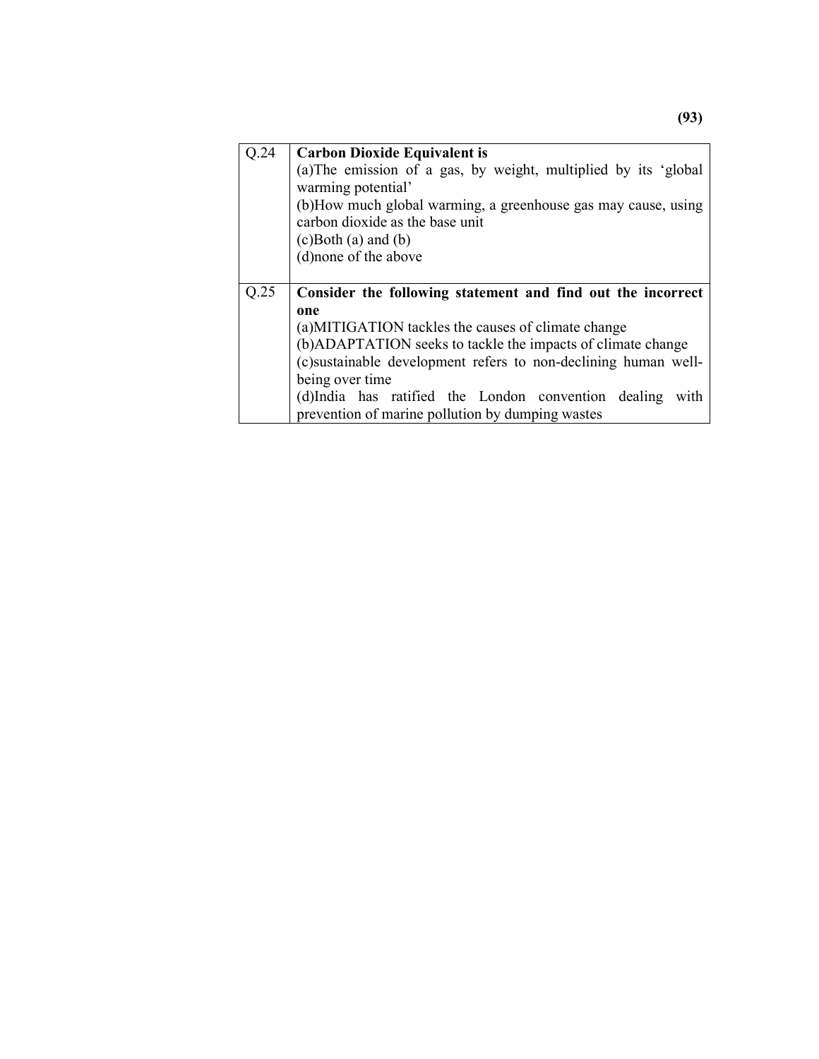| | |
|---|---|
| Q.24 | **Carbon Dioxide Equivalent is**<br>(a)The emission of a gas, by weight, multiplied by its 'global warming potential'<br>(b)How much global warming, a greenhouse gas may cause, using carbon dioxide as the base unit<br>(c)Both (a) and (b)<br>(d)none of the above |
| Q.25 | **Consider the following statement and find out the incorrect one**<br>(a)MITIGATION tackles the causes of climate change<br>(b)ADAPTATION seeks to tackle the impacts of climate change<br>(c)sustainable development refers to non-declining human well-being over time<br>(d)India has ratified the London convention dealing with prevention of marine pollution by dumping wastes |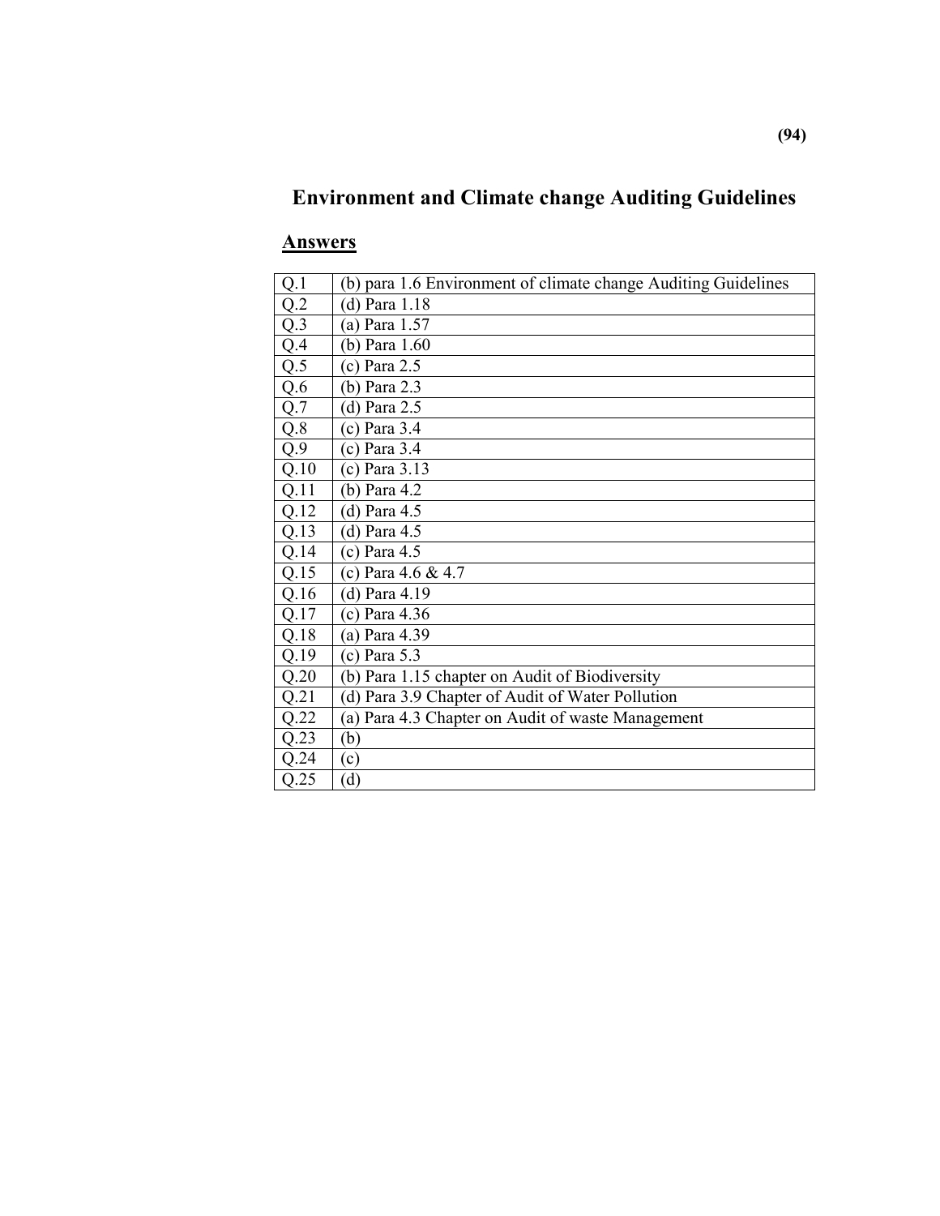# Environment and Climate change Auditing Guidelines

## Answers

| | |
|---|---|
| Q.1 | (b) para 1.6 Environment of climate change Auditing Guidelines |
| Q.2 | (d) Para 1.18 |
| Q.3 | (a) Para 1.57 |
| Q.4 | (b) Para 1.60 |
| Q.5 | (c) Para 2.5 |
| Q.6 | (b) Para 2.3 |
| Q.7 | (d) Para 2.5 |
| Q.8 | (c) Para 3.4 |
| Q.9 | (c) Para 3.4 |
| Q.10 | (c) Para 3.13 |
| Q.11 | (b) Para 4.2 |
| Q.12 | (d) Para 4.5 |
| Q.13 | (d) Para 4.5 |
| Q.14 | (c) Para 4.5 |
| Q.15 | (c) Para 4.6 & 4.7 |
| Q.16 | (d) Para 4.19 |
| Q.17 | (c) Para 4.36 |
| Q.18 | (a) Para 4.39 |
| Q.19 | (c) Para 5.3 |
| Q.20 | (b) Para 1.15 chapter on Audit of Biodiversity |
| Q.21 | (d) Para 3.9 Chapter of Audit of Water Pollution |
| Q.22 | (a) Para 4.3 Chapter on Audit of waste Management |
| Q.23 | (b) |
| Q.24 | (c) |
| Q.25 | (d) |